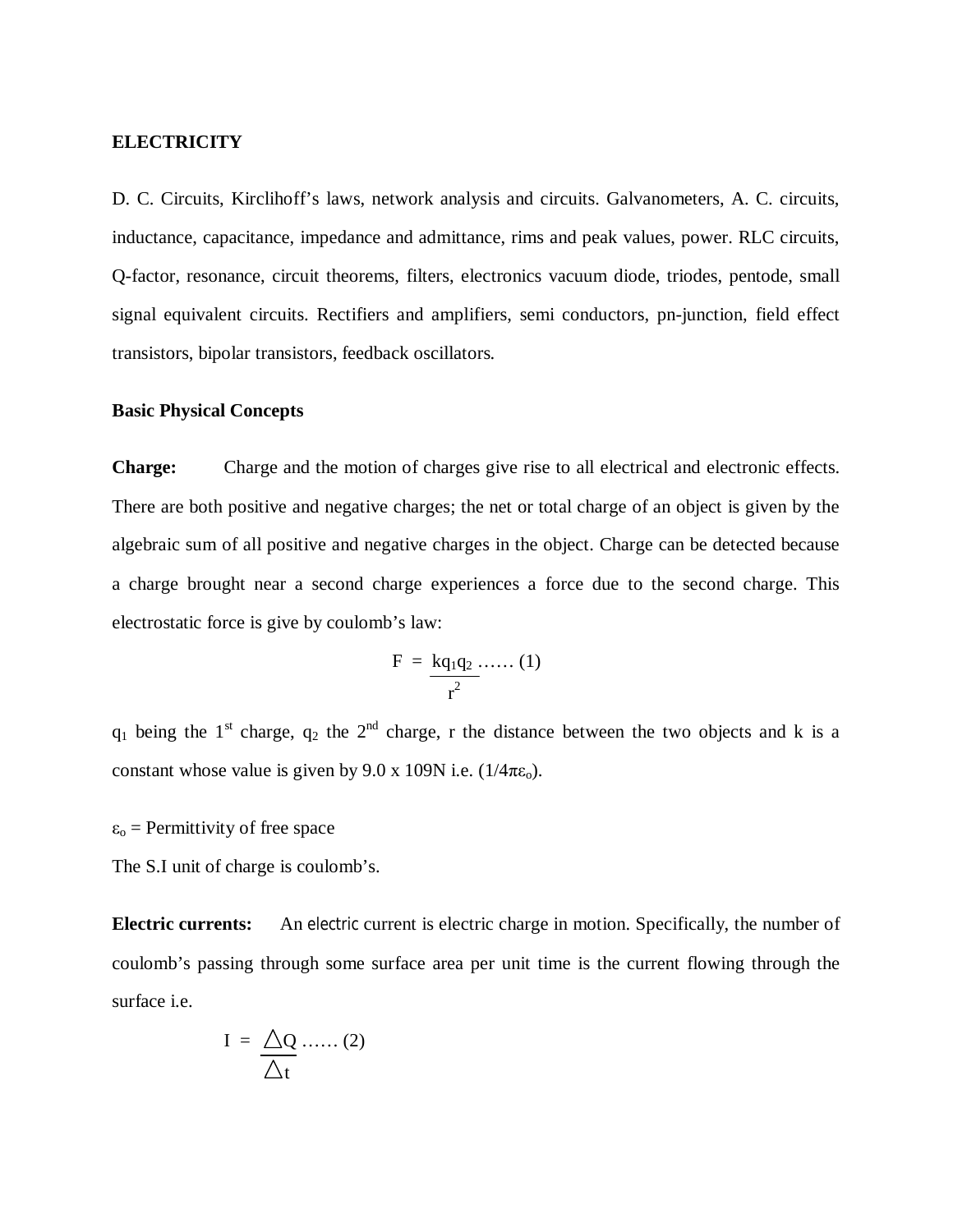**ELECTRICITY**

D. C. Circuits, Kirclihoff's laws, network analysis and circuits. Galvanometers, A. C. circuits, inductance, capacitance, impedance and admittance, rims and peak values, power. RLC circuits, Q-factor, resonance, circuit theorems, filters, electronics vacuum diode, triodes, pentode, small signal equivalent circuits. Rectifiers and amplifiers, semi conductors, pn-junction, field effect transistors, bipolar transistors, feedback oscillators.

**Basic Physical Concepts**

**Charge:** Charge and the motion of charges give rise to all electrical and electronic effects. There are both positive and negative charges; the net or total charge of an object is given by the algebraic sum of all positive and negative charges in the object. Charge can be detected because a charge brought near a second charge experiences a force due to the second charge. This electrostatic force is give by coulomb's law:

$$F = \frac{kq_1q_2}{r^2} \text{ ...... (1)}$$

$q_1$ being the 1st charge, $q_2$ the 2nd charge, r the distance between the two objects and k is a constant whose value is given by 9.0 x 109N i.e. $(1/4\pi\varepsilon_o)$.

$\varepsilon_o$ = Permittivity of free space

The S.I unit of charge is coulomb's.

**Electric currents:** An electric current is electric charge in motion. Specifically, the number of coulomb's passing through some surface area per unit time is the current flowing through the surface i.e.

$$I = \frac{\triangle Q}{\triangle t} \text{ ...... (2)}$$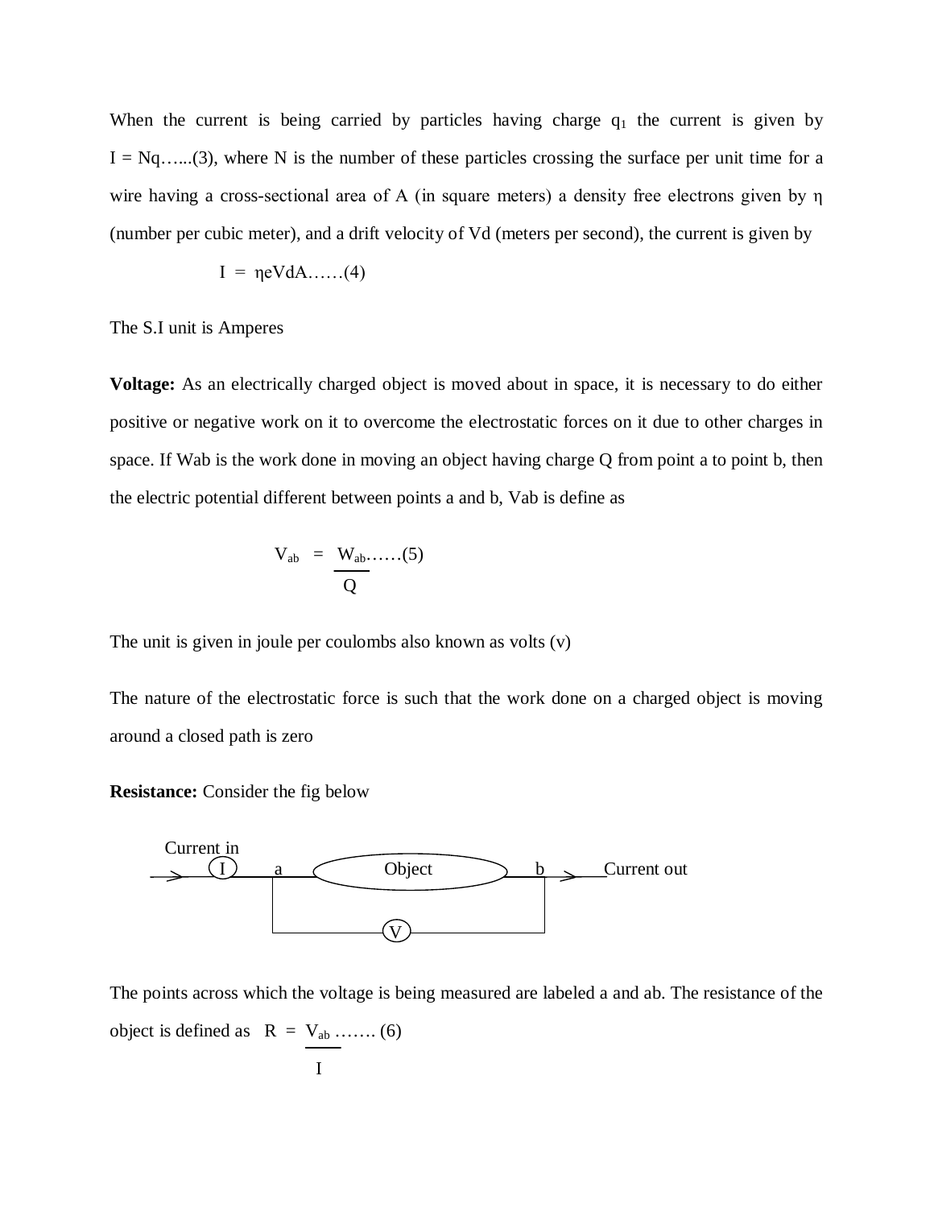When the current is being carried by particles having charge $q_1$ the current is given by $I = Nq$…...(3), where N is the number of these particles crossing the surface per unit time for a wire having a cross-sectional area of A (in square meters) a density free electrons given by η (number per cubic meter), and a drift velocity of Vd (meters per second), the current is given by

$$I = \eta eVdA \quad \text{……(4)}$$

The S.I unit is Amperes

**Voltage:** As an electrically charged object is moved about in space, it is necessary to do either positive or negative work on it to overcome the electrostatic forces on it due to other charges in space. If Wab is the work done in moving an object having charge Q from point a to point b, then the electric potential different between points a and b, Vab is define as

$$V_{ab} = \frac{W_{ab}}{Q} \quad \text{……(5)}$$

The unit is given in joule per coulombs also known as volts (v)

The nature of the electrostatic force is such that the work done on a charged object is moving around a closed path is zero

**Resistance:** Consider the fig below

Current in (I) a — Object — b Current out

(V)

The points across which the voltage is being measured are labeled a and ab. The resistance of the object is defined as $R = \frac{V_{ab}}{I}$ ……. (6)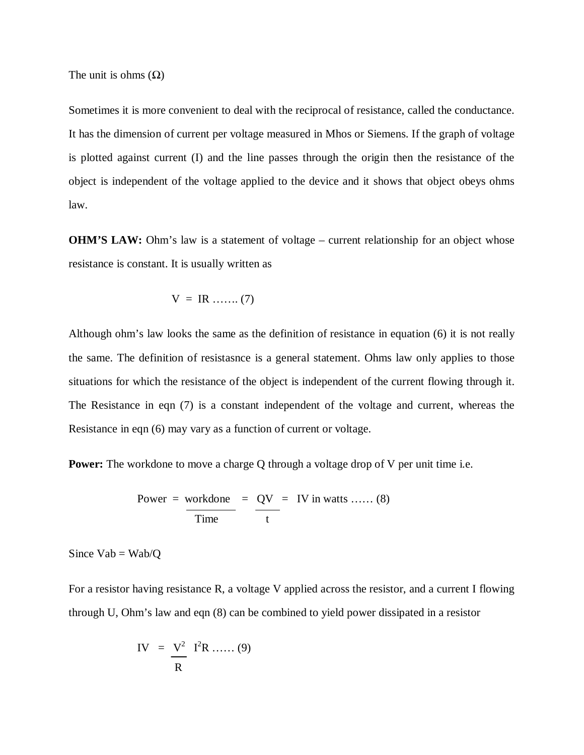The unit is ohms (Ω)

Sometimes it is more convenient to deal with the reciprocal of resistance, called the conductance. It has the dimension of current per voltage measured in Mhos or Siemens. If the graph of voltage is plotted against current (I) and the line passes through the origin then the resistance of the object is independent of the voltage applied to the device and it shows that object obeys ohms law.

**OHM'S LAW:** Ohm's law is a statement of voltage – current relationship for an object whose resistance is constant. It is usually written as

$$V = IR \text{ ....... (7)}$$

Although ohm's law looks the same as the definition of resistance in equation (6) it is not really the same. The definition of resistasnce is a general statement. Ohms law only applies to those situations for which the resistance of the object is independent of the current flowing through it. The Resistance in eqn (7) is a constant independent of the voltage and current, whereas the Resistance in eqn (6) may vary as a function of current or voltage.

**Power:** The workdone to move a charge Q through a voltage drop of V per unit time i.e.

$$\text{Power} = \frac{\text{workdone}}{\text{Time}} = \frac{QV}{t} = IV \text{ in watts ...... (8)}$$

Since $V_{ab} = W_{ab}/Q$

For a resistor having resistance R, a voltage V applied across the resistor, and a current I flowing through U, Ohm's law and eqn (8) can be combined to yield power dissipated in a resistor

$$IV = \frac{V^2}{R} \quad I^2R \text{ ...... (9)}$$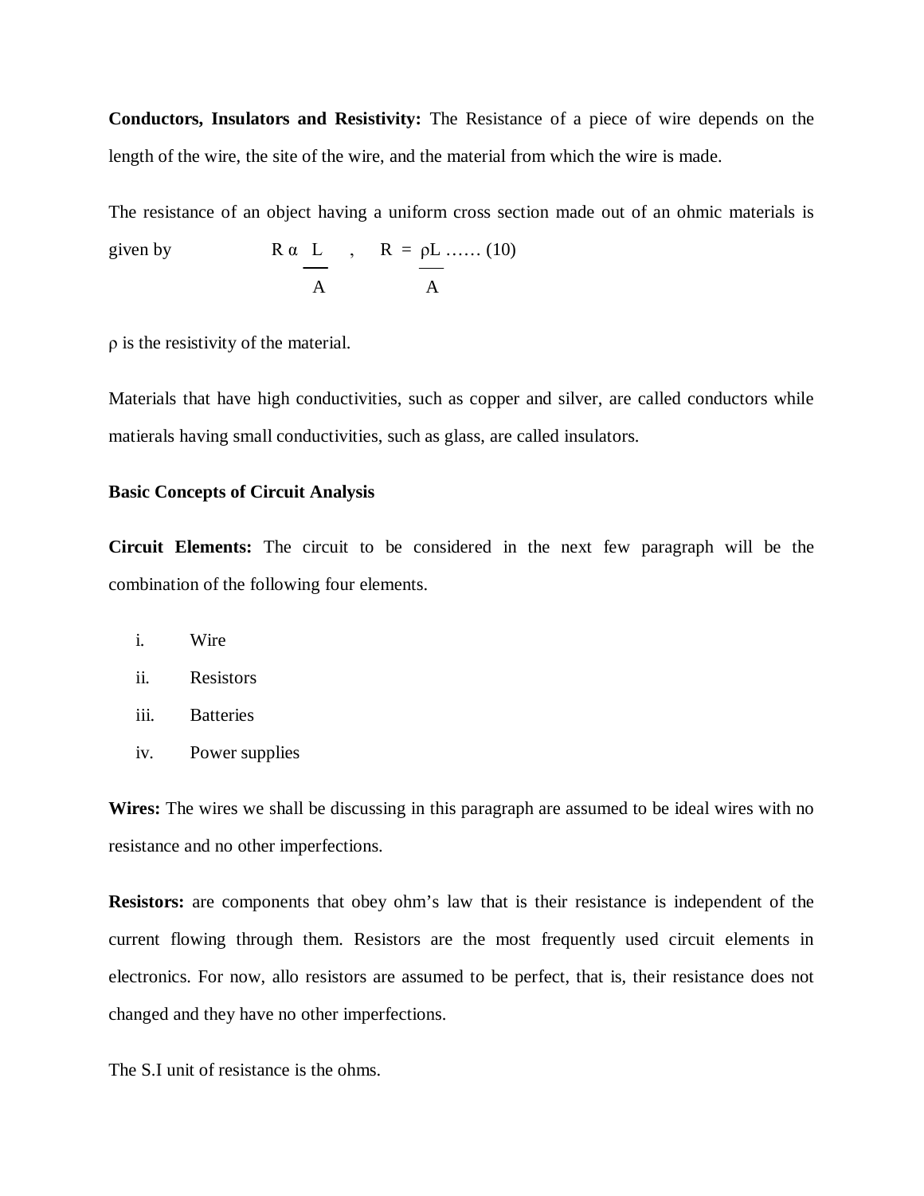**Conductors, Insulators and Resistivity:** The Resistance of a piece of wire depends on the length of the wire, the site of the wire, and the material from which the wire is made.

The resistance of an object having a uniform cross section made out of an ohmic materials is given by

$$R \, \alpha \, \frac{L}{A} \quad , \quad R = \frac{\rho L}{A} \;\ldots\ldots\; (10)$$

$\rho$ is the resistivity of the material.

Materials that have high conductivities, such as copper and silver, are called conductors while matierals having small conductivities, such as glass, are called insulators.

**Basic Concepts of Circuit Analysis**

**Circuit Elements:** The circuit to be considered in the next few paragraph will be the combination of the following four elements.

i. Wire
ii. Resistors
iii. Batteries
iv. Power supplies

**Wires:** The wires we shall be discussing in this paragraph are assumed to be ideal wires with no resistance and no other imperfections.

**Resistors:** are components that obey ohm's law that is their resistance is independent of the current flowing through them. Resistors are the most frequently used circuit elements in electronics. For now, allo resistors are assumed to be perfect, that is, their resistance does not changed and they have no other imperfections.

The S.I unit of resistance is the ohms.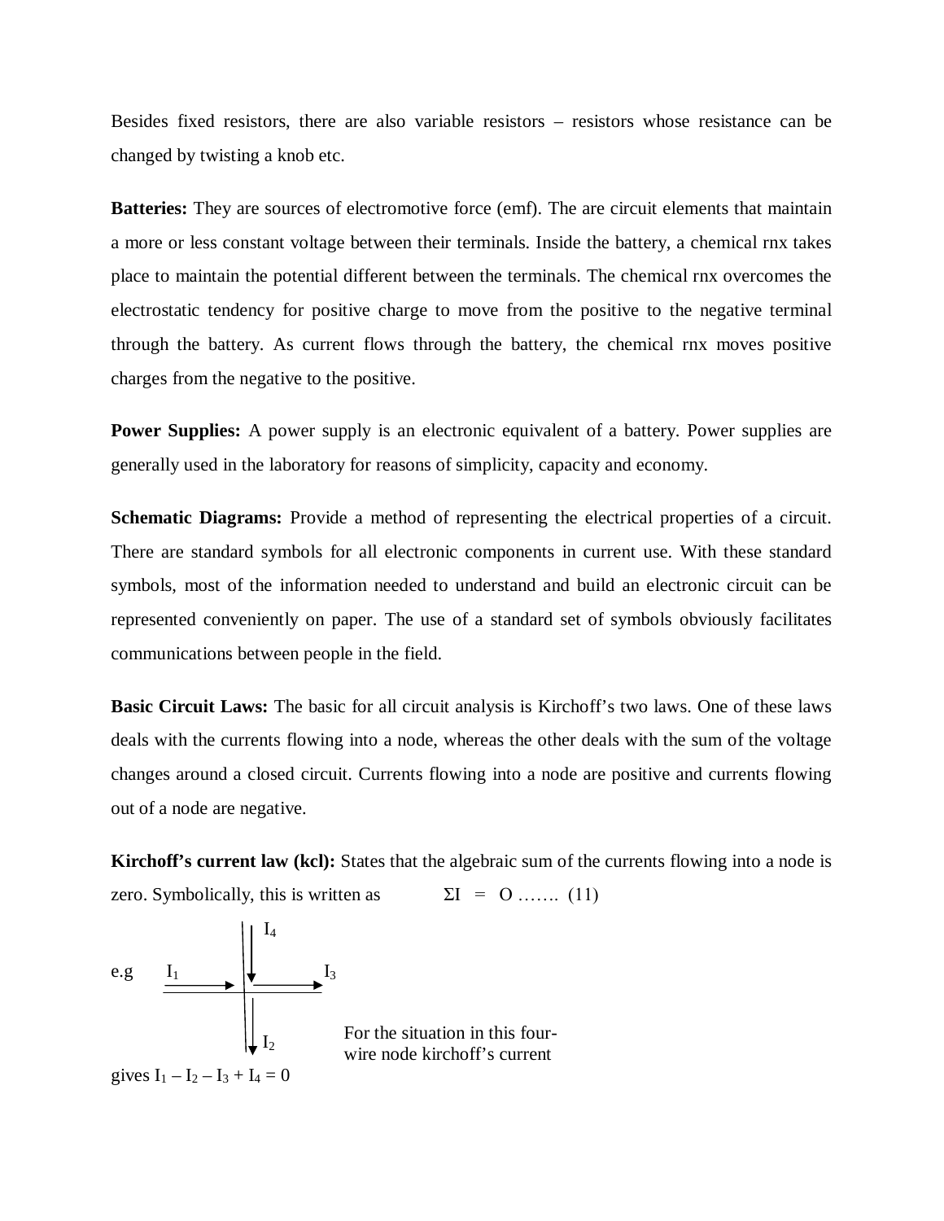Besides fixed resistors, there are also variable resistors – resistors whose resistance can be changed by twisting a knob etc.

**Batteries:** They are sources of electromotive force (emf). The are circuit elements that maintain a more or less constant voltage between their terminals. Inside the battery, a chemical rnx takes place to maintain the potential different between the terminals. The chemical rnx overcomes the electrostatic tendency for positive charge to move from the positive to the negative terminal through the battery. As current flows through the battery, the chemical rnx moves positive charges from the negative to the positive.

**Power Supplies:** A power supply is an electronic equivalent of a battery. Power supplies are generally used in the laboratory for reasons of simplicity, capacity and economy.

**Schematic Diagrams:** Provide a method of representing the electrical properties of a circuit. There are standard symbols for all electronic components in current use. With these standard symbols, most of the information needed to understand and build an electronic circuit can be represented conveniently on paper. The use of a standard set of symbols obviously facilitates communications between people in the field.

**Basic Circuit Laws:** The basic for all circuit analysis is Kirchoff's two laws. One of these laws deals with the currents flowing into a node, whereas the other deals with the sum of the voltage changes around a closed circuit. Currents flowing into a node are positive and currents flowing out of a node are negative.

**Kirchoff's current law (kcl):** States that the algebraic sum of the currents flowing into a node is zero. Symbolically, this is written as $\Sigma I = O$ ……. (11)

e.g $I_1$ $I_2$ $I_3$ $I_4$

For the situation in this four-wire node kirchoff's current gives $I_1 - I_2 - I_3 + I_4 = 0$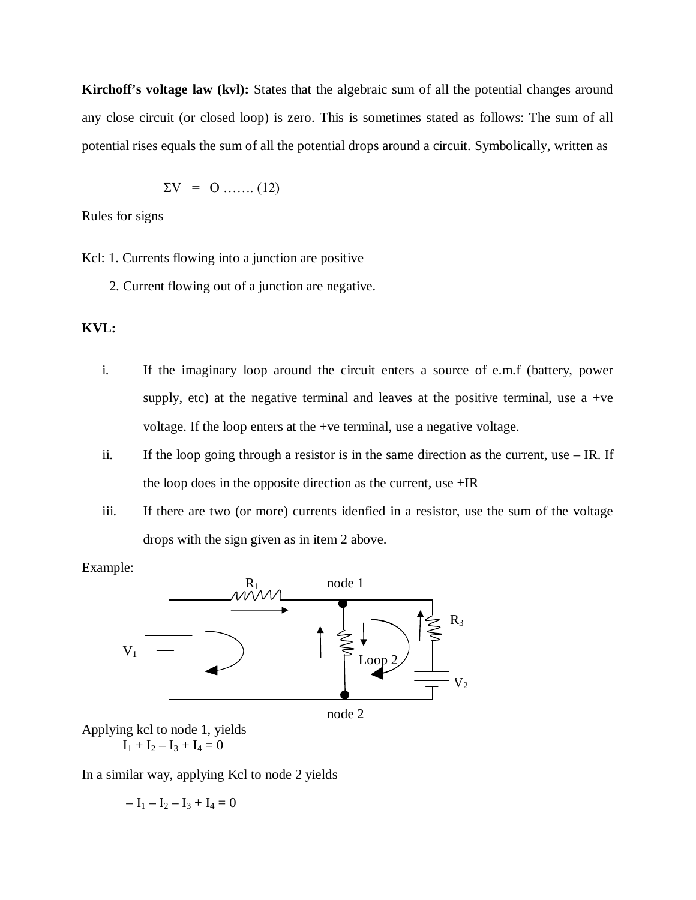**Kirchoff's voltage law (kvl):** States that the algebraic sum of all the potential changes around any close circuit (or closed loop) is zero. This is sometimes stated as follows: The sum of all potential rises equals the sum of all the potential drops around a circuit. Symbolically, written as

$$\Sigma V = O \ \ldots\ldots. (12)$$

Rules for signs

Kcl: 1. Currents flowing into a junction are positive

2. Current flowing out of a junction are negative.

**KVL:**

i. If the imaginary loop around the circuit enters a source of e.m.f (battery, power supply, etc) at the negative terminal and leaves at the positive terminal, use a +ve voltage. If the loop enters at the +ve terminal, use a negative voltage.

ii. If the loop going through a resistor is in the same direction as the current, use – IR. If the loop does in the opposite direction as the current, use +IR

iii. If there are two (or more) currents idenfied in a resistor, use the sum of the voltage drops with the sign given as in item 2 above.

Example:

$R_1$ node 1 $R_3$ $V_1$ Loop 2 $V_2$ node 2

Applying kcl to node 1, yields

$$I_1 + I_2 - I_3 + I_4 = 0$$

In a similar way, applying Kcl to node 2 yields

$$-I_1 - I_2 - I_3 + I_4 = 0$$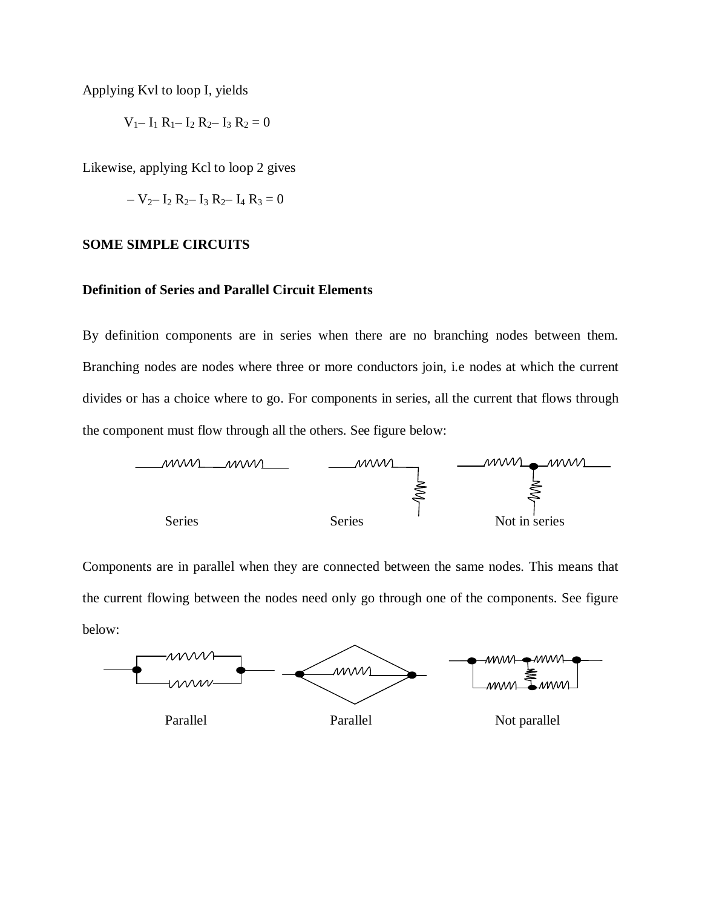Applying Kvl to loop I, yields

$$V_1 - I_1 R_1 - I_2 R_2 - I_3 R_2 = 0$$

Likewise, applying Kcl to loop 2 gives

$$-V_2 - I_2 R_2 - I_3 R_2 - I_4 R_3 = 0$$

**SOME SIMPLE CIRCUITS**

**Definition of Series and Parallel Circuit Elements**

By definition components are in series when there are no branching nodes between them. Branching nodes are nodes where three or more conductors join, i.e nodes at which the current divides or has a choice where to go. For components in series, all the current that flows through the component must flow through all the others. See figure below:

Series          Series          Not in series

Components are in parallel when they are connected between the same nodes. This means that the current flowing between the nodes need only go through one of the components. See figure below:

Parallel          Parallel          Not parallel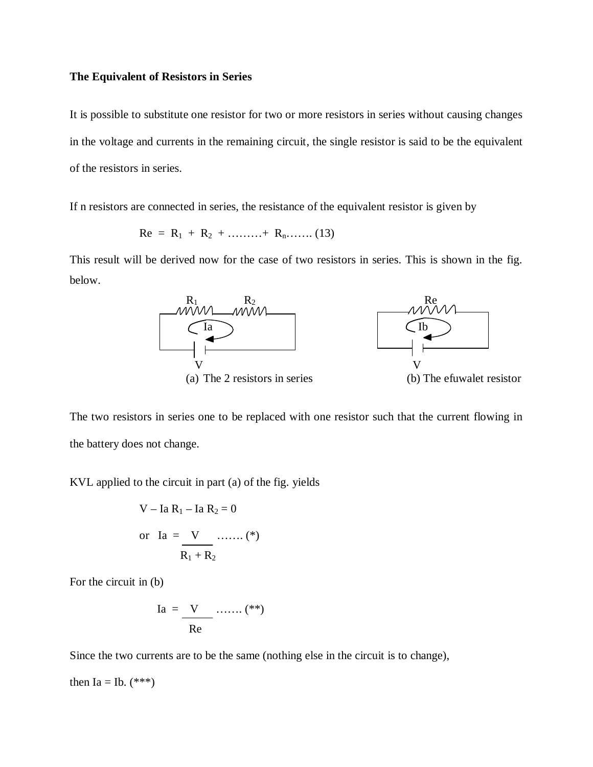**The Equivalent of Resistors in Series**

It is possible to substitute one resistor for two or more resistors in series without causing changes in the voltage and currents in the remaining circuit, the single resistor is said to be the equivalent of the resistors in series.

If n resistors are connected in series, the resistance of the equivalent resistor is given by

$$Re = R_1 + R_2 + \ldots\ldots\ldots + R_n \ldots\ldots. (13)$$

This result will be derived now for the case of two resistors in series. This is shown in the fig. below.

(a) The 2 resistors in series (b) The efuwalet resistor

The two resistors in series one to be replaced with one resistor such that the current flowing in the battery does not change.

KVL applied to the circuit in part (a) of the fig. yields

$$V - Ia\, R_1 - Ia\, R_2 = 0$$

$$\text{or} \quad Ia = \frac{V}{R_1 + R_2} \quad \ldots\ldots. (*)$$

For the circuit in (b)

$$Ia = \frac{V}{Re} \quad \ldots\ldots. (**)$$

Since the two currents are to be the same (nothing else in the circuit is to change),

then Ia = Ib. (***)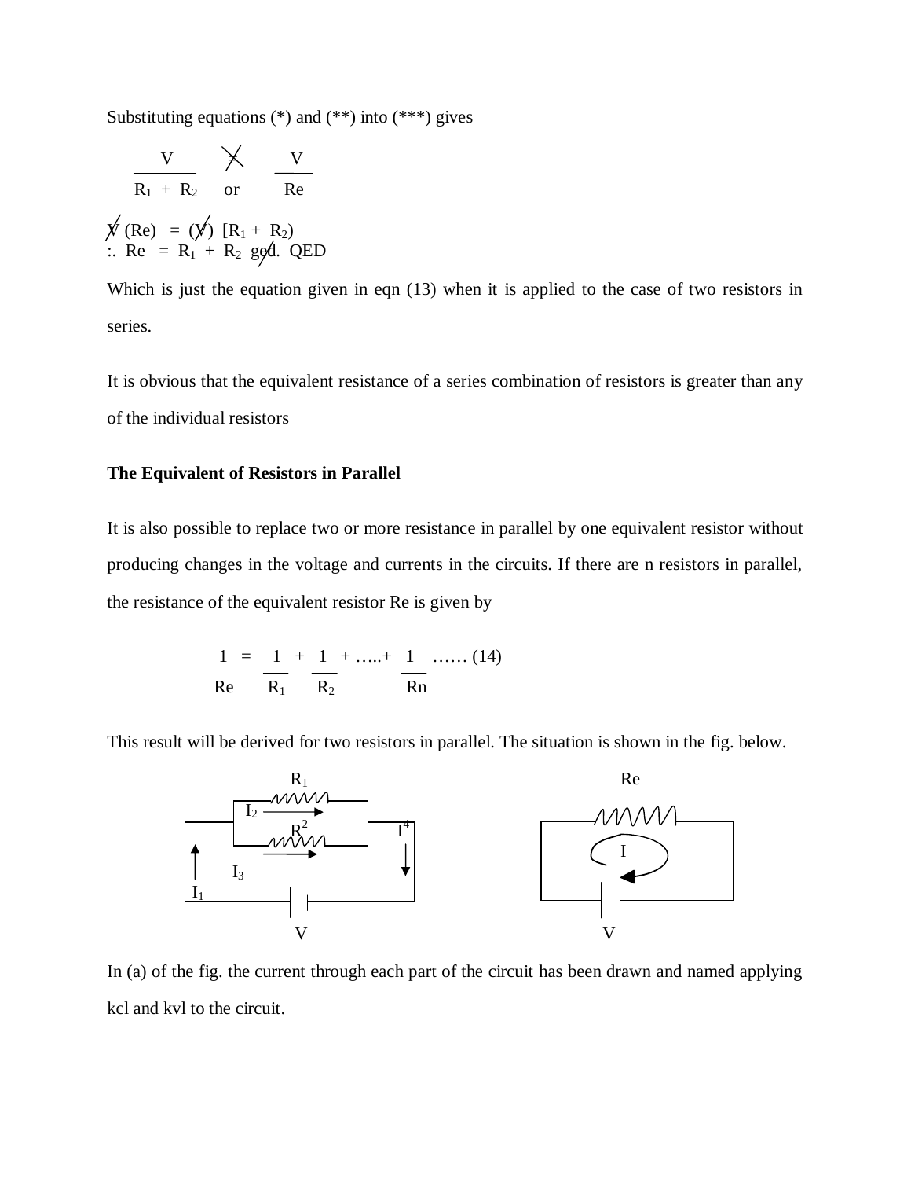Substituting equations (*) and (**) into (***) gives

$$\frac{V}{R_1 + R_2} \;\; = \;\; \text{or} \;\; \frac{V}{Re}$$

$V\,(Re) = (V)\,[R_1 + R_2]$

$\therefore\; Re = R_1 + R_2$ qed. QED

Which is just the equation given in eqn (13) when it is applied to the case of two resistors in series.

It is obvious that the equivalent resistance of a series combination of resistors is greater than any of the individual resistors

**The Equivalent of Resistors in Parallel**

It is also possible to replace two or more resistance in parallel by one equivalent resistor without producing changes in the voltage and currents in the circuits. If there are n resistors in parallel, the resistance of the equivalent resistor Re is given by

$$\frac{1}{Re} = \frac{1}{R_1} + \frac{1}{R_2} + \ldots + \frac{1}{Rn} \quad \ldots\ldots (14)$$

This result will be derived for two resistors in parallel. The situation is shown in the fig. below.

$R_1$ $I_2$ $R^2$ $I^4$ $I_3$ $I_1$ V    Re I V

In (a) of the fig. the current through each part of the circuit has been drawn and named applying kcl and kvl to the circuit.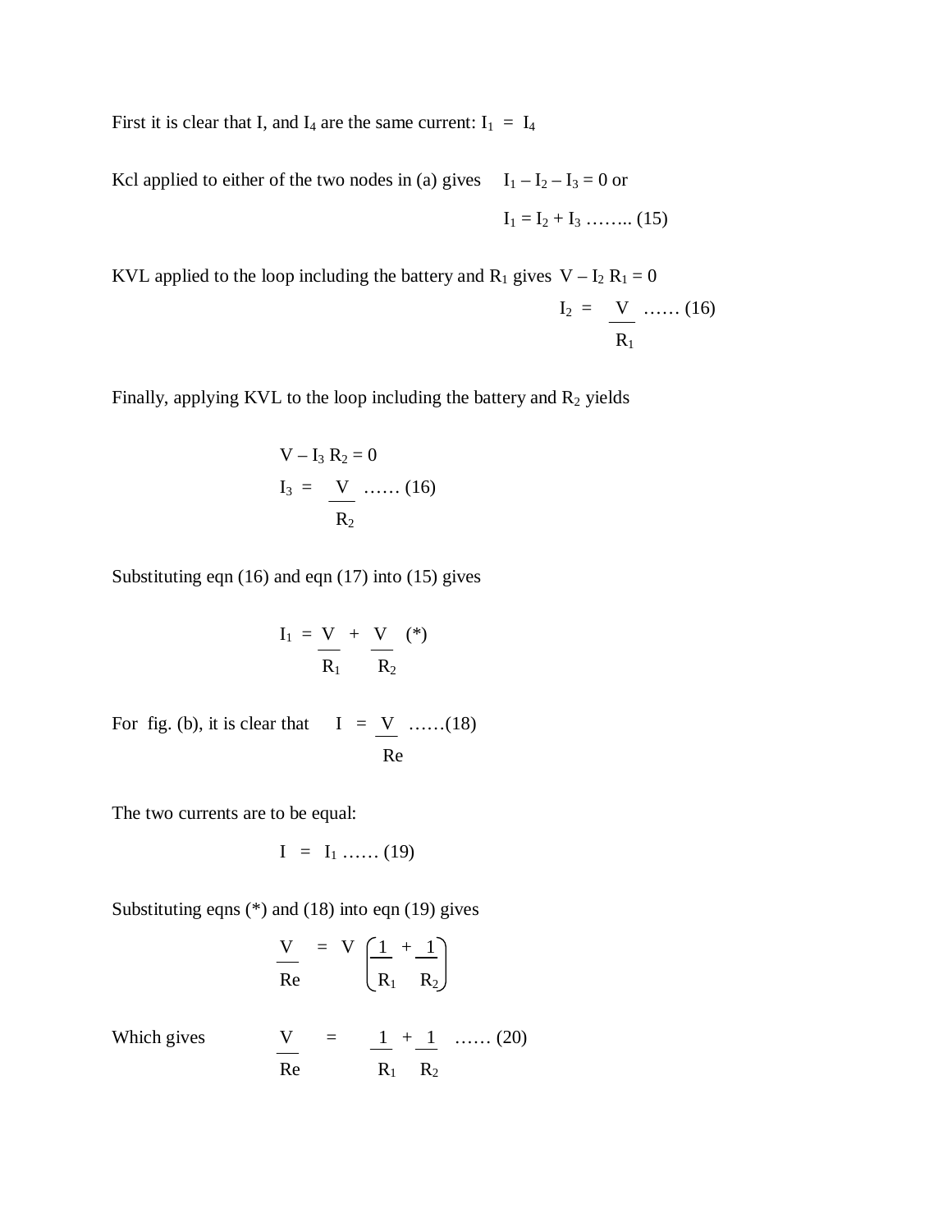First it is clear that I, and $I_4$ are the same current: $I_1 = I_4$

Kcl applied to either of the two nodes in (a) gives $I_1 - I_2 - I_3 = 0$ or

$$I_1 = I_2 + I_3 \quad \ldots\ldots.. (15)$$

KVL applied to the loop including the battery and $R_1$ gives $V - I_2 R_1 = 0$

$$I_2 = \frac{V}{R_1} \quad \ldots\ldots (16)$$

Finally, applying KVL to the loop including the battery and $R_2$ yields

$$V - I_3 R_2 = 0$$

$$I_3 = \frac{V}{R_2} \quad \ldots\ldots (16)$$

Substituting eqn (16) and eqn (17) into (15) gives

$$I_1 = \frac{V}{R_1} + \frac{V}{R_2} \quad (*)$$

For fig. (b), it is clear that $I = \dfrac{V}{Re}$ ……(18)

The two currents are to be equal:

$$I = I_1 \quad \ldots\ldots (19)$$

Substituting eqns (*) and (18) into eqn (19) gives

$$\frac{V}{Re} = V\left(\frac{1}{R_1} + \frac{1}{R_2}\right)$$

Which gives $\dfrac{V}{Re} = \dfrac{1}{R_1} + \dfrac{1}{R_2}$ …… (20)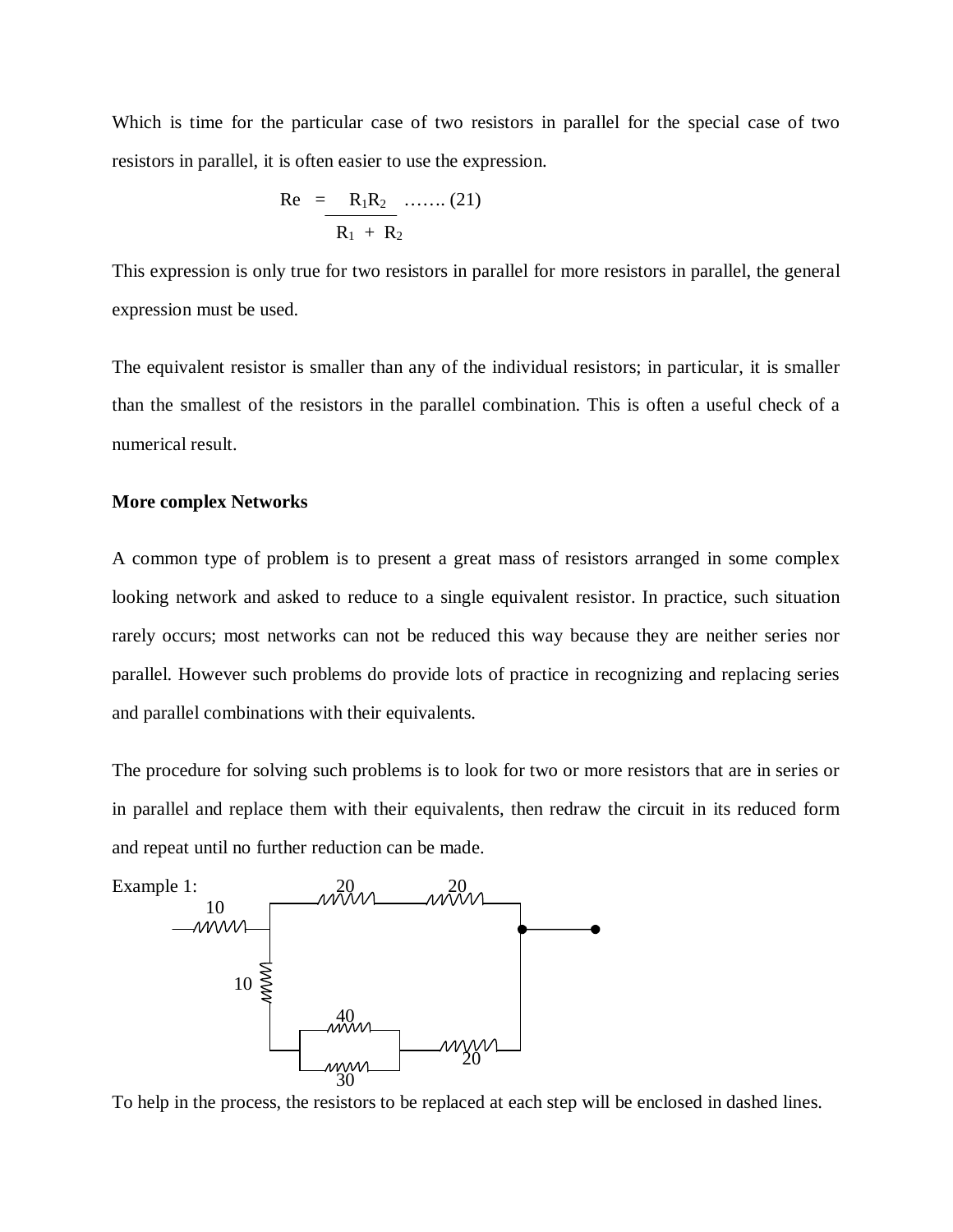Which is time for the particular case of two resistors in parallel for the special case of two resistors in parallel, it is often easier to use the expression.

$$Re = \frac{R_1 R_2}{R_1 + R_2} \quad \ldots\ldots (21)$$

This expression is only true for two resistors in parallel for more resistors in parallel, the general expression must be used.

The equivalent resistor is smaller than any of the individual resistors; in particular, it is smaller than the smallest of the resistors in the parallel combination. This is often a useful check of a numerical result.

**More complex Networks**

A common type of problem is to present a great mass of resistors arranged in some complex looking network and asked to reduce to a single equivalent resistor. In practice, such situation rarely occurs; most networks can not be reduced this way because they are neither series nor parallel. However such problems do provide lots of practice in recognizing and replacing series and parallel combinations with their equivalents.

The procedure for solving such problems is to look for two or more resistors that are in series or in parallel and replace them with their equivalents, then redraw the circuit in its reduced form and repeat until no further reduction can be made.

Example 1:

10, 20, 20, 10, 40, 30, 20

To help in the process, the resistors to be replaced at each step will be enclosed in dashed lines.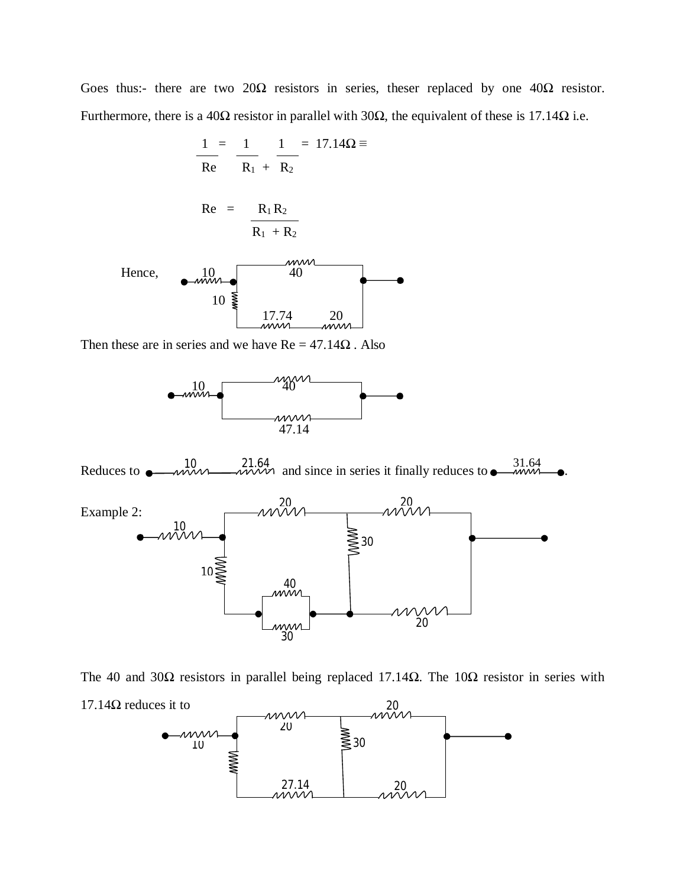Goes thus:- there are two 20Ω resistors in series, theser replaced by one 40Ω resistor. Furthermore, there is a 40Ω resistor in parallel with 30Ω, the equivalent of these is 17.14Ω i.e.

$$\frac{1}{Re} = \frac{1}{R_1} + \frac{1}{R_2} = 17.14\Omega \equiv$$

$$Re = \frac{R_1 R_2}{R_1 + R_2}$$

Hence,

Then these are in series and we have Re = 47.14Ω . Also

Reduces to and since in series it finally reduces to .

Example 2:

The 40 and 30Ω resistors in parallel being replaced 17.14Ω. The 10Ω resistor in series with 17.14Ω reduces it to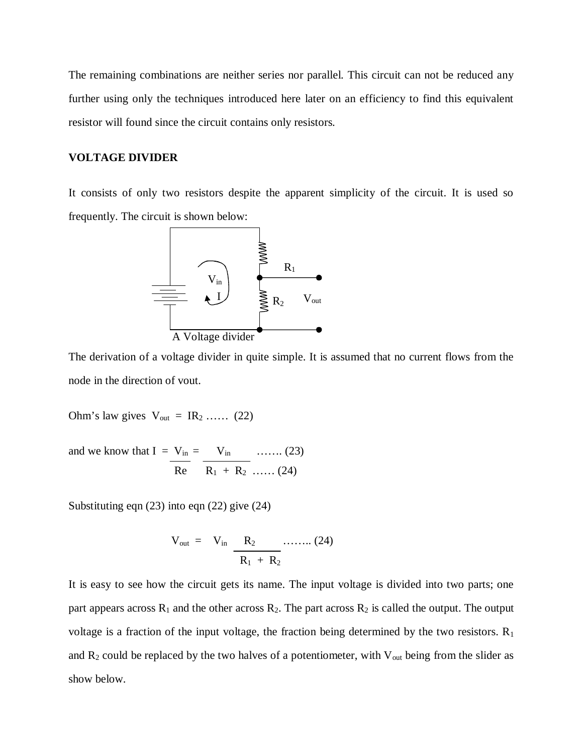The remaining combinations are neither series nor parallel. This circuit can not be reduced any further using only the techniques introduced here later on an efficiency to find this equivalent resistor will found since the circuit contains only resistors.

**VOLTAGE DIVIDER**

It consists of only two resistors despite the apparent simplicity of the circuit. It is used so frequently. The circuit is shown below:

A Voltage divider

The derivation of a voltage divider in quite simple. It is assumed that no current flows from the node in the direction of vout.

Ohm's law gives $V_{out} = IR_2$ …… (22)

and we know that $I = \dfrac{V_{in}}{Re} = \dfrac{V_{in}}{R_1 + R_2}$ ……. (23) …… (24)

Substituting eqn (23) into eqn (22) give (24)

$$V_{out} = V_{in} \frac{R_2}{R_1 + R_2} \quad …….. (24)$$

It is easy to see how the circuit gets its name. The input voltage is divided into two parts; one part appears across $R_1$ and the other across $R_2$. The part across $R_2$ is called the output. The output voltage is a fraction of the input voltage, the fraction being determined by the two resistors. $R_1$ and $R_2$ could be replaced by the two halves of a potentiometer, with $V_{out}$ being from the slider as show below.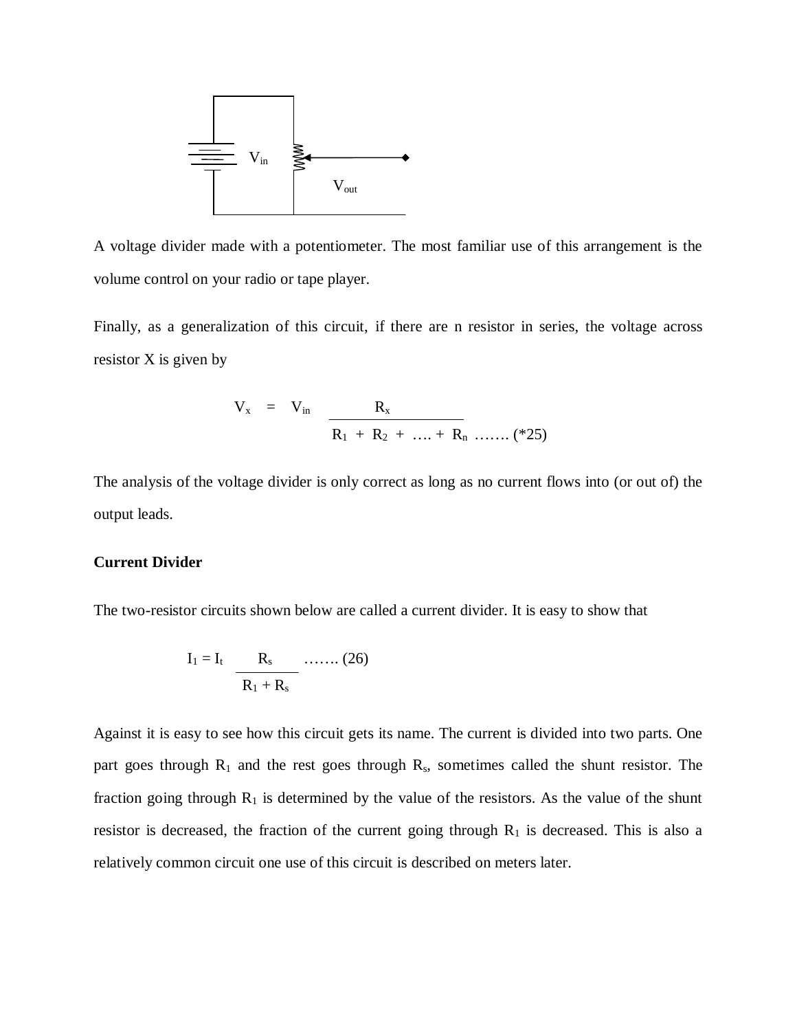A voltage divider made with a potentiometer. The most familiar use of this arrangement is the volume control on your radio or tape player.

Finally, as a generalization of this circuit, if there are n resistor in series, the voltage across resistor X is given by

$$V_x = V_{in} \frac{R_x}{R_1 + R_2 + \ldots + R_n} \quad \ldots\ldots (*25)$$

The analysis of the voltage divider is only correct as long as no current flows into (or out of) the output leads.

**Current Divider**

The two-resistor circuits shown below are called a current divider. It is easy to show that

$$I_1 = I_t \frac{R_s}{R_1 + R_s} \quad \ldots\ldots (26)$$

Against it is easy to see how this circuit gets its name. The current is divided into two parts. One part goes through $R_1$ and the rest goes through $R_s$, sometimes called the shunt resistor. The fraction going through $R_1$ is determined by the value of the resistors. As the value of the shunt resistor is decreased, the fraction of the current going through $R_1$ is decreased. This is also a relatively common circuit one use of this circuit is described on meters later.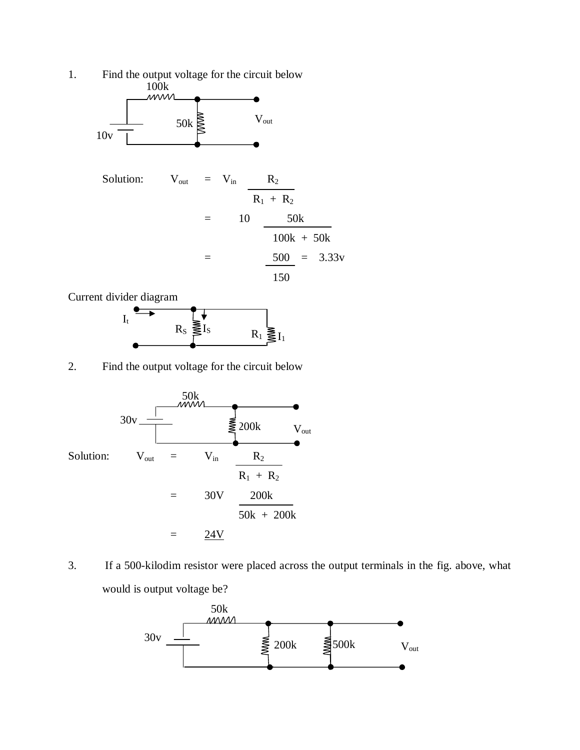1. Find the output voltage for the circuit below

100k

50k

$V_{out}$

10v

Solution:

$$V_{out} = V_{in} \frac{R_2}{R_1 + R_2}$$

$$= 10 \frac{50k}{100k + 50k}$$

$$= \frac{500}{150} = 3.33v$$

Current divider diagram

$I_t$

$R_S$ $I_S$

$R_1$ $I_1$

2. Find the output voltage for the circuit below

50k

30v

200k

$V_{out}$

Solution:

$$V_{out} = V_{in} \frac{R_2}{R_1 + R_2}$$

$$= 30V \frac{200k}{50k + 200k}$$

$$= \underline{24V}$$

3. If a 500-kilodim resistor were placed across the output terminals in the fig. above, what would is output voltage be?

50k

30v

200k

500k

$V_{out}$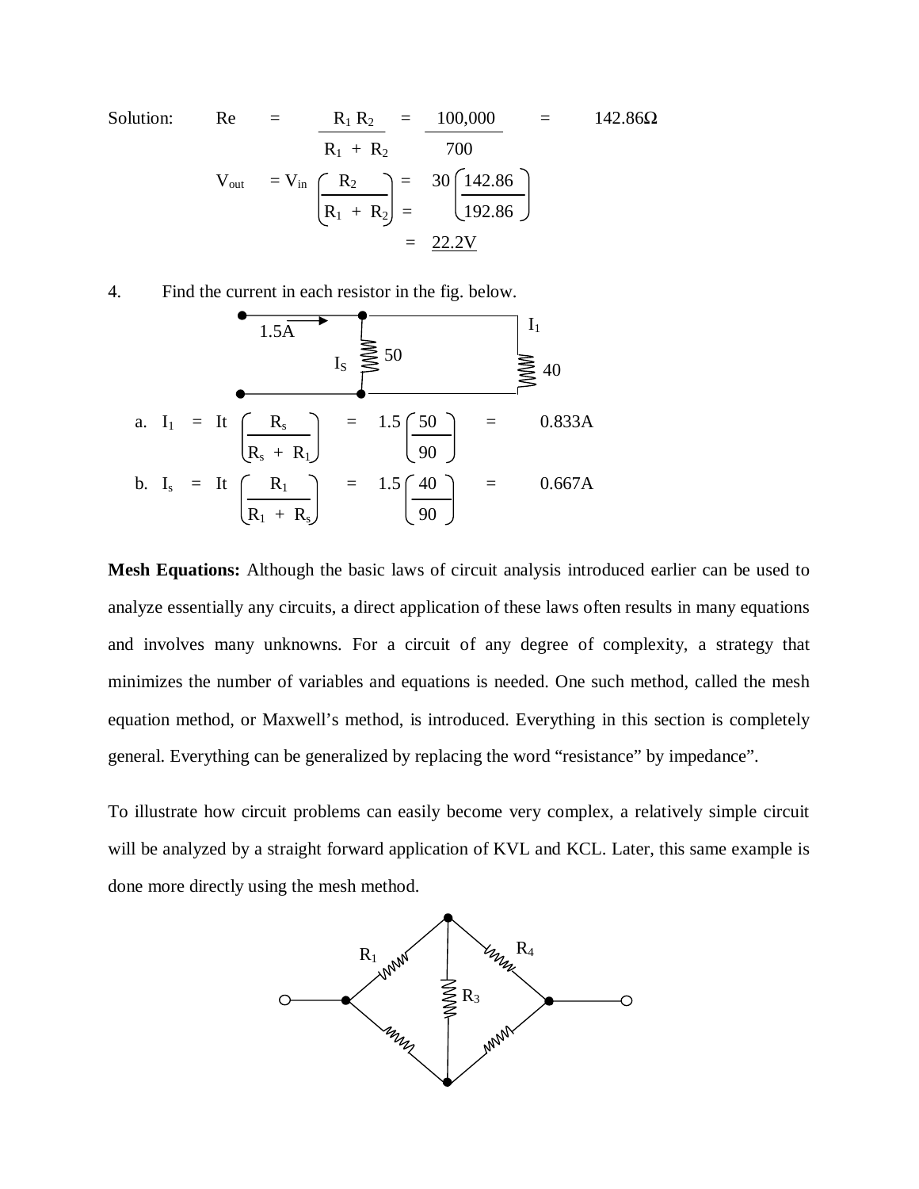Solution:

$$R_e = \frac{R_1 R_2}{R_1 + R_2} = \frac{100{,}000}{700} = 142.86\Omega$$

$$V_{out} = V_{in}\left(\frac{R_2}{R_1 + R_2}\right) = 30\left(\frac{142.86}{192.86}\right)$$

$$= \underline{22.2\text{V}}$$

4. Find the current in each resistor in the fig. below.

(Circuit: 1.5A source feeding $I_S$ through 50 in parallel with $I_1$ through 40)

a. $$I_1 = I_t\left(\frac{R_s}{R_s + R_1}\right) = 1.5\left(\frac{50}{90}\right) = 0.833\text{A}$$

b. $$I_s = I_t\left(\frac{R_1}{R_1 + R_s}\right) = 1.5\left(\frac{40}{90}\right) = 0.667\text{A}$$

**Mesh Equations:** Although the basic laws of circuit analysis introduced earlier can be used to analyze essentially any circuits, a direct application of these laws often results in many equations and involves many unknowns. For a circuit of any degree of complexity, a strategy that minimizes the number of variables and equations is needed. One such method, called the mesh equation method, or Maxwell's method, is introduced. Everything in this section is completely general. Everything can be generalized by replacing the word "resistance" by impedance".

To illustrate how circuit problems can easily become very complex, a relatively simple circuit will be analyzed by a straight forward application of KVL and KCL. Later, this same example is done more directly using the mesh method.

(Bridge circuit with resistors $R_1$, $R_3$, $R_4$)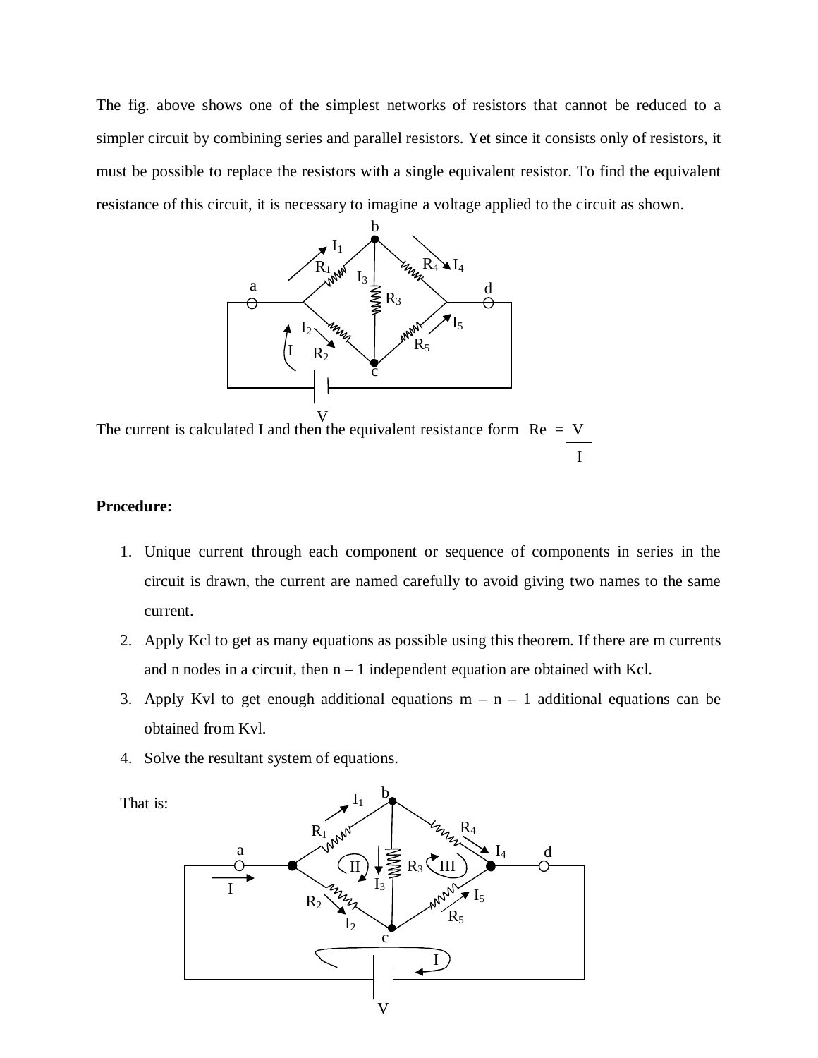The fig. above shows one of the simplest networks of resistors that cannot be reduced to a simpler circuit by combining series and parallel resistors. Yet since it consists only of resistors, it must be possible to replace the resistors with a single equivalent resistor. To find the equivalent resistance of this circuit, it is necessary to imagine a voltage applied to the circuit as shown.

The current is calculated I and then the equivalent resistance form $Re = \frac{V}{I}$

**Procedure:**

1. Unique current through each component or sequence of components in series in the circuit is drawn, the current are named carefully to avoid giving two names to the same current.
2. Apply Kcl to get as many equations as possible using this theorem. If there are m currents and n nodes in a circuit, then n – 1 independent equation are obtained with Kcl.
3. Apply Kvl to get enough additional equations m – n – 1 additional equations can be obtained from Kvl.
4. Solve the resultant system of equations.

That is: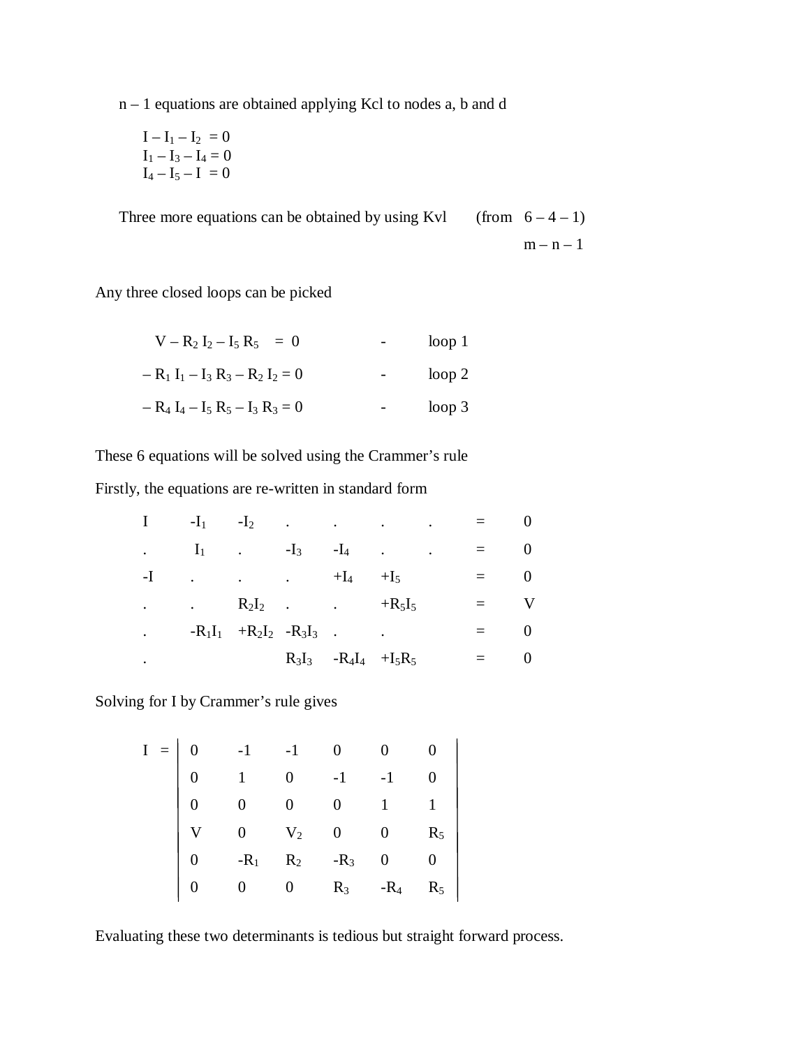n – 1 equations are obtained applying Kcl to nodes a, b and d

$I - I_1 - I_2 = 0$
$I_1 - I_3 - I_4 = 0$
$I_4 - I_5 - I = 0$

Three more equations can be obtained by using Kvl (from 6 – 4 – 1)
m – n – 1

Any three closed loops can be picked

$V - R_2 I_2 - I_5 R_5 = 0$ - loop 1

$- R_1 I_1 - I_3 R_3 - R_2 I_2 = 0$ - loop 2

$- R_4 I_4 - I_5 R_5 - I_3 R_3 = 0$ - loop 3

These 6 equations will be solved using the Crammer's rule

Firstly, the equations are re-written in standard form

| | | | | | | | | |
|---|---|---|---|---|---|---|---|---|
| $I$ | $-I_1$ | $-I_2$ | . | . | . | . | = | 0 |
| . | $I_1$ | . | $-I_3$ | $-I_4$ | . | . | = | 0 |
| $-I$ | . | . | . | $+I_4$ | $+I_5$ | | = | 0 |
| . | . | $R_2I_2$ | . | . | $+R_5I_5$ | | = | V |
| . | $-R_1I_1$ | $+R_2I_2$ | $-R_3I_3$ | . | . | | = | 0 |
| . | | | $R_3I_3$ | $-R_4I_4$ | $+I_5R_5$ | | = | 0 |

Solving for I by Crammer's rule gives

$$I = \begin{vmatrix} 0 & -1 & -1 & 0 & 0 & 0 \\ 0 & 1 & 0 & -1 & -1 & 0 \\ 0 & 0 & 0 & 0 & 1 & 1 \\ V & 0 & V_2 & 0 & 0 & R_5 \\ 0 & -R_1 & R_2 & -R_3 & 0 & 0 \\ 0 & 0 & 0 & R_3 & -R_4 & R_5 \end{vmatrix}$$

Evaluating these two determinants is tedious but straight forward process.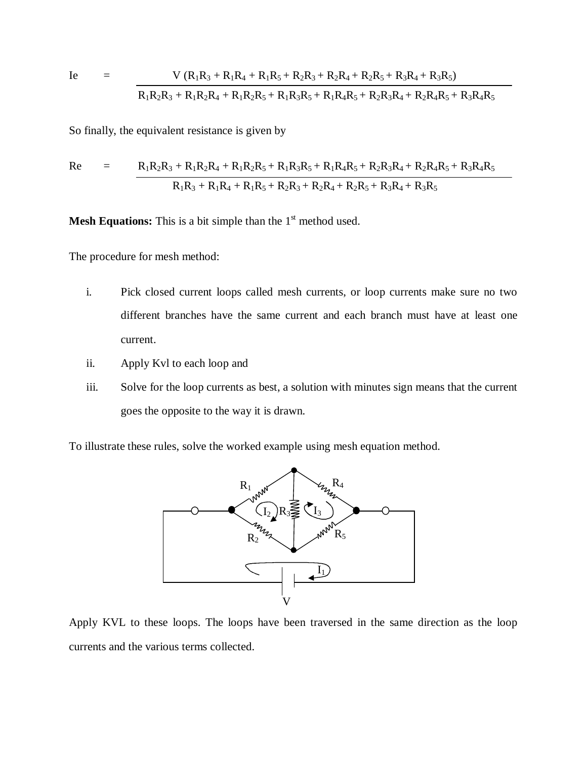$$I_e = \frac{V\,(R_1R_3 + R_1R_4 + R_1R_5 + R_2R_3 + R_2R_4 + R_2R_5 + R_3R_4 + R_3R_5)}{R_1R_2R_3 + R_1R_2R_4 + R_1R_2R_5 + R_1R_3R_5 + R_1R_4R_5 + R_2R_3R_4 + R_2R_4R_5 + R_3R_4R_5}$$

So finally, the equivalent resistance is given by

$$R_e = \frac{R_1R_2R_3 + R_1R_2R_4 + R_1R_2R_5 + R_1R_3R_5 + R_1R_4R_5 + R_2R_3R_4 + R_2R_4R_5 + R_3R_4R_5}{R_1R_3 + R_1R_4 + R_1R_5 + R_2R_3 + R_2R_4 + R_2R_5 + R_3R_4 + R_3R_5}$$

**Mesh Equations:** This is a bit simple than the 1st method used.

The procedure for mesh method:

i. Pick closed current loops called mesh currents, or loop currents make sure no two different branches have the same current and each branch must have at least one current.

ii. Apply Kvl to each loop and

iii. Solve for the loop currents as best, a solution with minutes sign means that the current goes the opposite to the way it is drawn.

To illustrate these rules, solve the worked example using mesh equation method.

Apply KVL to these loops. The loops have been traversed in the same direction as the loop currents and the various terms collected.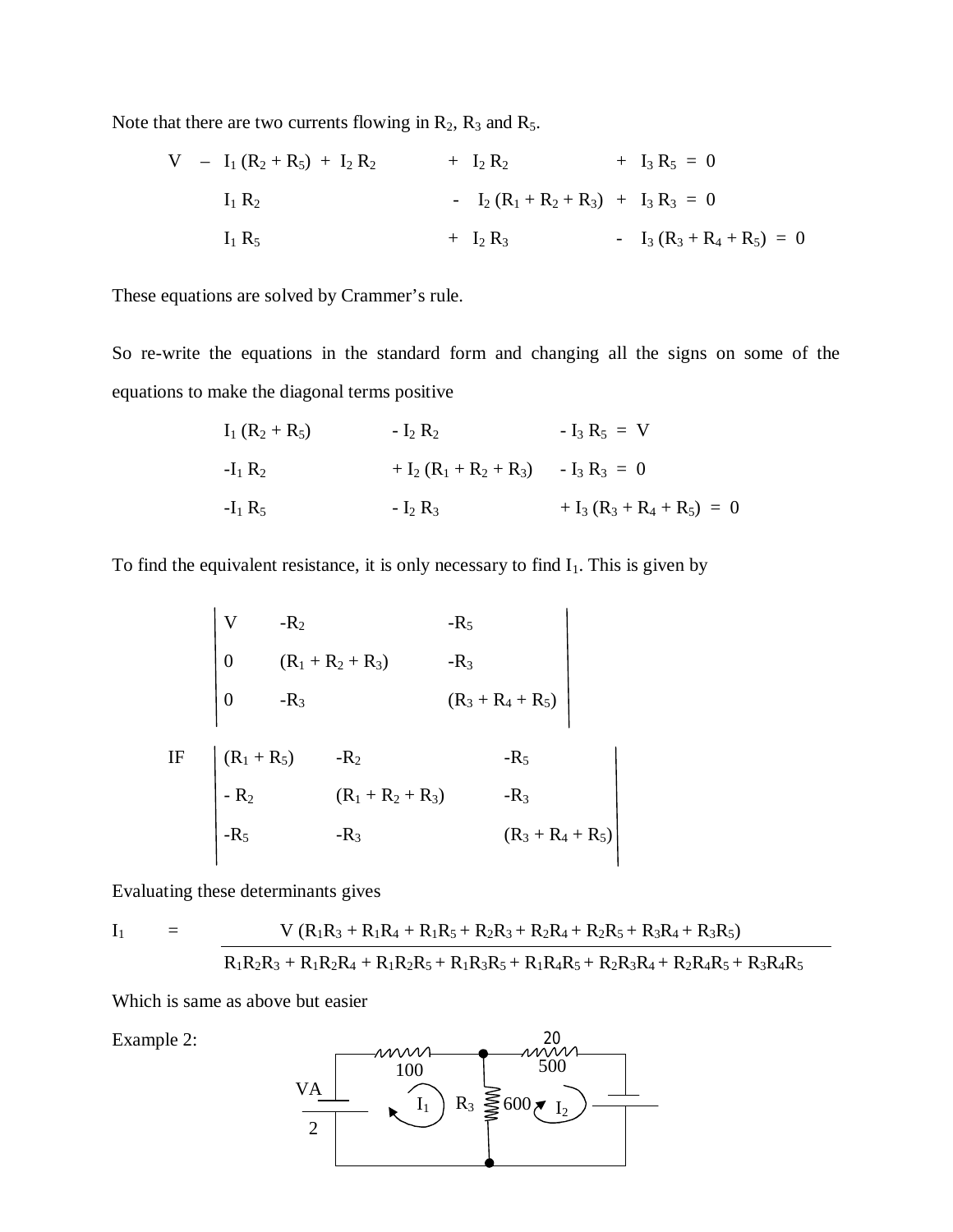Note that there are two currents flowing in $R_2$, $R_3$ and $R_5$.

$$
\begin{aligned}
V \;-\; I_1 (R_2 + R_5) \;+\; I_2 R_2 \qquad &+\; I_2 R_2 \qquad &+\; I_3 R_5 = 0 \\
I_1 R_2 \qquad &-\; I_2 (R_1 + R_2 + R_3) \;&+\; I_3 R_3 = 0 \\
I_1 R_5 \qquad &+\; I_2 R_3 \qquad &-\; I_3 (R_3 + R_4 + R_5) = 0
\end{aligned}
$$

These equations are solved by Crammer's rule.

So re-write the equations in the standard form and changing all the signs on some of the equations to make the diagonal terms positive

$$
\begin{aligned}
I_1 (R_2 + R_5) \qquad & - I_2 R_2 \qquad & - I_3 R_5 = V \\
-I_1 R_2 \qquad & + I_2 (R_1 + R_2 + R_3) \qquad & - I_3 R_3 = 0 \\
-I_1 R_5 \qquad & - I_2 R_3 \qquad & + I_3 (R_3 + R_4 + R_5) = 0
\end{aligned}
$$

To find the equivalent resistance, it is only necessary to find $I_1$. This is given by

$$
\frac{\begin{vmatrix} V & -R_2 & -R_5 \\ 0 & (R_1 + R_2 + R_3) & -R_3 \\ 0 & -R_3 & (R_3 + R_4 + R_5) \end{vmatrix}}{\begin{vmatrix} (R_1 + R_5) & -R_2 & -R_5 \\ -R_2 & (R_1 + R_2 + R_3) & -R_3 \\ -R_5 & -R_3 & (R_3 + R_4 + R_5) \end{vmatrix}}
$$

Evaluating these determinants gives

$$
I_1 = \frac{V (R_1R_3 + R_1R_4 + R_1R_5 + R_2R_3 + R_2R_4 + R_2R_5 + R_3R_4 + R_3R_5)}{R_1R_2R_3 + R_1R_2R_4 + R_1R_2R_5 + R_1R_3R_5 + R_1R_4R_5 + R_2R_3R_4 + R_2R_4R_5 + R_3R_4R_5}
$$

Which is same as above but easier

Example 2:

VA 2, 100, 20, 500, $I_1$, $R_3$, 600, $I_2$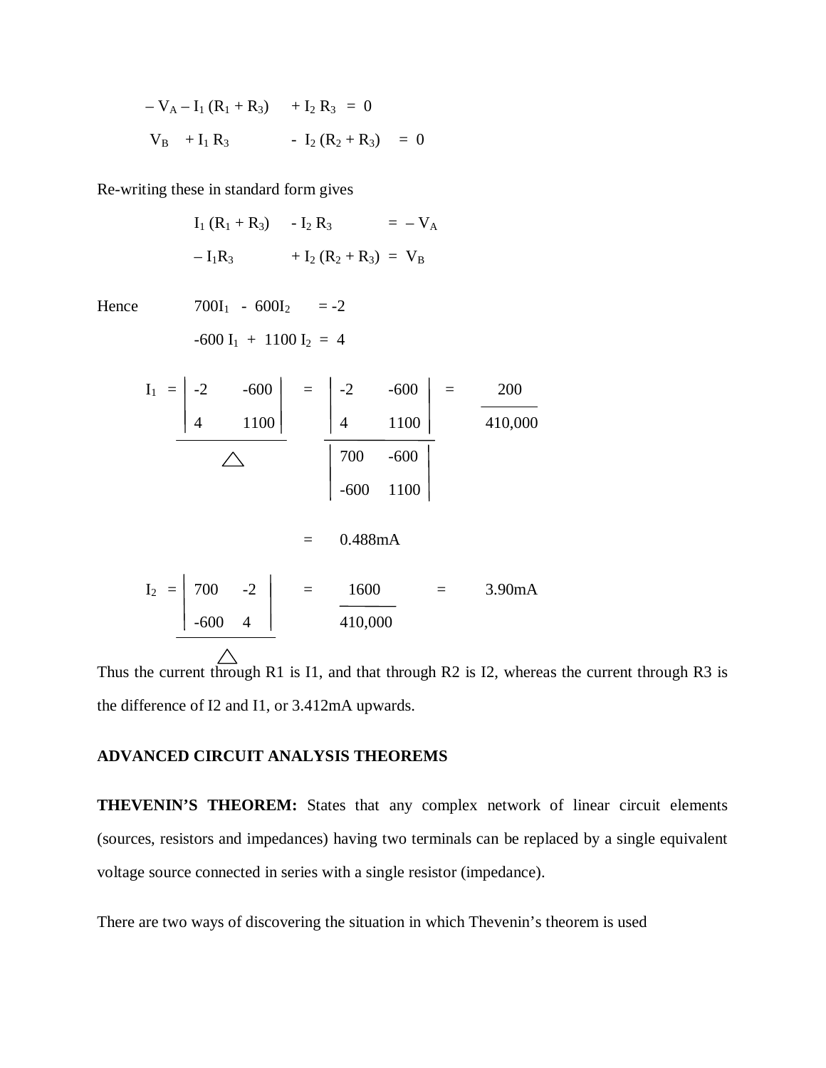$$-V_A - I_1(R_1 + R_3) \quad + I_2 R_3 = 0$$

$$V_B \quad + I_1 R_3 \qquad - I_2(R_2 + R_3) = 0$$

Re-writing these in standard form gives

$$I_1(R_1 + R_3) \quad - I_2 R_3 \qquad = -V_A$$

$$-I_1 R_3 \qquad + I_2(R_2 + R_3) = V_B$$

Hence

$$700I_1 - 600I_2 = -2$$

$$-600\,I_1 + 1100\,I_2 = 4$$

$$I_1 = \frac{\begin{vmatrix} -2 & -600 \\ 4 & 1100 \end{vmatrix}}{\triangle} = \frac{\begin{vmatrix} -2 & -600 \\ 4 & 1100 \end{vmatrix}}{\begin{vmatrix} 700 & -600 \\ -600 & 1100 \end{vmatrix}} = \frac{200}{410{,}000}$$

$$= 0.488\text{mA}$$

$$I_2 = \frac{\begin{vmatrix} 700 & -2 \\ -600 & 4 \end{vmatrix}}{\triangle} = \frac{1600}{410{,}000} = 3.90\text{mA}$$

Thus the current through R1 is I1, and that through R2 is I2, whereas the current through R3 is the difference of I2 and I1, or 3.412mA upwards.

## ADVANCED CIRCUIT ANALYSIS THEOREMS

**THEVENIN'S THEOREM:** States that any complex network of linear circuit elements (sources, resistors and impedances) having two terminals can be replaced by a single equivalent voltage source connected in series with a single resistor (impedance).

There are two ways of discovering the situation in which Thevenin's theorem is used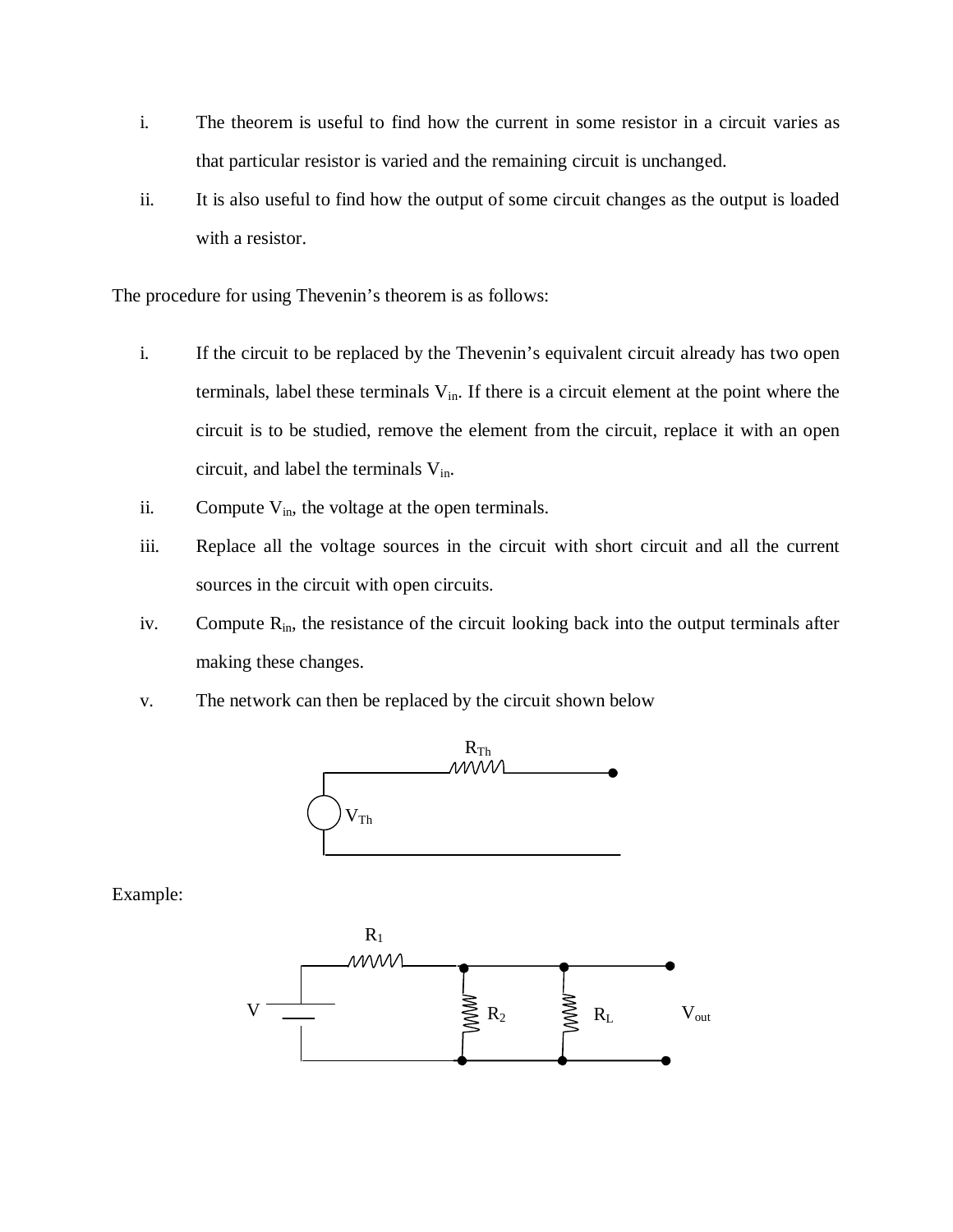i. The theorem is useful to find how the current in some resistor in a circuit varies as that particular resistor is varied and the remaining circuit is unchanged.

ii. It is also useful to find how the output of some circuit changes as the output is loaded with a resistor.

The procedure for using Thevenin's theorem is as follows:

i. If the circuit to be replaced by the Thevenin's equivalent circuit already has two open terminals, label these terminals $V_{in}$. If there is a circuit element at the point where the circuit is to be studied, remove the element from the circuit, replace it with an open circuit, and label the terminals $V_{in}$.

ii. Compute $V_{in}$, the voltage at the open terminals.

iii. Replace all the voltage sources in the circuit with short circuit and all the current sources in the circuit with open circuits.

iv. Compute $R_{in}$, the resistance of the circuit looking back into the output terminals after making these changes.

v. The network can then be replaced by the circuit shown below

$R_{Th}$

$V_{Th}$

Example:

$R_1$

V $R_2$ $R_L$ $V_{out}$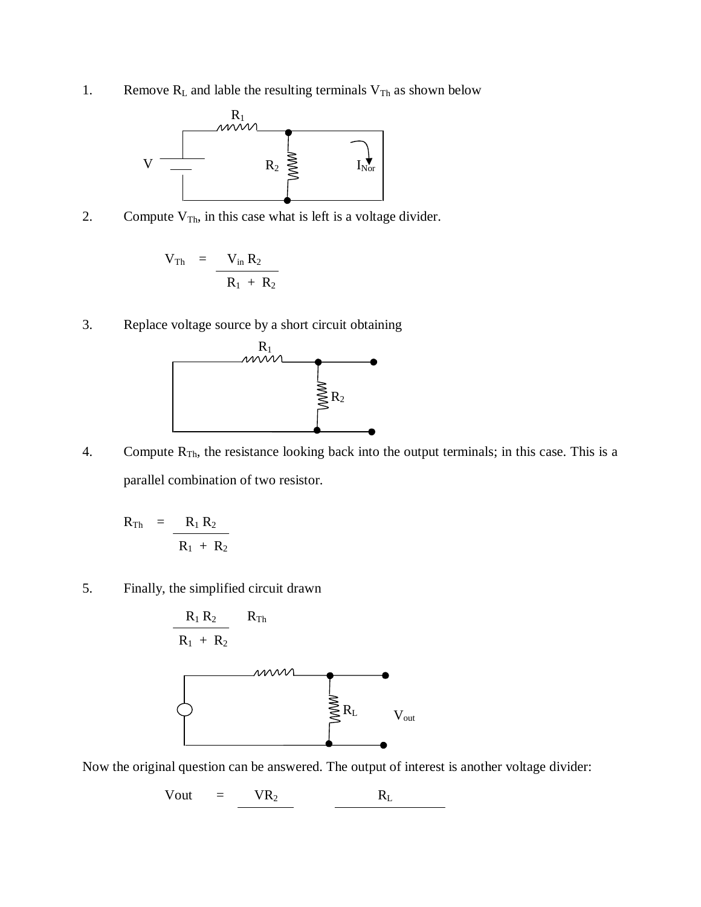1. Remove $R_L$ and lable the resulting terminals $V_{Th}$ as shown below

2. Compute $V_{Th}$, in this case what is left is a voltage divider.

$$V_{Th} = \frac{V_{in} R_2}{R_1 + R_2}$$

3. Replace voltage source by a short circuit obtaining

4. Compute $R_{Th}$, the resistance looking back into the output terminals; in this case. This is a parallel combination of two resistor.

$$R_{Th} = \frac{R_1 R_2}{R_1 + R_2}$$

5. Finally, the simplified circuit drawn

$$\frac{R_1 R_2}{R_1 + R_2} \quad R_{Th}$$

Now the original question can be answered. The output of interest is another voltage divider:

$$Vout = \frac{VR_2}{\quad} \qquad \frac{R_L}{\quad}$$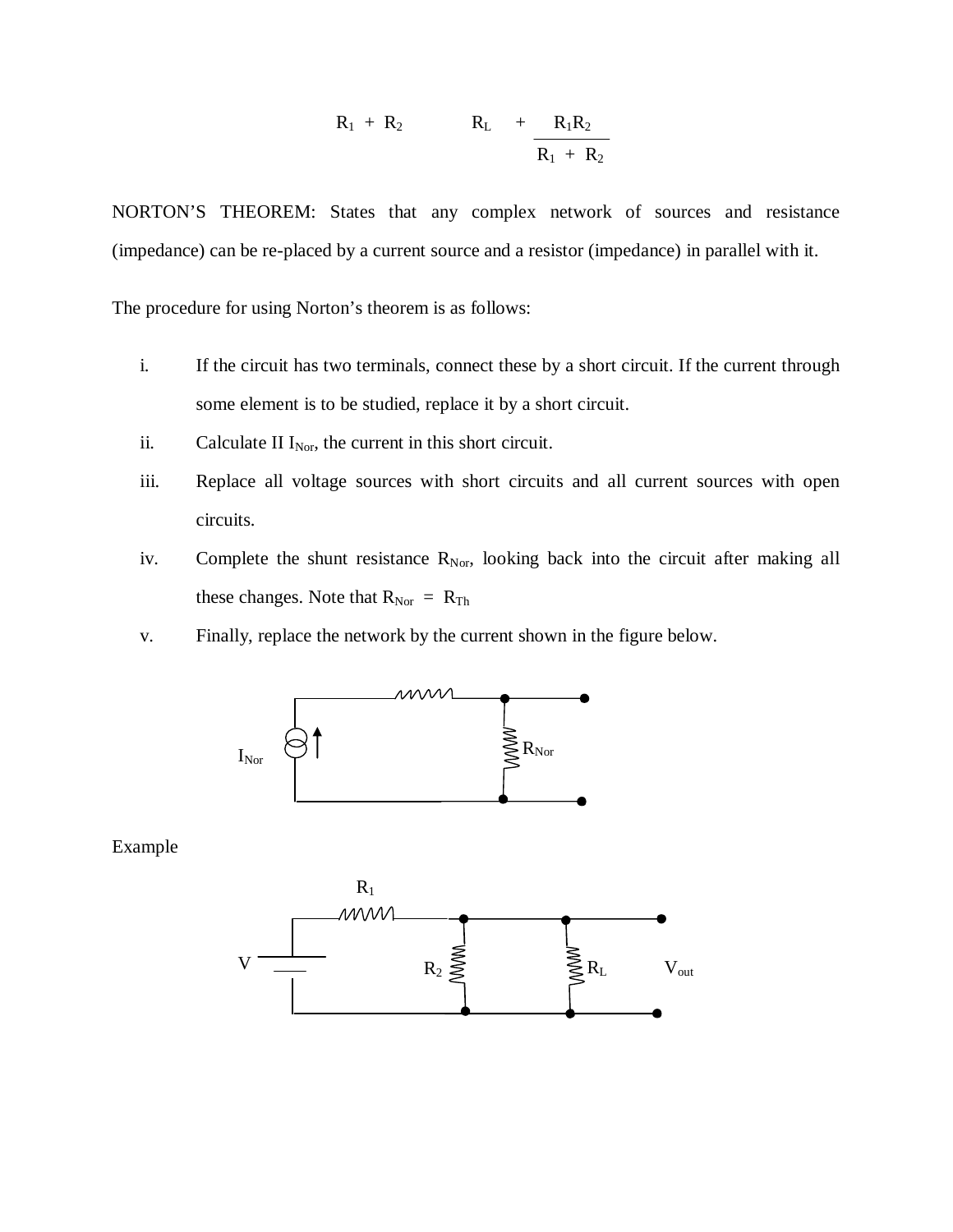$$R_1 + R_2 \qquad R_L + \frac{R_1 R_2}{R_1 + R_2}$$

NORTON'S THEOREM: States that any complex network of sources and resistance (impedance) can be re-placed by a current source and a resistor (impedance) in parallel with it.

The procedure for using Norton's theorem is as follows:

i. If the circuit has two terminals, connect these by a short circuit. If the current through some element is to be studied, replace it by a short circuit.

ii. Calculate II $I_{Nor}$, the current in this short circuit.

iii. Replace all voltage sources with short circuits and all current sources with open circuits.

iv. Complete the shunt resistance $R_{Nor}$, looking back into the circuit after making all these changes. Note that $R_{Nor} = R_{Th}$

v. Finally, replace the network by the current shown in the figure below.

$I_{Nor}$ $R_{Nor}$

Example

$R_1$

V $R_2$ $R_L$ $V_{out}$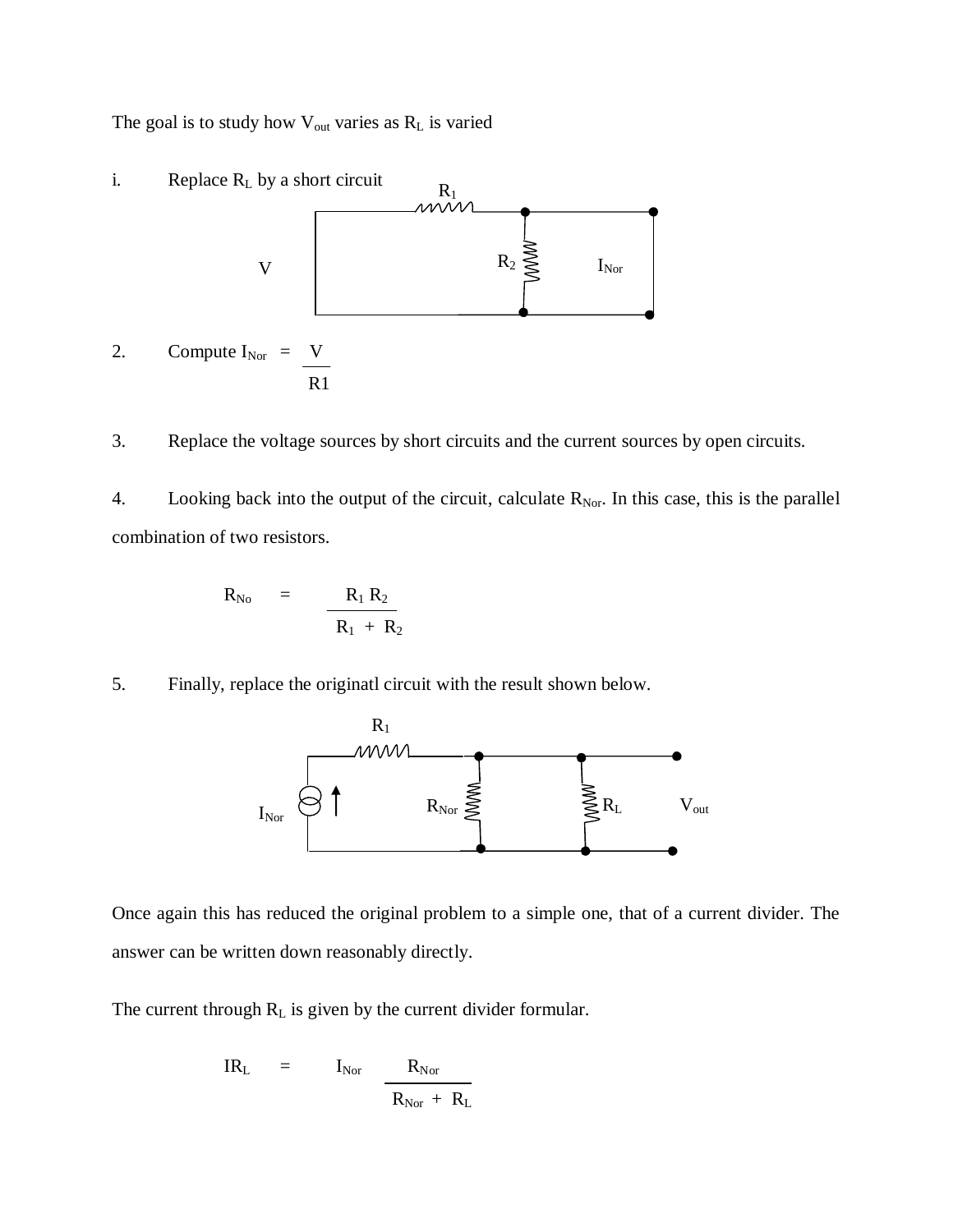The goal is to study how $V_{out}$ varies as $R_L$ is varied

i. Replace $R_L$ by a short circuit

2. Compute $I_{Nor} = \dfrac{V}{R1}$

3. Replace the voltage sources by short circuits and the current sources by open circuits.

4. Looking back into the output of the circuit, calculate $R_{Nor}$. In this case, this is the parallel combination of two resistors.

$$R_{No} = \frac{R_1 R_2}{R_1 + R_2}$$

5. Finally, replace the originatl circuit with the result shown below.

Once again this has reduced the original problem to a simple one, that of a current divider. The answer can be written down reasonably directly.

The current through $R_L$ is given by the current divider formular.

$$IR_L = I_{Nor} \frac{R_{Nor}}{R_{Nor} + R_L}$$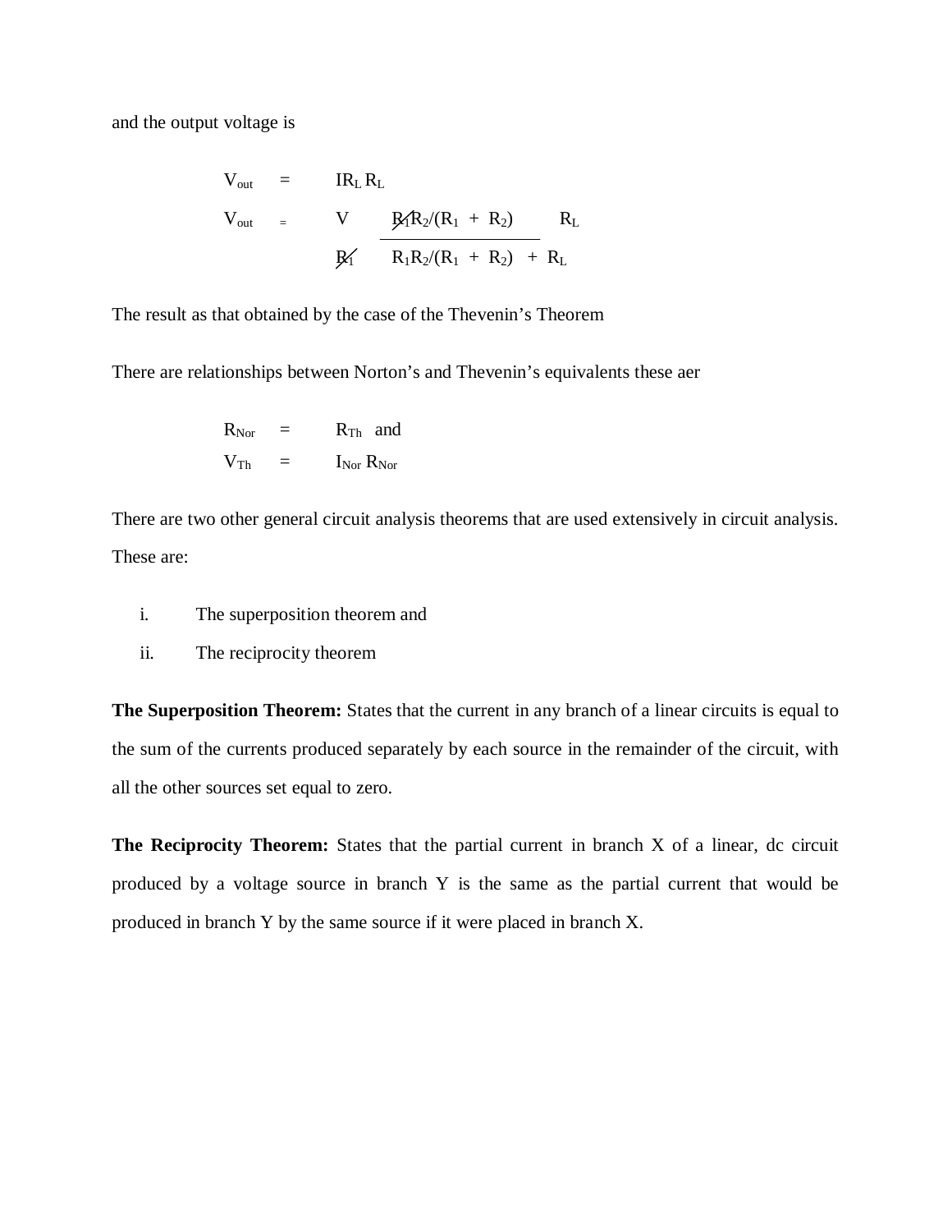and the output voltage is

$$V_{out} = I_{R_L} R_L$$

$$V_{out} = \frac{V}{\cancel{R_1}} \frac{\cancel{R_1} R_2/(R_1 + R_2)}{R_1 R_2/(R_1 + R_2) + R_L} R_L$$

The result as that obtained by the case of the Thevenin's Theorem

There are relationships between Norton's and Thevenin's equivalents these aer

$$R_{Nor} = R_{Th} \quad \text{and}$$

$$V_{Th} = I_{Nor} R_{Nor}$$

There are two other general circuit analysis theorems that are used extensively in circuit analysis. These are:

i. The superposition theorem and
ii. The reciprocity theorem

**The Superposition Theorem:** States that the current in any branch of a linear circuits is equal to the sum of the currents produced separately by each source in the remainder of the circuit, with all the other sources set equal to zero.

**The Reciprocity Theorem:** States that the partial current in branch X of a linear, dc circuit produced by a voltage source in branch Y is the same as the partial current that would be produced in branch Y by the same source if it were placed in branch X.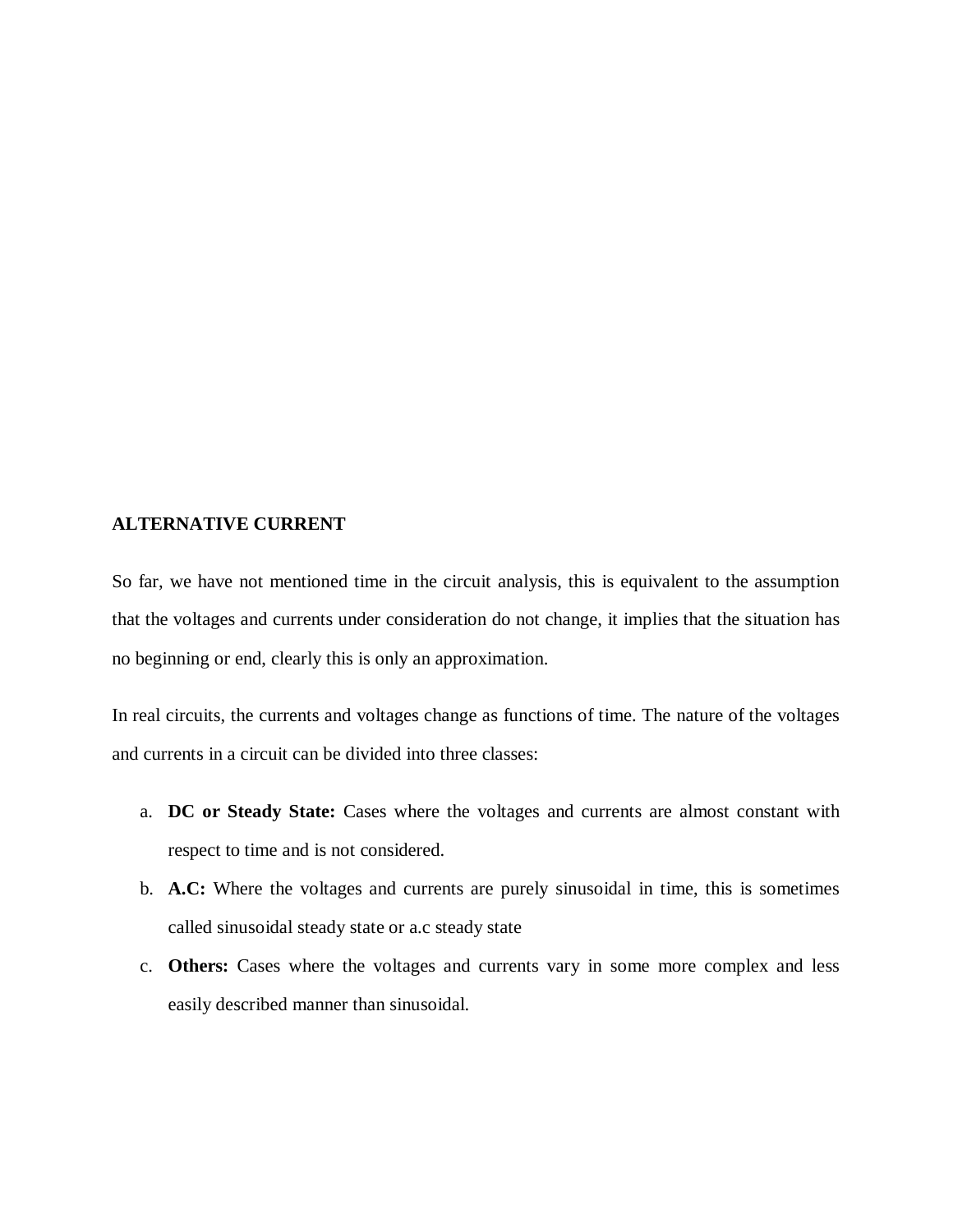## ALTERNATIVE CURRENT

So far, we have not mentioned time in the circuit analysis, this is equivalent to the assumption that the voltages and currents under consideration do not change, it implies that the situation has no beginning or end, clearly this is only an approximation.

In real circuits, the currents and voltages change as functions of time. The nature of the voltages and currents in a circuit can be divided into three classes:

a. **DC or Steady State:** Cases where the voltages and currents are almost constant with respect to time and is not considered.
b. **A.C:** Where the voltages and currents are purely sinusoidal in time, this is sometimes called sinusoidal steady state or a.c steady state
c. **Others:** Cases where the voltages and currents vary in some more complex and less easily described manner than sinusoidal.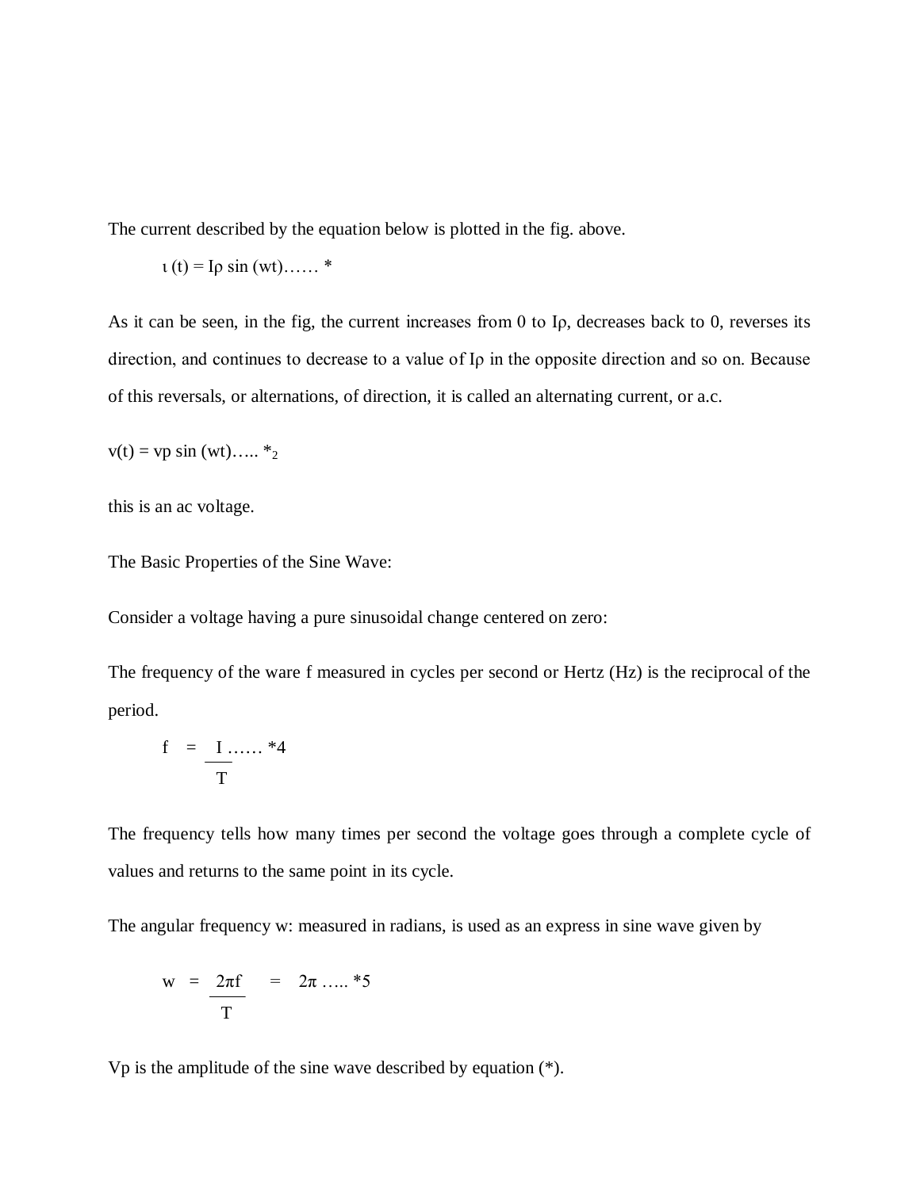The current described by the equation below is plotted in the fig. above.

$$\iota (t) = I\rho \sin (wt) \ldots\ldots *$$

As it can be seen, in the fig, the current increases from 0 to Iρ, decreases back to 0, reverses its direction, and continues to decrease to a value of Iρ in the opposite direction and so on. Because of this reversals, or alternations, of direction, it is called an alternating current, or a.c.

$$v(t) = vp \sin (wt) \ldots.. *_2$$

this is an ac voltage.

The Basic Properties of the Sine Wave:

Consider a voltage having a pure sinusoidal change centered on zero:

The frequency of the ware f measured in cycles per second or Hertz (Hz) is the reciprocal of the period.

$$f = \frac{I}{T} \ldots\ldots *4$$

The frequency tells how many times per second the voltage goes through a complete cycle of values and returns to the same point in its cycle.

The angular frequency w: measured in radians, is used as an express in sine wave given by

$$w = \frac{2\pi f}{T} = 2\pi \ldots.. *5$$

Vp is the amplitude of the sine wave described by equation (*).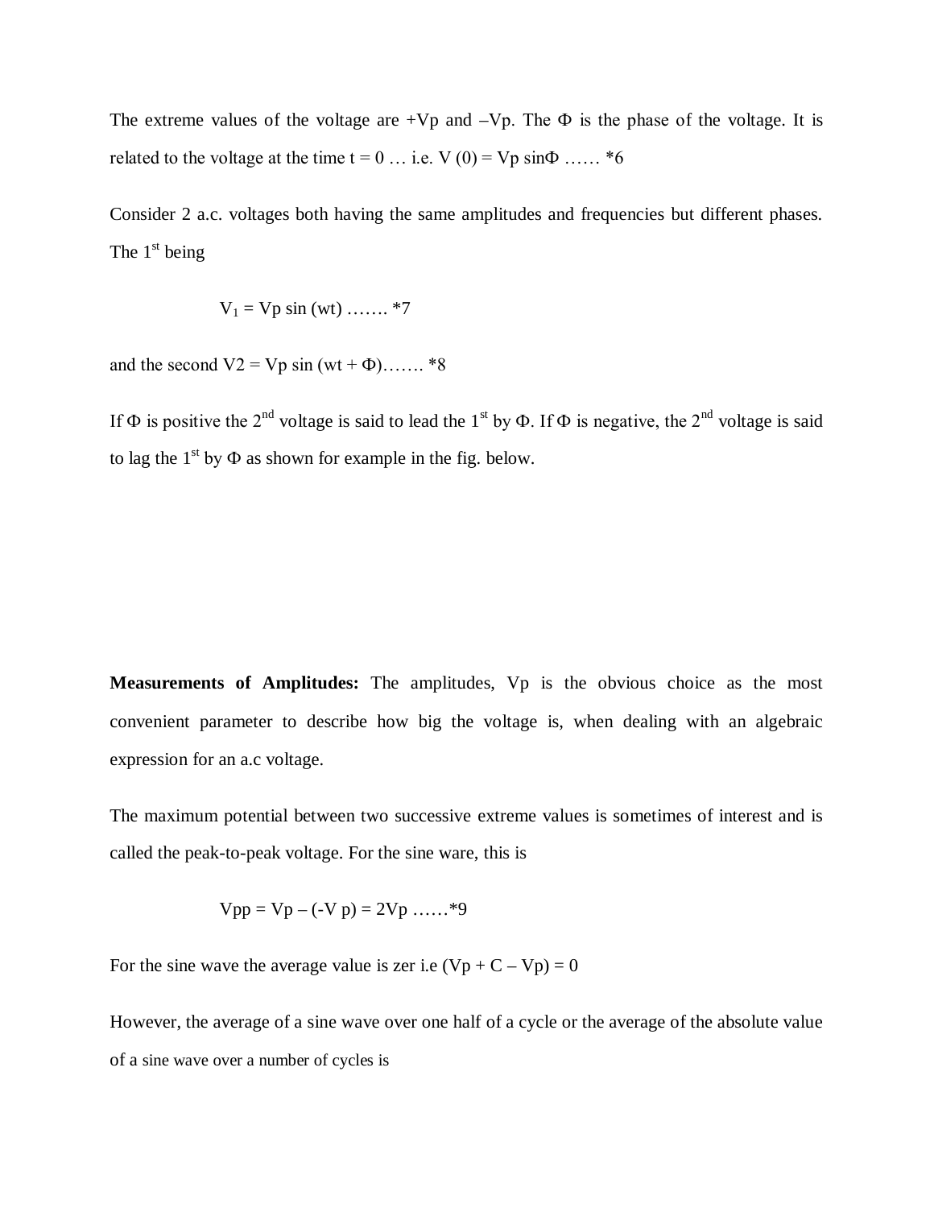The extreme values of the voltage are +Vp and –Vp. The Φ is the phase of the voltage. It is related to the voltage at the time t = 0 … i.e. $V(0) = Vp \sin\Phi$ …… *6

Consider 2 a.c. voltages both having the same amplitudes and frequencies but different phases. The 1st being

$$V_1 = Vp \sin(wt) \ldots\ldots. *7$$

and the second $V2 = Vp \sin(wt + \Phi)$……. *8

If Φ is positive the 2nd voltage is said to lead the 1st by Φ. If Φ is negative, the 2nd voltage is said to lag the 1st by Φ as shown for example in the fig. below.

**Measurements of Amplitudes:** The amplitudes, Vp is the obvious choice as the most convenient parameter to describe how big the voltage is, when dealing with an algebraic expression for an a.c voltage.

The maximum potential between two successive extreme values is sometimes of interest and is called the peak-to-peak voltage. For the sine ware, this is

$$Vpp = Vp - (-V\,p) = 2Vp \ldots\ldots *9$$

For the sine wave the average value is zer i.e $(Vp + C - Vp) = 0$

However, the average of a sine wave over one half of a cycle or the average of the absolute value of a sine wave over a number of cycles is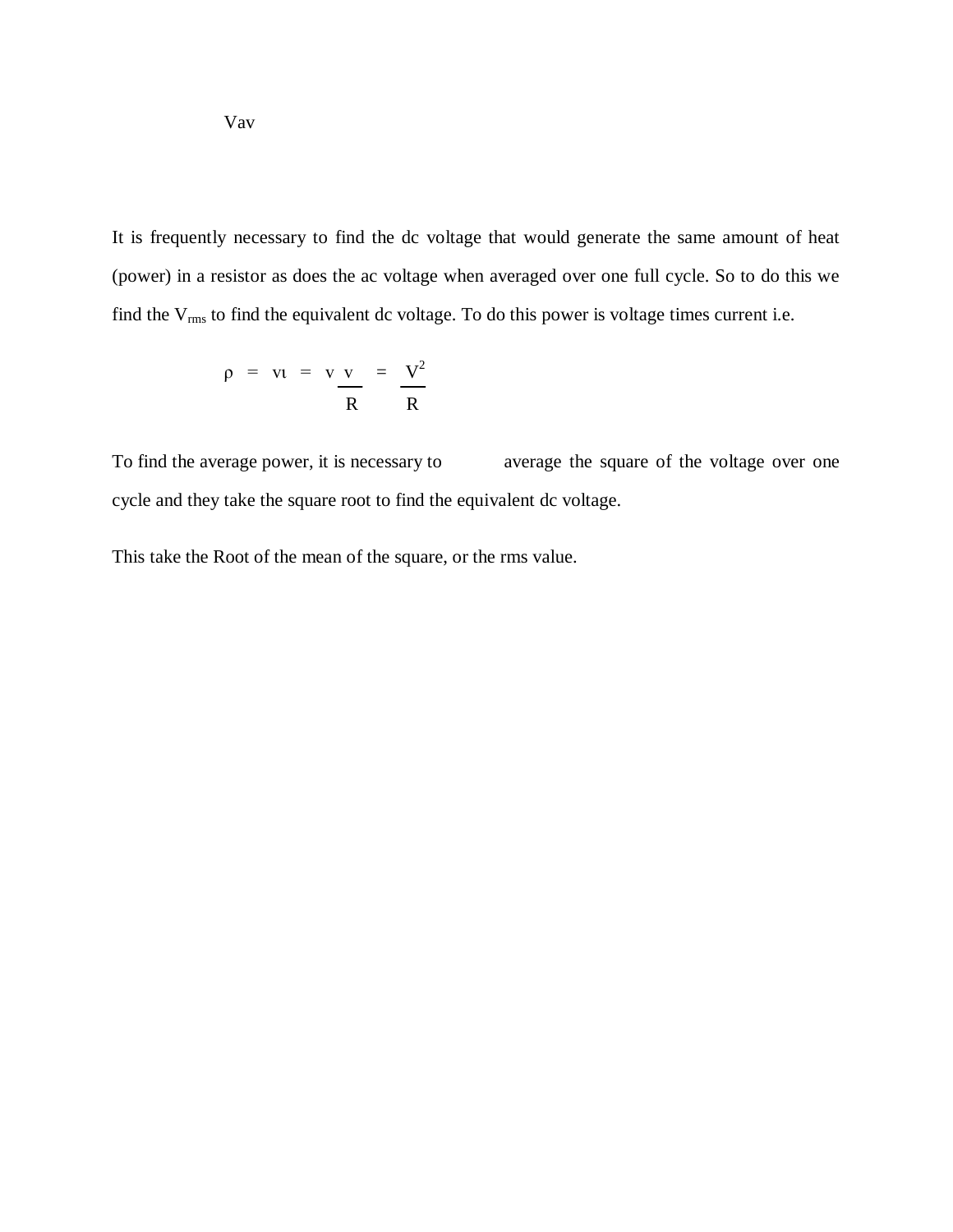Vav

It is frequently necessary to find the dc voltage that would generate the same amount of heat (power) in a resistor as does the ac voltage when averaged over one full cycle. So to do this we find the $V_{rms}$ to find the equivalent dc voltage. To do this power is voltage times current i.e.

$$\rho = \nu\iota = v\frac{v}{R} = \frac{V^2}{R}$$

To find the average power, it is necessary to average the square of the voltage over one cycle and they take the square root to find the equivalent dc voltage.

This take the Root of the mean of the square, or the rms value.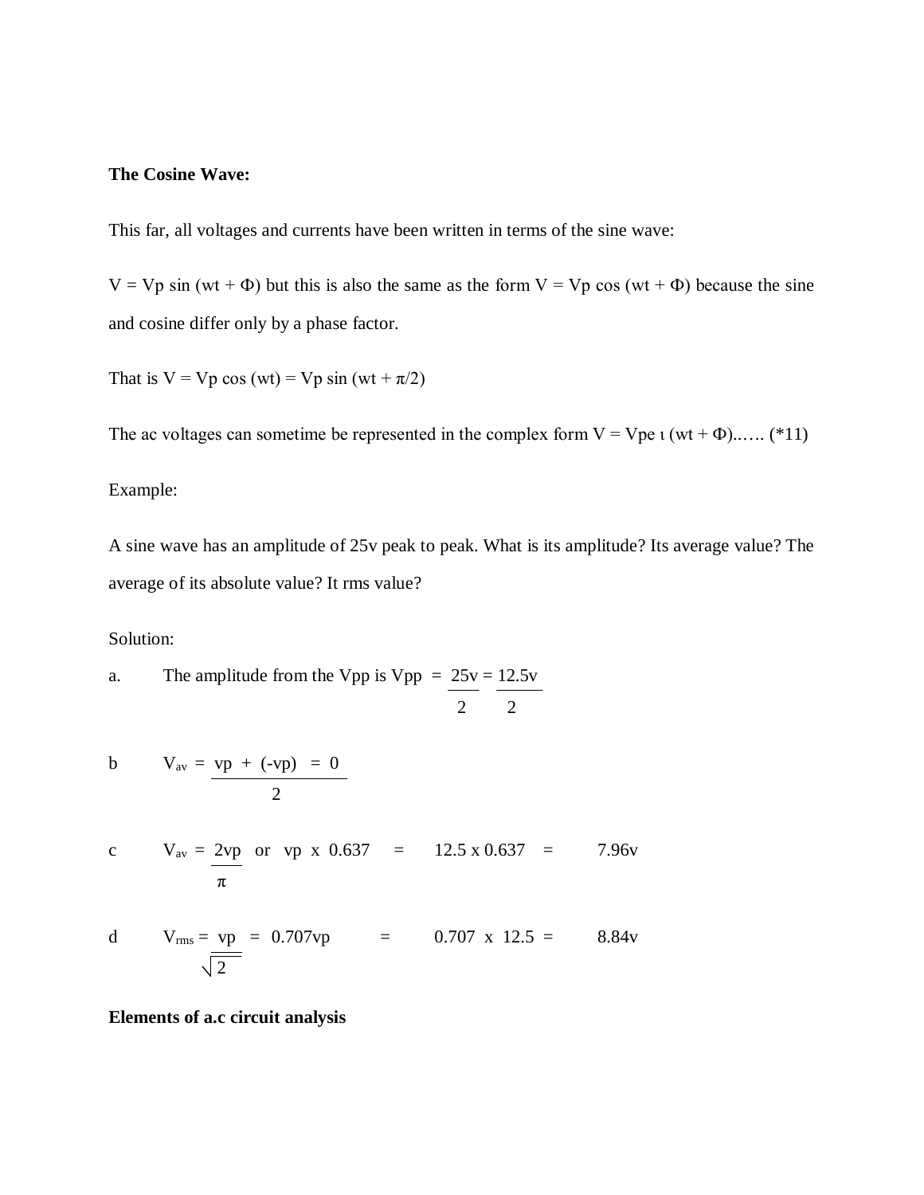**The Cosine Wave:**

This far, all voltages and currents have been written in terms of the sine wave:

$V = V_p \sin(wt + \Phi)$ but this is also the same as the form $V = V_p \cos(wt + \Phi)$ because the sine and cosine differ only by a phase factor.

That is $V = V_p \cos(wt) = V_p \sin(wt + \pi/2)$

The ac voltages can sometime be represented in the complex form $V = V_p e^{\iota(wt + \Phi)}$...…. (*11)

Example:

A sine wave has an amplitude of 25v peak to peak. What is its amplitude? Its average value? The average of its absolute value? It rms value?

Solution:

a. The amplitude from the Vpp is $V_{pp} = \frac{25v}{2} = \frac{12.5v}{2}$

b $V_{av} = \frac{v_p + (-v_p)}{2} = 0$

c $V_{av} = \frac{2v_p}{\pi}$ or $v_p \times 0.637 = 12.5 \times 0.637 = 7.96v$

d $V_{rms} = \frac{v_p}{\sqrt{2}} = 0.707v_p = 0.707 \times 12.5 = 8.84v$

**Elements of a.c circuit analysis**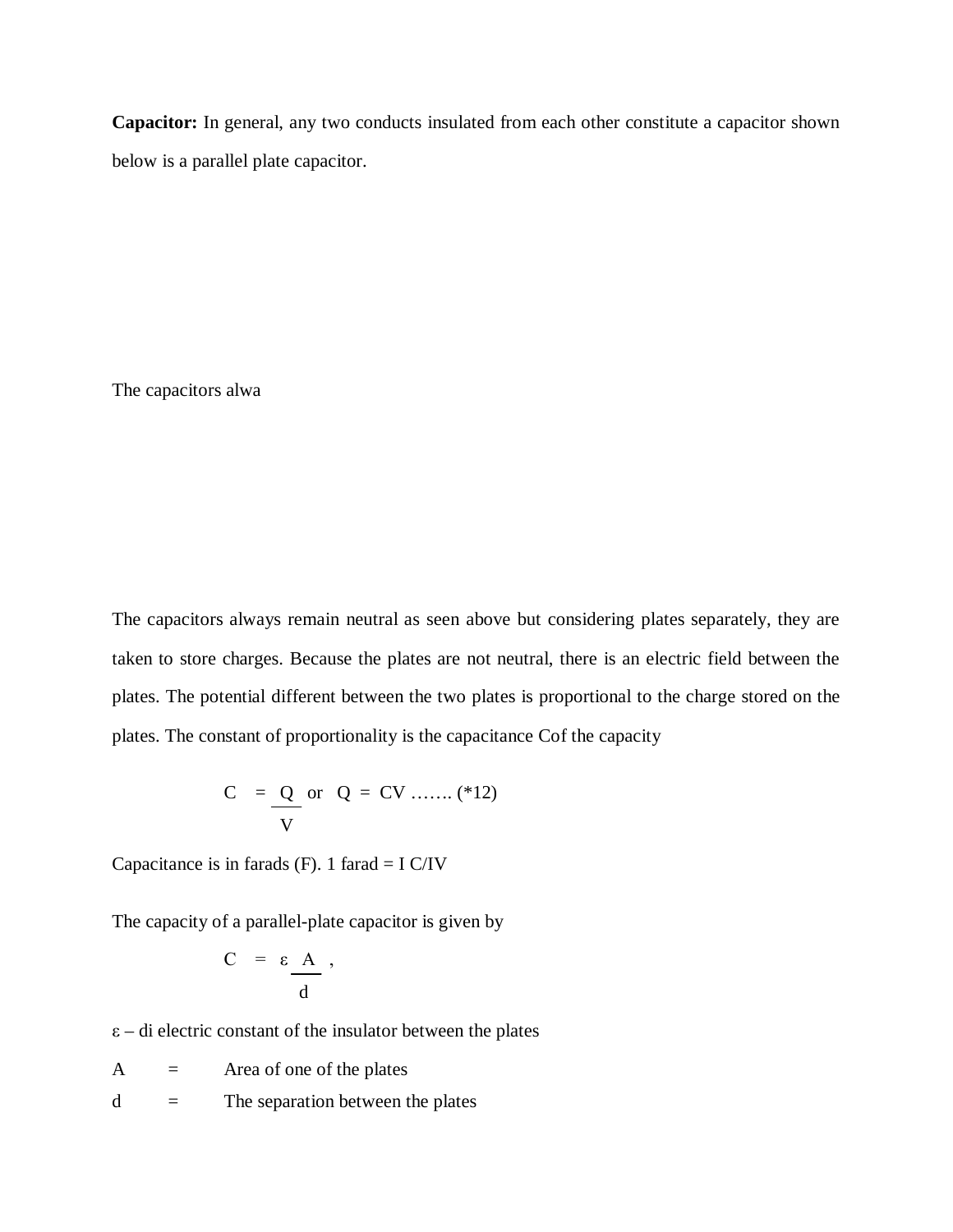**Capacitor:** In general, any two conducts insulated from each other constitute a capacitor shown below is a parallel plate capacitor.

The capacitors alwa

The capacitors always remain neutral as seen above but considering plates separately, they are taken to store charges. Because the plates are not neutral, there is an electric field between the plates. The potential different between the two plates is proportional to the charge stored on the plates. The constant of proportionality is the capacitance Cof the capacity

$$C = \frac{Q}{V} \quad \text{or} \quad Q = CV \ \ldots\ldots. \ (*12)$$

Capacitance is in farads (F). 1 farad = I C/IV

The capacity of a parallel-plate capacitor is given by

$$C = \varepsilon \frac{A}{d},$$

$\varepsilon$ – di electric constant of the insulator between the plates

A = Area of one of the plates

d = The separation between the plates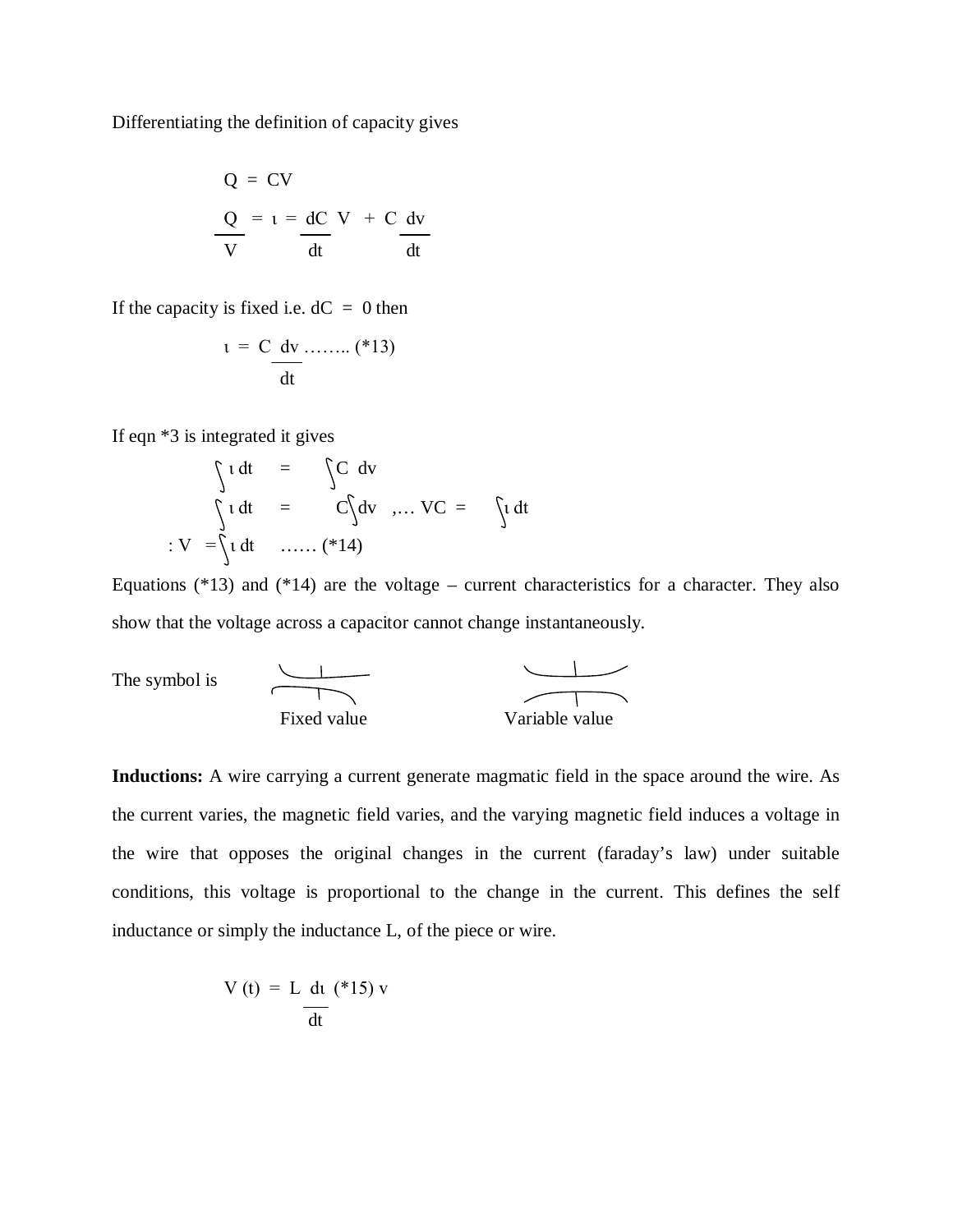Differentiating the definition of capacity gives

$$Q = CV$$

$$\frac{Q}{V} = \iota = \frac{dC}{dt} V + C \frac{dv}{dt}$$

If the capacity is fixed i.e. dC = 0 then

$$\iota = C \frac{dv}{dt} \text{ ........ (*13)}$$

If eqn *3 is integrated it gives

$$\int \iota \, dt = \int C \, dv$$

$$\int \iota \, dt = C \int dv \text{ ,... } VC = \int \iota \, dt$$

$$: V = \int \iota \, dt \text{ ...... (*14)}$$

Equations (*13) and (*14) are the voltage – current characteristics for a character. They also show that the voltage across a capacitor cannot change instantaneously.

The symbol is

Fixed value Variable value

**Inductions:** A wire carrying a current generate magmatic field in the space around the wire. As the current varies, the magnetic field varies, and the varying magnetic field induces a voltage in the wire that opposes the original changes in the current (faraday's law) under suitable conditions, this voltage is proportional to the change in the current. This defines the self inductance or simply the inductance L, of the piece or wire.

$$V(t) = L \frac{d\iota}{dt} \text{ (*15) v}$$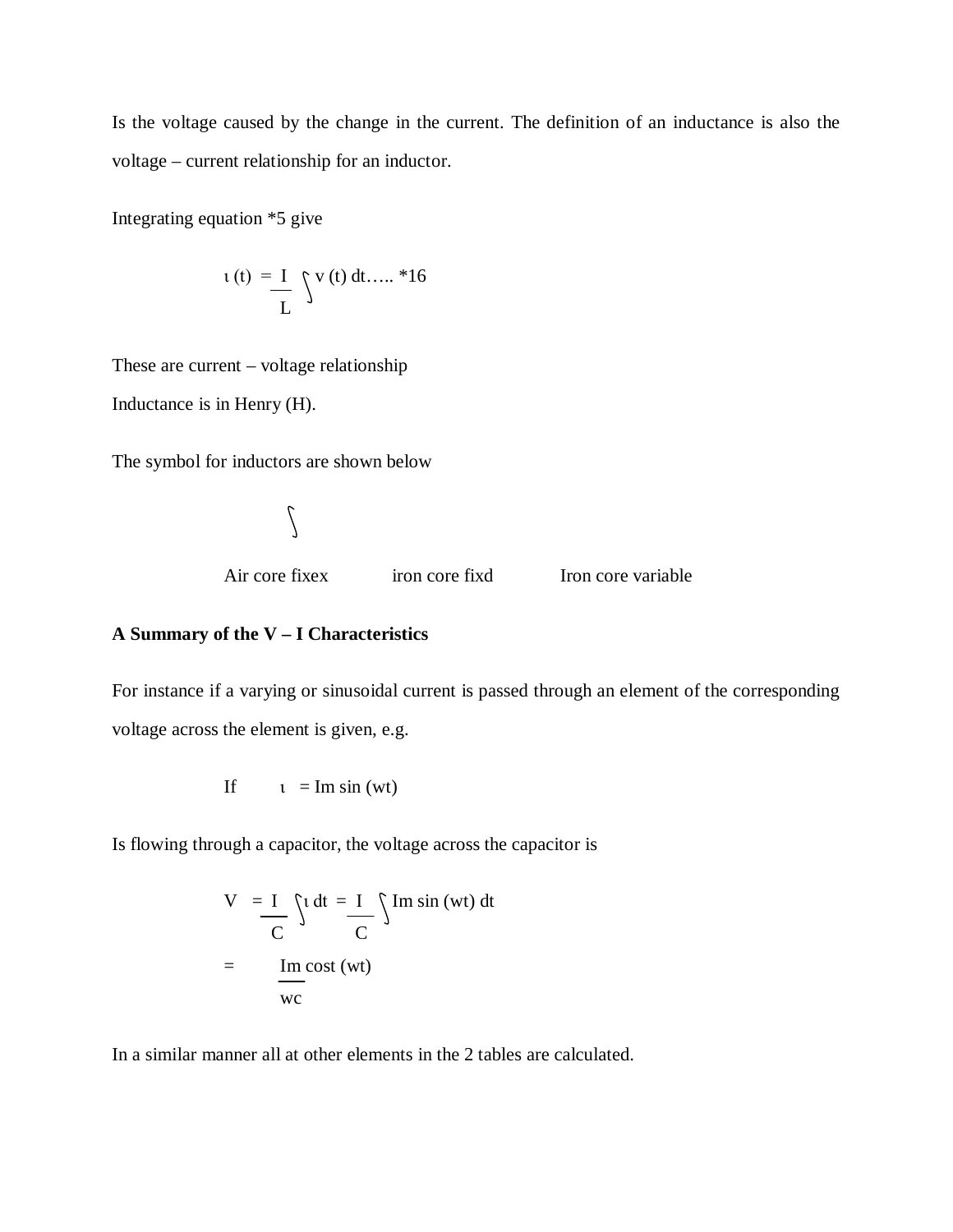Is the voltage caused by the change in the current. The definition of an inductance is also the voltage – current relationship for an inductor.

Integrating equation *5 give

$$\iota (t) = \frac{I}{L} \int v (t) \, dt \ldots\ldots *16$$

These are current – voltage relationship

Inductance is in Henry (H).

The symbol for inductors are shown below

$\int$

Air core fixex iron core fixd Iron core variable

**A Summary of the V – I Characteristics**

For instance if a varying or sinusoidal current is passed through an element of the corresponding voltage across the element is given, e.g.

If $\iota = Im \sin (wt)$

Is flowing through a capacitor, the voltage across the capacitor is

$$V = \frac{I}{C} \int \iota \, dt = \frac{I}{C} \int Im \sin (wt) \, dt$$

$$= \frac{Im}{wc} \text{cost} (wt)$$

In a similar manner all at other elements in the 2 tables are calculated.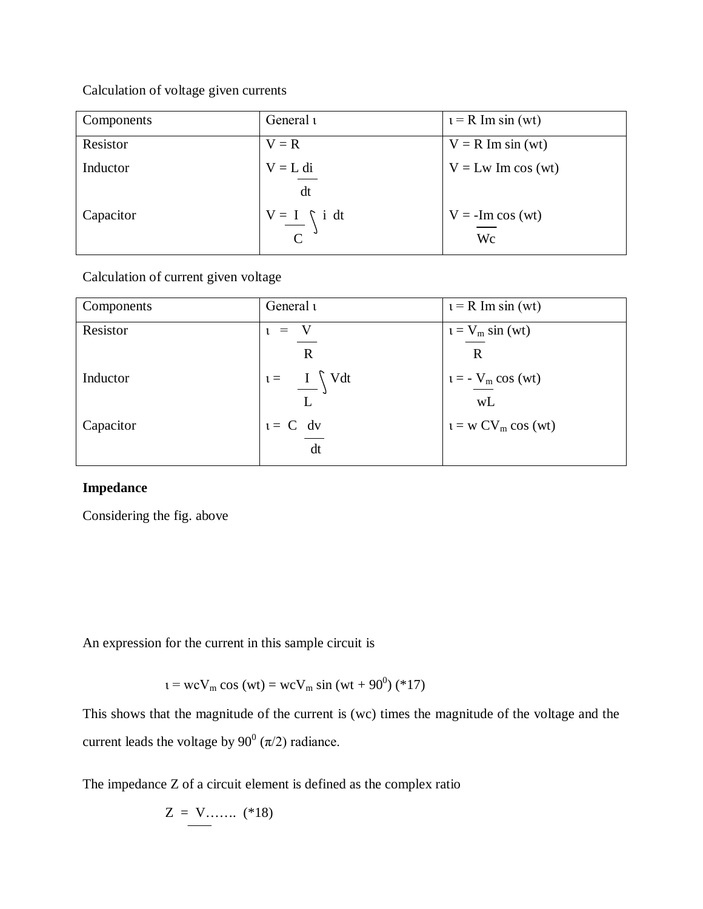Calculation of voltage given currents

| Components | General ι | ι = R Im sin (wt) |
|---|---|---|
| Resistor<br>Inductor<br>Capacitor | $V = R$<br>$V = L \frac{di}{dt}$<br>$V = \frac{I}{C} \int i \, dt$ | $V = R \, Im \sin(wt)$<br>$V = Lw \, Im \cos(wt)$<br>$V = \frac{-Im}{Wc} \cos(wt)$ |

Calculation of current given voltage

| Components | General ι | ι = R Im sin (wt) |
|---|---|---|
| Resistor<br>Inductor<br>Capacitor | $\iota = \frac{V}{R}$<br>$\iota = \frac{I}{L} \int V dt$<br>$\iota = C \frac{dv}{dt}$ | $\iota = \frac{V_m}{R} \sin(wt)$<br>$\iota = -\frac{V_m}{wL} \cos(wt)$<br>$\iota = w C V_m \cos(wt)$ |

**Impedance**

Considering the fig. above

An expression for the current in this sample circuit is

$$\iota = wcV_m \cos(wt) = wcV_m \sin(wt + 90^0) \quad (*17)$$

This shows that the magnitude of the current is (wc) times the magnitude of the voltage and the current leads the voltage by $90^0$ ($\pi/2$) radiance.

The impedance Z of a circuit element is defined as the complex ratio

$$Z = \frac{V}{\;}\ldots\ldots \quad (*18)$$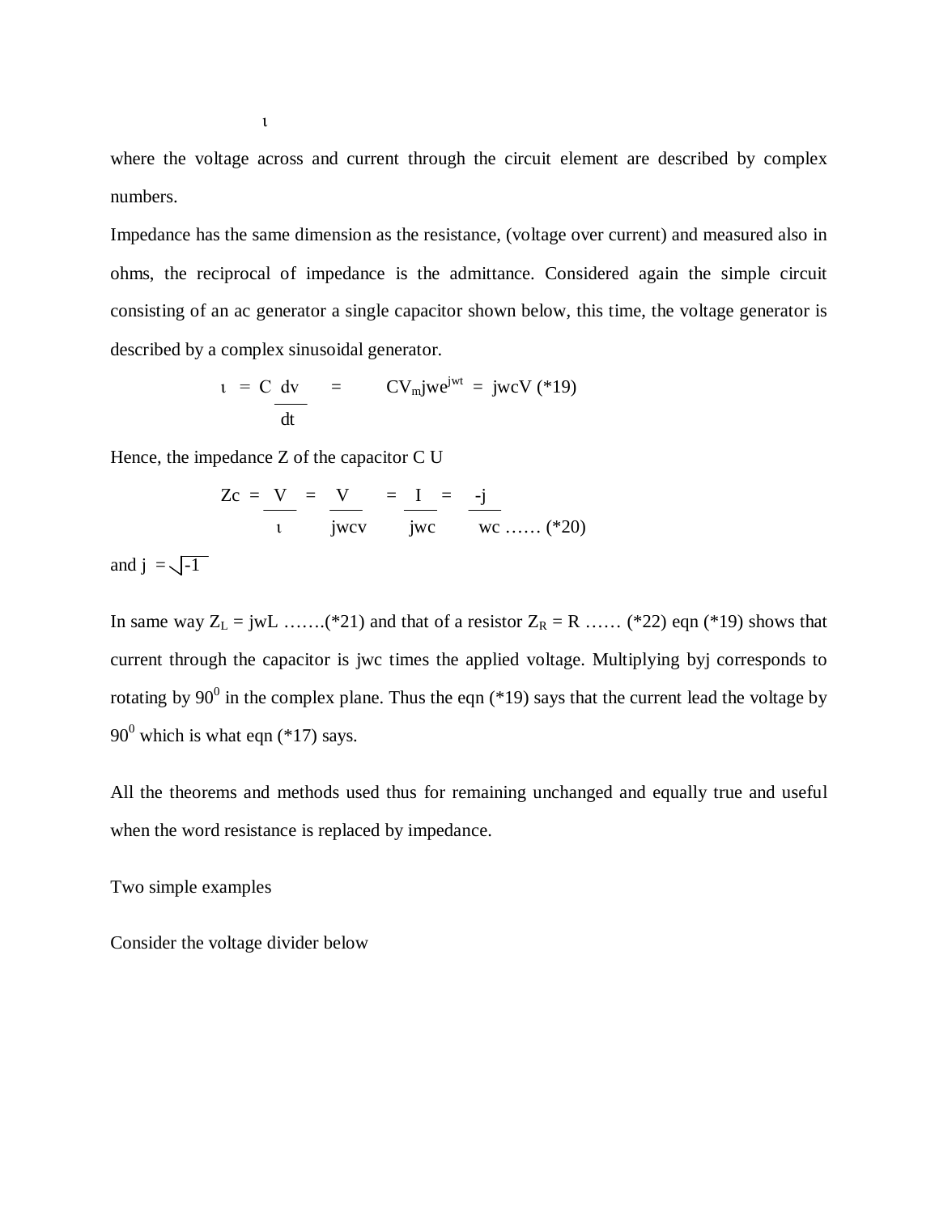$\iota$

where the voltage across and current through the circuit element are described by complex numbers.

Impedance has the same dimension as the resistance, (voltage over current) and measured also in ohms, the reciprocal of impedance is the admittance. Considered again the simple circuit consisting of an ac generator a single capacitor shown below, this time, the voltage generator is described by a complex sinusoidal generator.

$$\iota = C\frac{dv}{dt} = CV_m jwe^{jwt} = jwcV \text{ (*19)}$$

Hence, the impedance Z of the capacitor C U

$$Z_C = \frac{V}{\iota} = \frac{V}{jwcv} = \frac{I}{jwc} = \frac{-j}{wc} \text{ …… (*20)}$$

and $j = \sqrt{-1}$

In same way $Z_L = jwL$ …….(*21) and that of a resistor $Z_R = R$ …… (*22) eqn (*19) shows that current through the capacitor is jwc times the applied voltage. Multiplying byj corresponds to rotating by $90^0$ in the complex plane. Thus the eqn (*19) says that the current lead the voltage by $90^0$ which is what eqn (*17) says.

All the theorems and methods used thus for remaining unchanged and equally true and useful when the word resistance is replaced by impedance.

Two simple examples

Consider the voltage divider below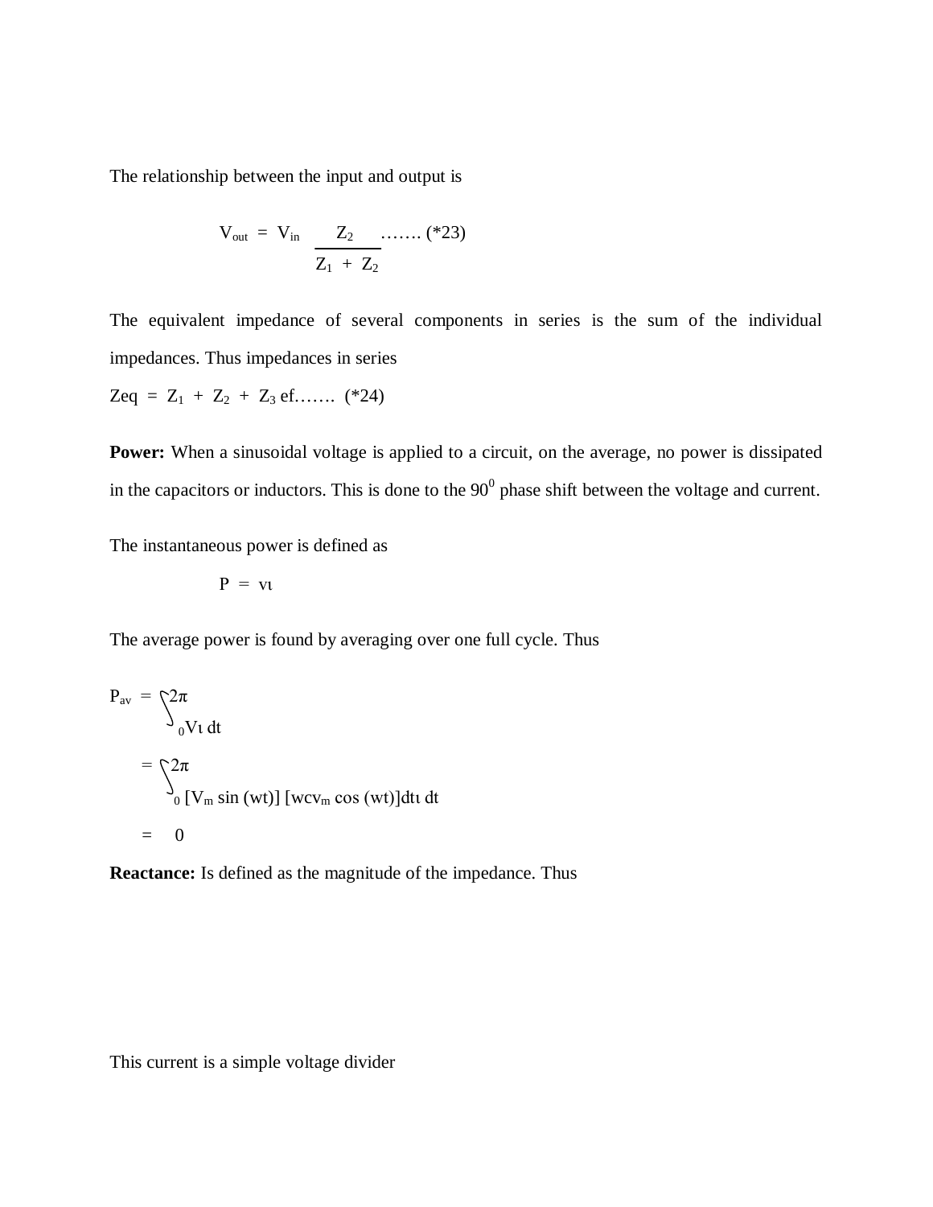The relationship between the input and output is

$$V_{out} = V_{in} \frac{Z_2}{Z_1 + Z_2} \quad \text{……. (*23)}$$

The equivalent impedance of several components in series is the sum of the individual impedances. Thus impedances in series

$Zeq = Z_1 + Z_2 + Z_3$ ef……. (*24)

**Power:** When a sinusoidal voltage is applied to a circuit, on the average, no power is dissipated in the capacitors or inductors. This is done to the $90^0$ phase shift between the voltage and current.

The instantaneous power is defined as

$$P = v\iota$$

The average power is found by averaging over one full cycle. Thus

$$P_{av} = \int_0^{2\pi} V\iota \, dt$$

$$= \int_0^{2\pi} [V_m \sin (wt)] [wcv_m \cos (wt)]dt\iota \, dt$$

$$= \quad 0$$

**Reactance:** Is defined as the magnitude of the impedance. Thus

This current is a simple voltage divider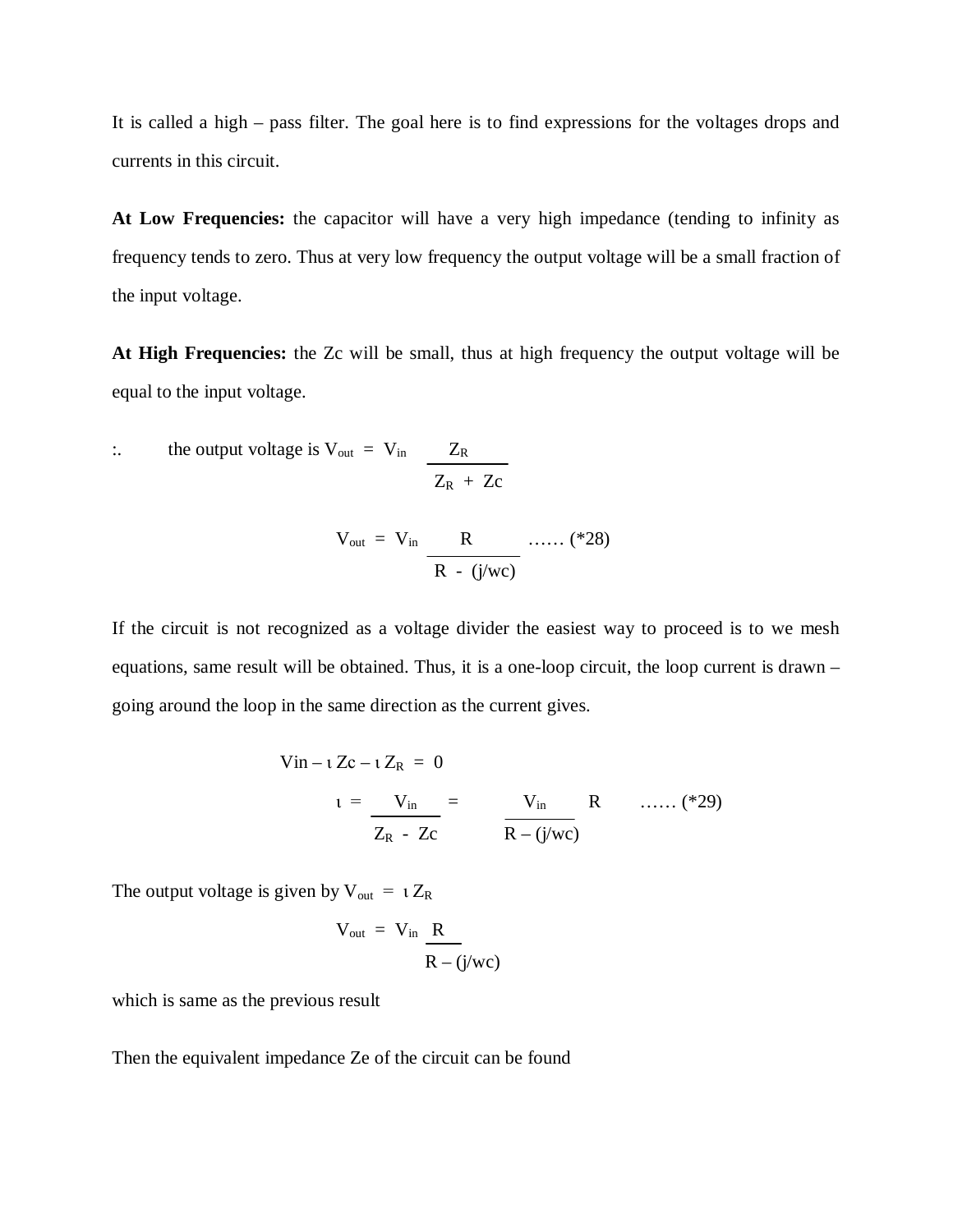It is called a high – pass filter. The goal here is to find expressions for the voltages drops and currents in this circuit.

**At Low Frequencies:** the capacitor will have a very high impedance (tending to infinity as frequency tends to zero. Thus at very low frequency the output voltage will be a small fraction of the input voltage.

**At High Frequencies:** the Zc will be small, thus at high frequency the output voltage will be equal to the input voltage.

:. the output voltage is $V_{out} = V_{in} \dfrac{Z_R}{Z_R + Zc}$

$$V_{out} = V_{in} \frac{R}{R - (j/wc)} \quad \text{...... (*28)}$$

If the circuit is not recognized as a voltage divider the easiest way to proceed is to we mesh equations, same result will be obtained. Thus, it is a one-loop circuit, the loop current is drawn – going around the loop in the same direction as the current gives.

$$Vin - \iota\, Zc - \iota\, Z_R = 0$$

$$\iota = \frac{V_{in}}{Z_R - Zc} = \frac{V_{in}}{R - (j/wc)} \; R \quad \text{...... (*29)}$$

The output voltage is given by $V_{out} = \iota\, Z_R$

$$V_{out} = V_{in} \frac{R}{R - (j/wc)}$$

which is same as the previous result

Then the equivalent impedance Ze of the circuit can be found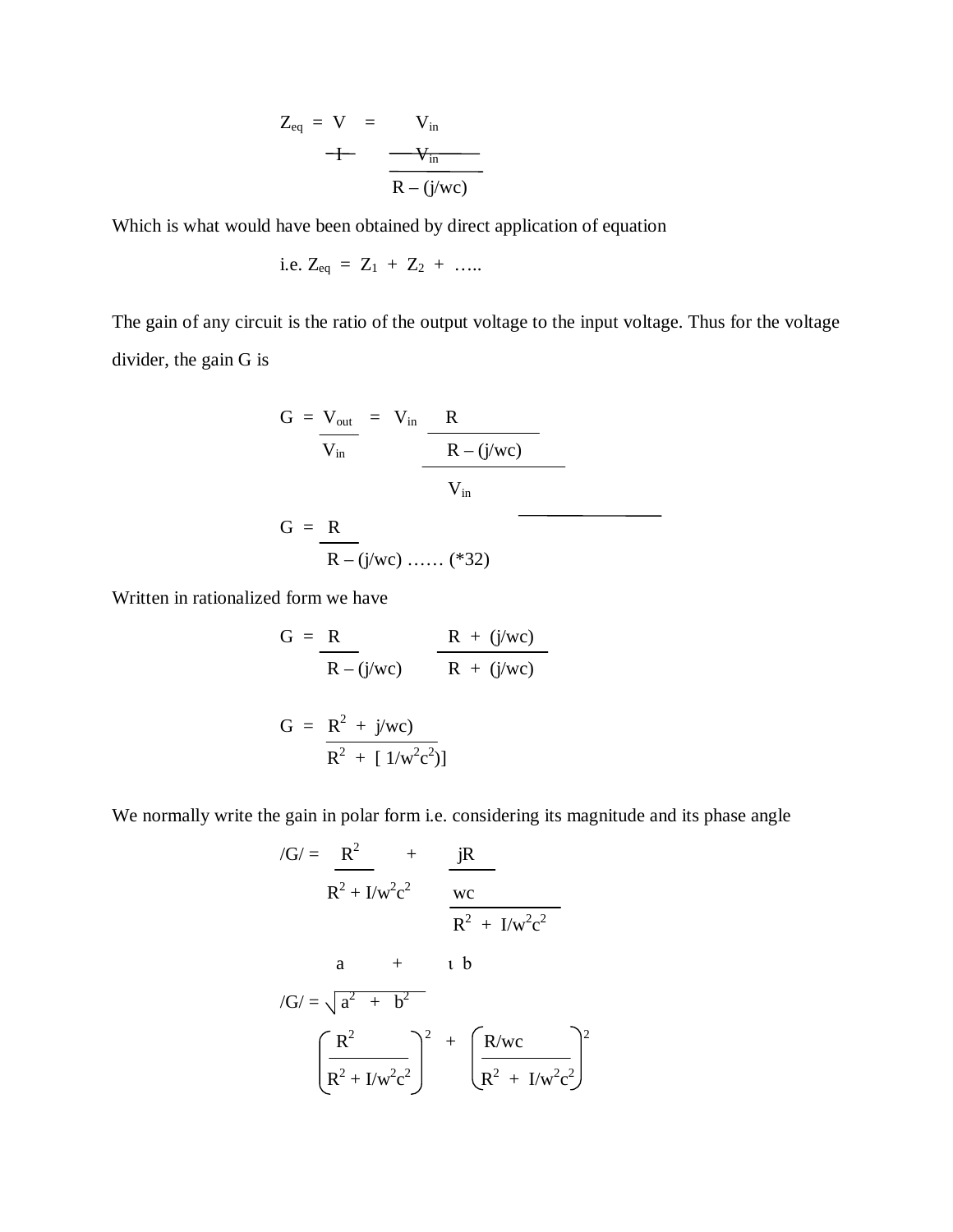$$Z_{eq} = \frac{V}{I} = \frac{V_{in}}{\dfrac{V_{in}}{R - (j/wc)}}$$

Which is what would have been obtained by direct application of equation

$$\text{i.e. } Z_{eq} = Z_1 + Z_2 + \ldots..$$

The gain of any circuit is the ratio of the output voltage to the input voltage. Thus for the voltage divider, the gain G is

$$G = \frac{V_{out}}{V_{in}} = \frac{V_{in}\dfrac{R}{R - (j/wc)}}{V_{in}}$$

$$G = \frac{R}{R - (j/wc)} \quad \ldots\ldots (*32)$$

Written in rationalized form we have

$$G = \frac{R}{R - (j/wc)} \cdot \frac{R + (j/wc)}{R + (j/wc)}$$

$$G = \frac{R^2 + j/wc)}{R^2 + [\,1/w^2c^2)]}$$

We normally write the gain in polar form i.e. considering its magnitude and its phase angle

$$/G/ = \frac{R^2}{R^2 + I/w^2c^2} + \frac{\dfrac{jR}{wc}}{R^2 + I/w^2c^2}$$

$$a \quad + \quad \iota\, b$$

$$/G/ = \sqrt{a^2 + b^2}$$

$$\left(\frac{R^2}{R^2 + I/w^2c^2}\right)^2 + \left(\frac{R/wc}{R^2 + I/w^2c^2}\right)^2$$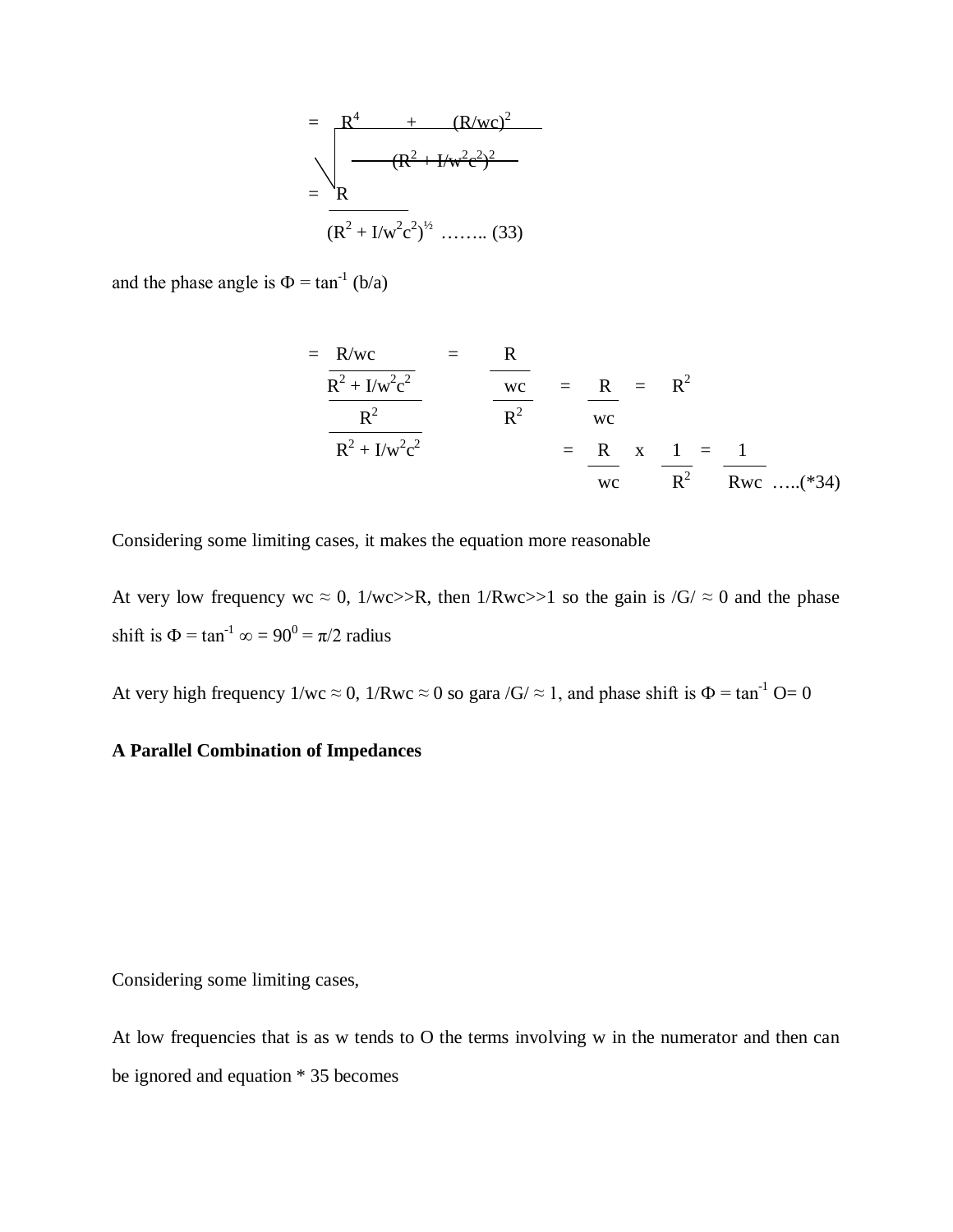$$= \sqrt{\frac{R^4 + (R/wc)^2}{(R^2 + I/w^2c^2)^2}}$$

$$= \frac{R}{(R^2 + I/w^2c^2)^{½}} \quad …….. (33)$$

and the phase angle is $\Phi = \tan^{-1} (b/a)$

$$= \frac{\dfrac{R/wc}{R^2 + I/w^2c^2}}{\dfrac{R^2}{R^2 + I/w^2c^2}} = \frac{\dfrac{R}{wc}}{R^2} = \frac{\dfrac{R}{wc}}{R^2} = \frac{R}{wc} \times \frac{1}{R^2} = \frac{1}{Rwc} \quad …..(*34)$$

Considering some limiting cases, it makes the equation more reasonable

At very low frequency $wc \approx 0$, $1/wc >> R$, then $1/Rwc >> 1$ so the gain is $/G/ \approx 0$ and the phase shift is $\Phi = \tan^{-1} \infty = 90^0 = \pi/2$ radius

At very high frequency $1/wc \approx 0$, $1/Rwc \approx 0$ so gara $/G/ \approx 1$, and phase shift is $\Phi = \tan^{-1} O = 0$

**A Parallel Combination of Impedances**

Considering some limiting cases,

At low frequencies that is as w tends to O the terms involving w in the numerator and then can be ignored and equation * 35 becomes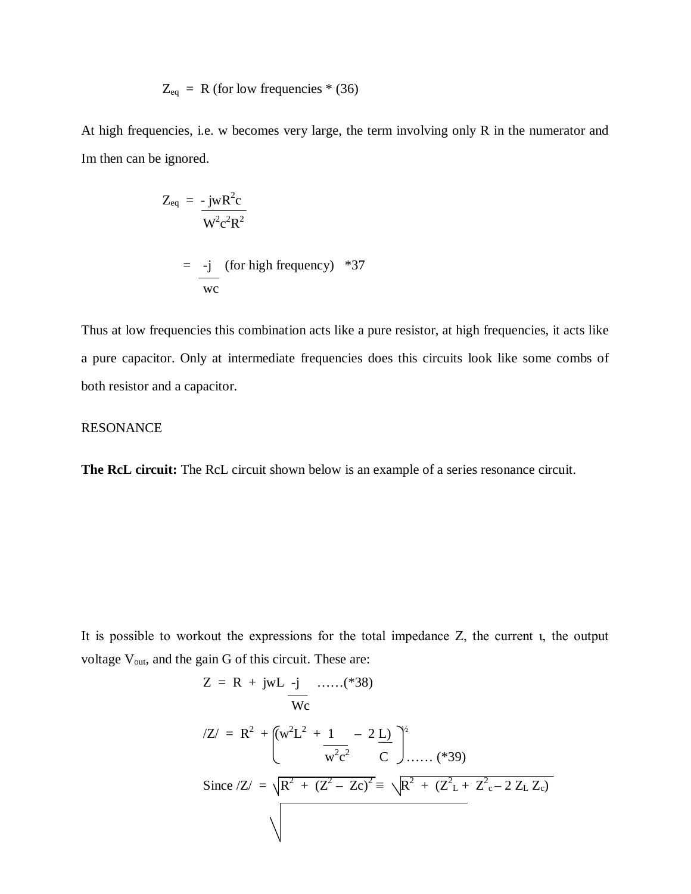$$Z_{eq} = R \text{ (for low frequencies * (36)}$$

At high frequencies, i.e. w becomes very large, the term involving only R in the numerator and Im then can be ignored.

$$Z_{eq} = \frac{-jwR^2c}{W^2c^2R^2}$$

$$= \frac{-j}{wc} \quad \text{(for high frequency)} \quad *37$$

Thus at low frequencies this combination acts like a pure resistor, at high frequencies, it acts like a pure capacitor. Only at intermediate frequencies does this circuits look like some combs of both resistor and a capacitor.

RESONANCE

**The RcL circuit:** The RcL circuit shown below is an example of a series resonance circuit.

It is possible to workout the expressions for the total impedance Z, the current ι, the output voltage $V_{out}$, and the gain G of this circuit. These are:

$$Z = R + jwL \frac{-j}{Wc} \quad \text{……(*38)}$$

$$/Z/ = R^2 + \left( w^2L^2 + \frac{1}{w^2c^2} - 2\frac{L)}{C} \right)^{½} \quad \text{…… (*39)}$$

$$\text{Since } /Z/ = \sqrt{R^2 + (Z^2 - Zc)^2} \equiv \sqrt{R^2 + (Z^2_L + Z^2_c - 2\, Z_L\, Z_c)}$$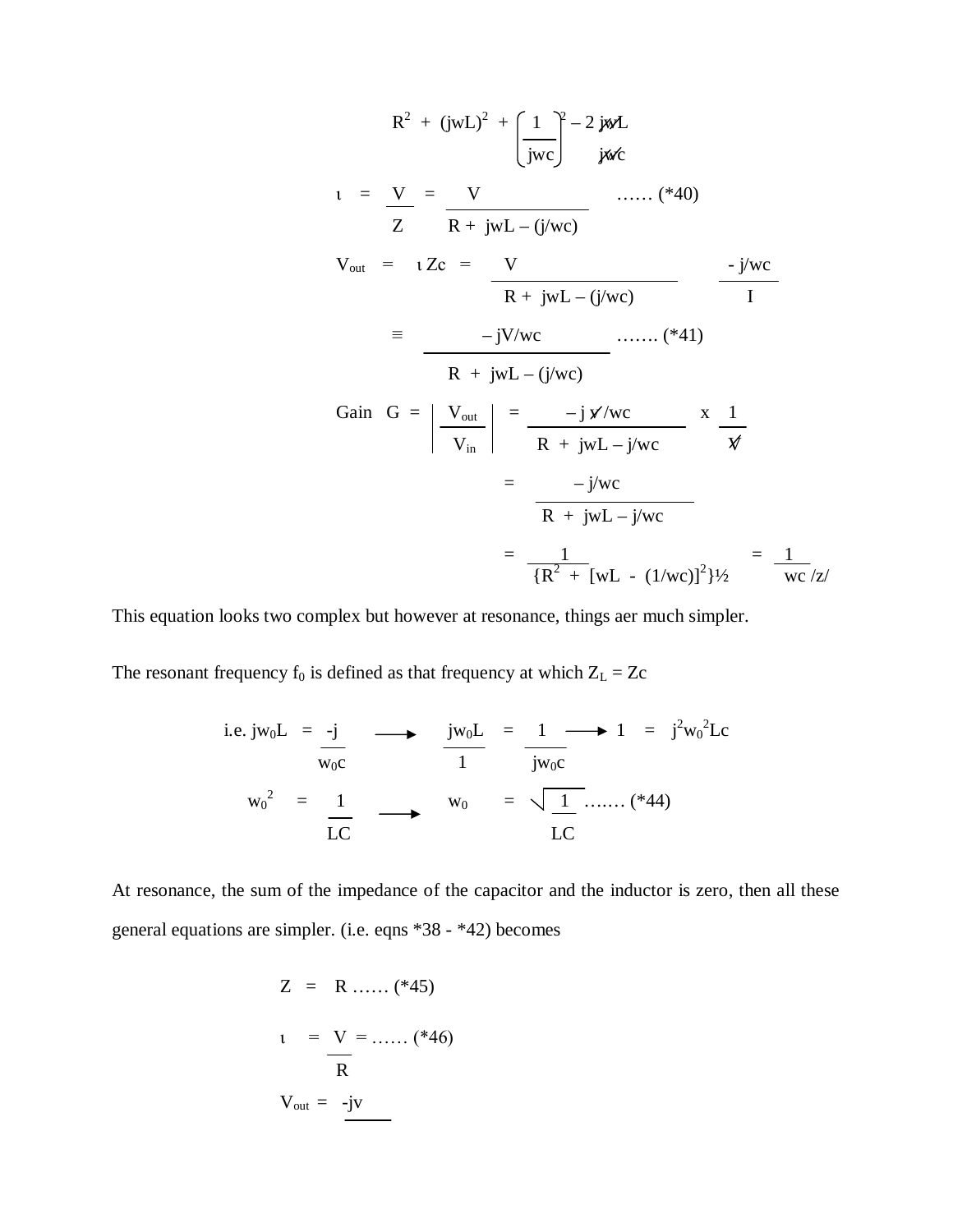$$R^2 + (jwL)^2 + \left(\frac{1}{jwc}\right)^2 - 2\,\frac{jwL}{jwc}$$

$$\iota = \frac{V}{Z} = \frac{V}{R + jwL - (j/wc)} \quad \ldots\ldots (*40)$$

$$V_{out} = \iota\, Zc = \frac{V}{R + jwL - (j/wc)} \qquad \frac{-j/wc}{I}$$

$$\equiv \frac{-jV/wc}{R + jwL - (j/wc)} \quad \ldots\ldots. (*41)$$

$$\text{Gain } G = \left|\frac{V_{out}}{V_{in}}\right| = \frac{-j\,V/wc}{R + jwL - j/wc} \times \frac{1}{V}$$

$$= \frac{-j/wc}{R + jwL - j/wc}$$

$$= \frac{1}{\{R^2 + [wL - (1/wc)]^2\}^{1/2}} = \frac{1}{wc\,/z/}$$

This equation looks two complex but however at resonance, things aer much simpler.

The resonant frequency $f_0$ is defined as that frequency at which $Z_L = Zc$

$$\text{i.e. } jw_0L = \frac{-j}{w_0c} \longrightarrow \frac{jw_0L}{1} = \frac{1}{jw_0c} \longrightarrow 1 = j^2w_0^2Lc$$

$$w_0^2 = \frac{1}{LC} \longrightarrow w_0 = \sqrt{\frac{1}{LC}} \quad \ldots\ldots. (*44)$$

At resonance, the sum of the impedance of the capacitor and the inductor is zero, then all these general equations are simpler. (i.e. eqns *38 - *42) becomes

$$Z = R \ \ldots\ldots (*45)$$

$$\iota = \frac{V}{R} = \ldots\ldots (*46)$$

$$V_{out} = \frac{-jv}{\phantom{x}}$$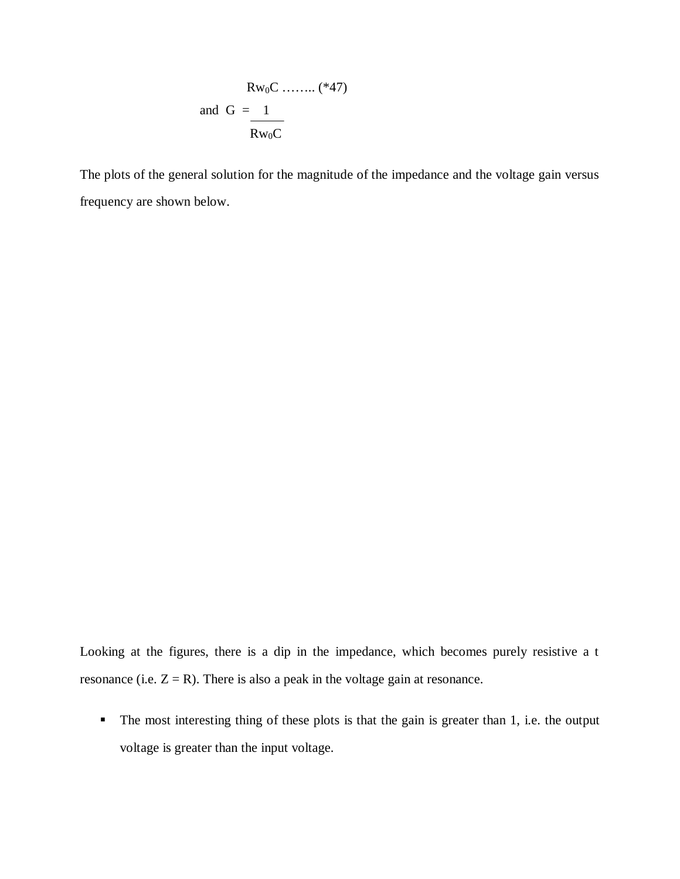$$R w_0 C \text{ ........ } (*47)$$

$$\text{and } G = \frac{1}{R w_0 C}$$

The plots of the general solution for the magnitude of the impedance and the voltage gain versus frequency are shown below.

Looking at the figures, there is a dip in the impedance, which becomes purely resistive a t resonance (i.e. $Z = R$). There is also a peak in the voltage gain at resonance.

- The most interesting thing of these plots is that the gain is greater than 1, i.e. the output voltage is greater than the input voltage.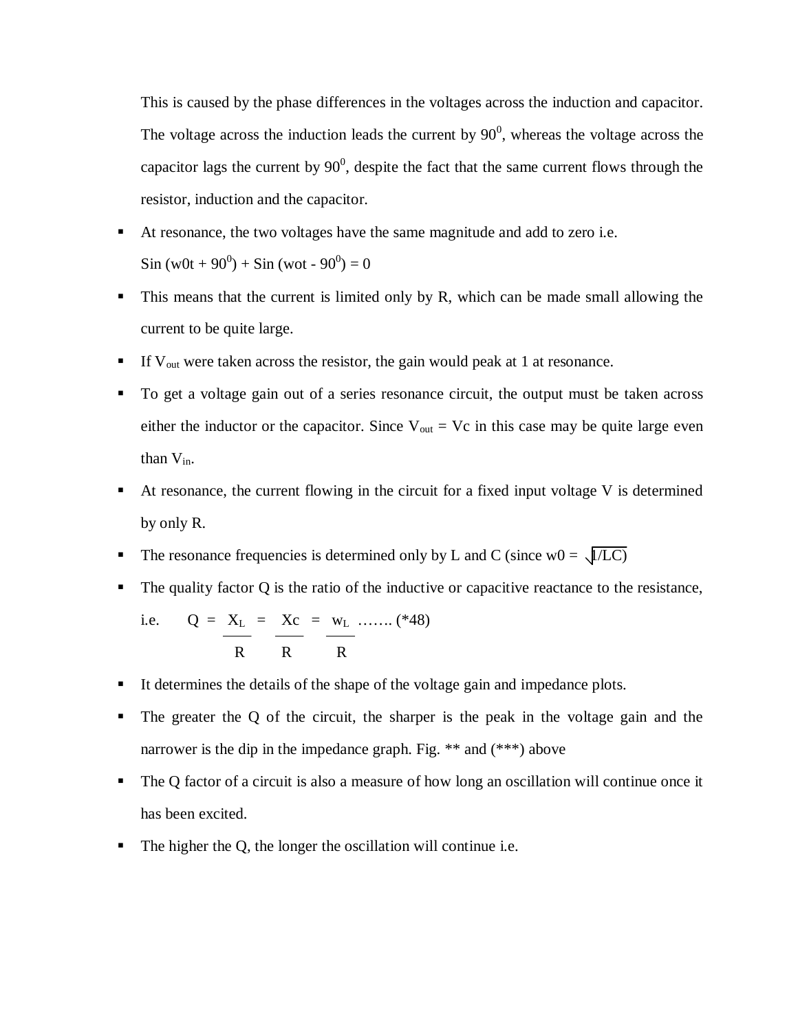This is caused by the phase differences in the voltages across the induction and capacitor. The voltage across the induction leads the current by $90^0$, whereas the voltage across the capacitor lags the current by $90^0$, despite the fact that the same current flows through the resistor, induction and the capacitor.

- At resonance, the two voltages have the same magnitude and add to zero i.e.
  $\text{Sin}(w0t + 90^0) + \text{Sin}(wot - 90^0) = 0$
- This means that the current is limited only by R, which can be made small allowing the current to be quite large.
- If $V_{out}$ were taken across the resistor, the gain would peak at 1 at resonance.
- To get a voltage gain out of a series resonance circuit, the output must be taken across either the inductor or the capacitor. Since $V_{out} = V_c$ in this case may be quite large even than $V_{in}$.
- At resonance, the current flowing in the circuit for a fixed input voltage V is determined by only R.
- The resonance frequencies is determined only by L and C (since $w0 = \sqrt{1/LC}$)
- The quality factor Q is the ratio of the inductive or capacitive reactance to the resistance,
  i.e. $Q = \dfrac{X_L}{R} = \dfrac{X_c}{R} = \dfrac{w_L}{R}$ ……. (*48)
- It determines the details of the shape of the voltage gain and impedance plots.
- The greater the Q of the circuit, the sharper is the peak in the voltage gain and the narrower is the dip in the impedance graph. Fig. ** and (***) above
- The Q factor of a circuit is also a measure of how long an oscillation will continue once it has been excited.
- The higher the Q, the longer the oscillation will continue i.e.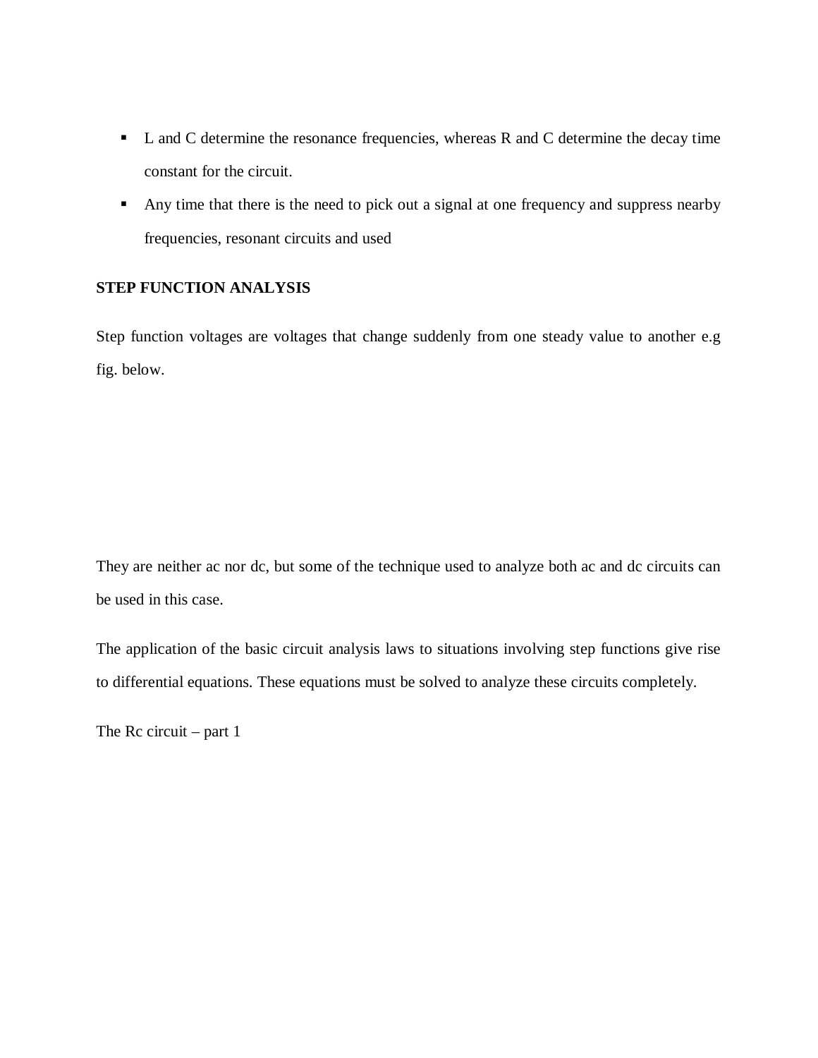- L and C determine the resonance frequencies, whereas R and C determine the decay time constant for the circuit.
- Any time that there is the need to pick out a signal at one frequency and suppress nearby frequencies, resonant circuits and used

**STEP FUNCTION ANALYSIS**

Step function voltages are voltages that change suddenly from one steady value to another e.g fig. below.

They are neither ac nor dc, but some of the technique used to analyze both ac and dc circuits can be used in this case.

The application of the basic circuit analysis laws to situations involving step functions give rise to differential equations. These equations must be solved to analyze these circuits completely.

The Rc circuit – part 1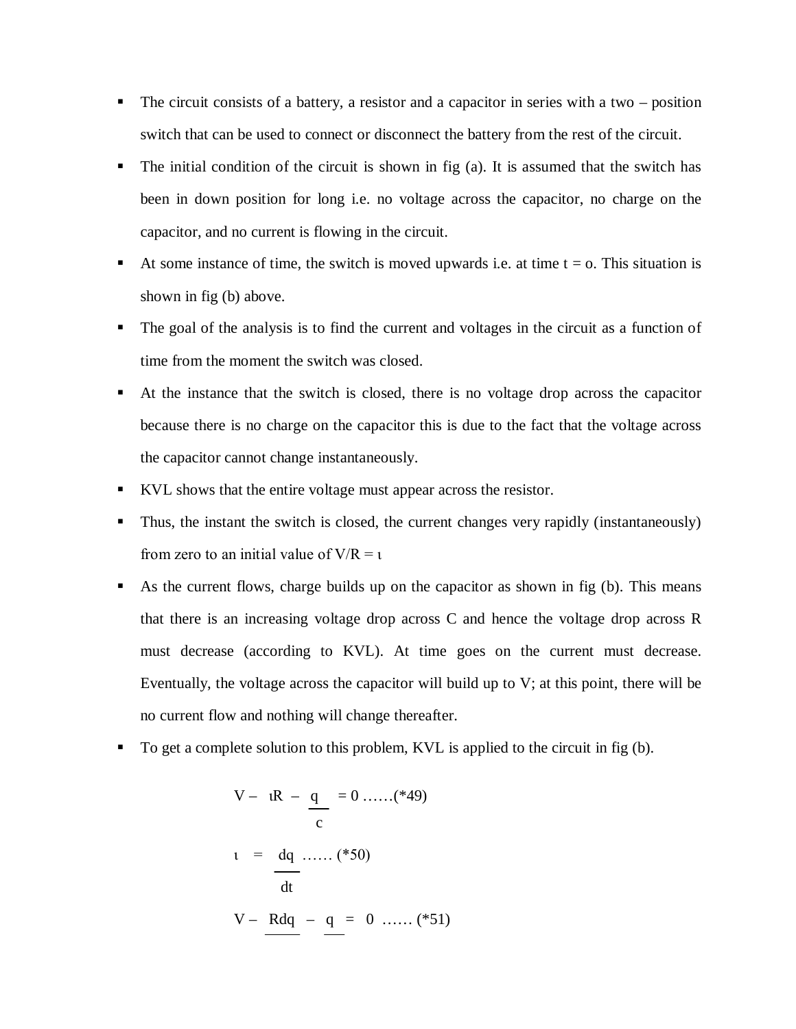- The circuit consists of a battery, a resistor and a capacitor in series with a two – position switch that can be used to connect or disconnect the battery from the rest of the circuit.
- The initial condition of the circuit is shown in fig (a). It is assumed that the switch has been in down position for long i.e. no voltage across the capacitor, no charge on the capacitor, and no current is flowing in the circuit.
- At some instance of time, the switch is moved upwards i.e. at time t = o. This situation is shown in fig (b) above.
- The goal of the analysis is to find the current and voltages in the circuit as a function of time from the moment the switch was closed.
- At the instance that the switch is closed, there is no voltage drop across the capacitor because there is no charge on the capacitor this is due to the fact that the voltage across the capacitor cannot change instantaneously.
- KVL shows that the entire voltage must appear across the resistor.
- Thus, the instant the switch is closed, the current changes very rapidly (instantaneously) from zero to an initial value of $V/R = \iota$
- As the current flows, charge builds up on the capacitor as shown in fig (b). This means that there is an increasing voltage drop across C and hence the voltage drop across R must decrease (according to KVL). At time goes on the current must decrease. Eventually, the voltage across the capacitor will build up to V; at this point, there will be no current flow and nothing will change thereafter.
- To get a complete solution to this problem, KVL is applied to the circuit in fig (b).

$$V - \iota R - \frac{q}{c} = 0 \quad \ldots\ldots(*49)$$

$$\iota = \frac{dq}{dt} \quad \ldots\ldots(*50)$$

$$V - \frac{Rdq}{} - \frac{q}{} = 0 \quad \ldots\ldots(*51)$$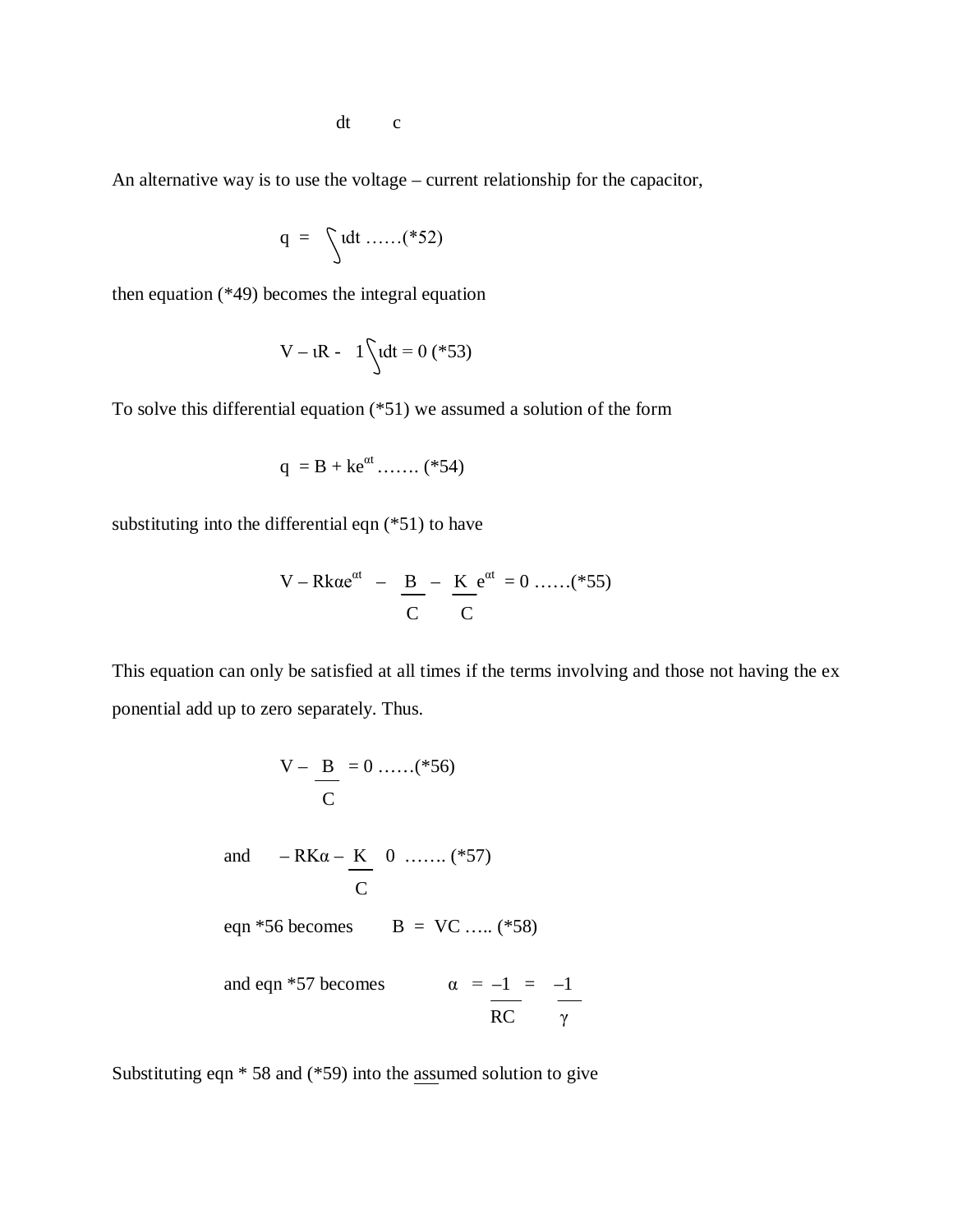$$\text{dt} \qquad \text{c}$$

An alternative way is to use the voltage – current relationship for the capacitor,

$$q = \int \iota dt \;......(*52)$$

then equation (*49) becomes the integral equation

$$V - \iota R - 1\int \iota dt = 0 \;(*53)$$

To solve this differential equation (*51) we assumed a solution of the form

$$q = B + ke^{\alpha t} \;....... (*54)$$

substituting into the differential eqn (*51) to have

$$V - Rk\alpha e^{\alpha t} - \frac{B}{C} - \frac{K}{C} e^{\alpha t} = 0 \;......(*55)$$

This equation can only be satisfied at all times if the terms involving and those not having the ex ponential add up to zero separately. Thus.

$$V - \frac{B}{C} = 0 \;......(*56)$$

and $$-RK\alpha - \frac{K}{C} \quad 0 \;....... (*57)$$

eqn *56 becomes $$B = VC \;..... (*58)$$

and eqn *57 becomes $$\alpha = \frac{-1}{RC} = \frac{-1}{\gamma}$$

Substituting eqn * 58 and (*59) into the assumed solution to give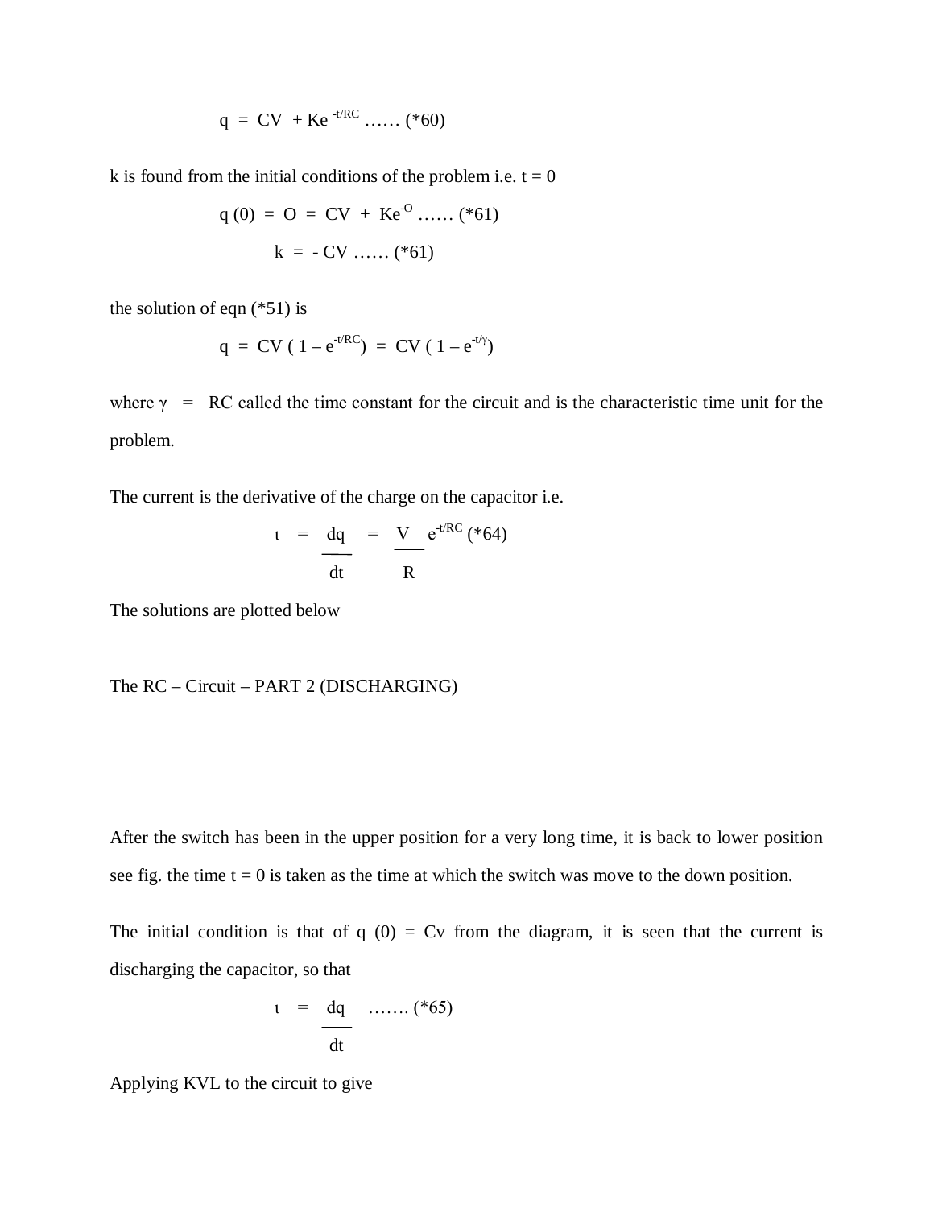$$q = CV + Ke^{-t/RC} \ldots\ldots (*60)$$

k is found from the initial conditions of the problem i.e. t = 0

$$q(0) = O = CV + Ke^{-O} \ldots\ldots (*61)$$

$$k = -CV \ldots\ldots (*61)$$

the solution of eqn (*51) is

$$q = CV(1 - e^{-t/RC}) = CV(1 - e^{-t/\gamma})$$

where $\gamma = RC$ called the time constant for the circuit and is the characteristic time unit for the problem.

The current is the derivative of the charge on the capacitor i.e.

$$\iota = \frac{dq}{dt} = \frac{V}{R} e^{-t/RC} \; (*64)$$

The solutions are plotted below

The RC – Circuit – PART 2 (DISCHARGING)

After the switch has been in the upper position for a very long time, it is back to lower position see fig. the time t = 0 is taken as the time at which the switch was move to the down position.

The initial condition is that of q (0) = Cv from the diagram, it is seen that the current is discharging the capacitor, so that

$$\iota = \frac{dq}{dt} \ldots\ldots\ldots (*65)$$

Applying KVL to the circuit to give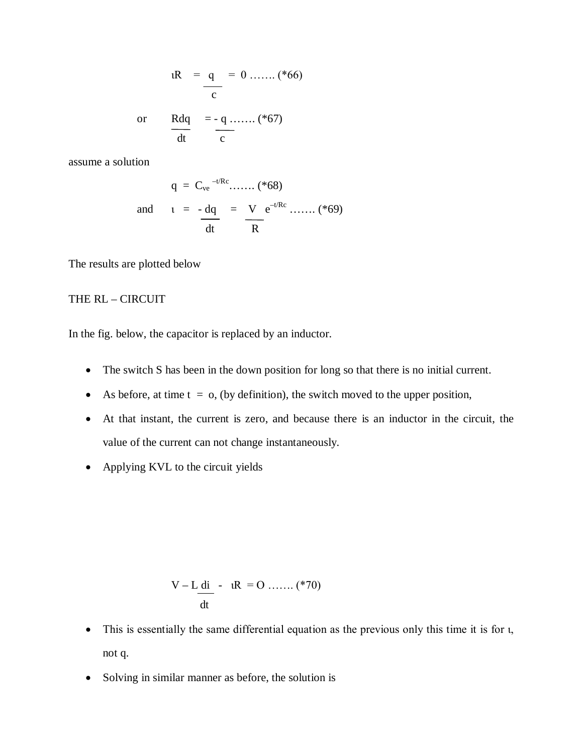$$\iota R \;=\; \frac{q}{c} \;=\; 0 \;\ldots\ldots\; (*66)$$

or

$$\frac{Rdq}{dt} = -\frac{q}{c} \;\ldots\ldots\; (*67)$$

assume a solution

$$q \;=\; C_{ve}{}^{-t/Rc} \ldots\ldots\; (*68)$$

and

$$\iota \;=\; -\frac{dq}{dt} \;=\; \frac{V}{R}\, e^{-t/Rc} \;\ldots\ldots\; (*69)$$

The results are plotted below

THE RL – CIRCUIT

In the fig. below, the capacitor is replaced by an inductor.

- The switch S has been in the down position for long so that there is no initial current.
- As before, at time t = o, (by definition), the switch moved to the upper position,
- At that instant, the current is zero, and because there is an inductor in the circuit, the value of the current can not change instantaneously.
- Applying KVL to the circuit yields

$$V - L\frac{di}{dt} - \iota R = O \;\ldots\ldots\; (*70)$$

- This is essentially the same differential equation as the previous only this time it is for ι, not q.
- Solving in similar manner as before, the solution is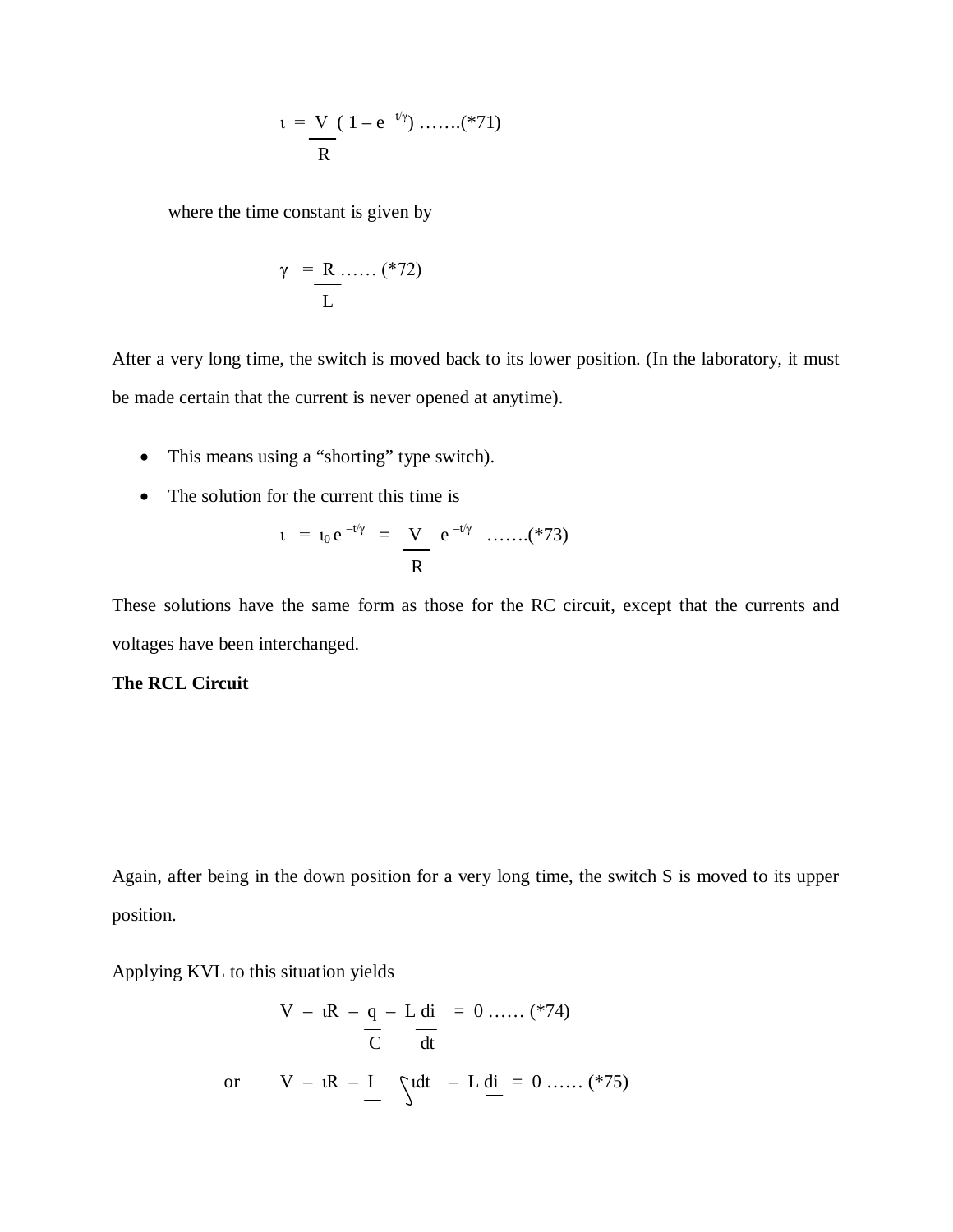$$\iota = \frac{V}{R}\left(1 - e^{-t/\gamma}\right) \text{ .......(*71)}$$

where the time constant is given by

$$\gamma = \frac{R}{L} \text{ ...... (*72)}$$

After a very long time, the switch is moved back to its lower position. (In the laboratory, it must be made certain that the current is never opened at anytime).

- This means using a "shorting" type switch).
- The solution for the current this time is

$$\iota = \iota_0 e^{-t/\gamma} = \frac{V}{R} e^{-t/\gamma} \text{ .......(*73)}$$

These solutions have the same form as those for the RC circuit, except that the currents and voltages have been interchanged.

**The RCL Circuit**

Again, after being in the down position for a very long time, the switch S is moved to its upper position.

Applying KVL to this situation yields

$$V - \iota R - \frac{q}{C} - L\frac{di}{dt} = 0 \text{ ...... (*74)}$$

or

$$V - \iota R - \frac{I}{\;} \int \iota dt - L \frac{di}{\;} = 0 \text{ ...... (*75)}$$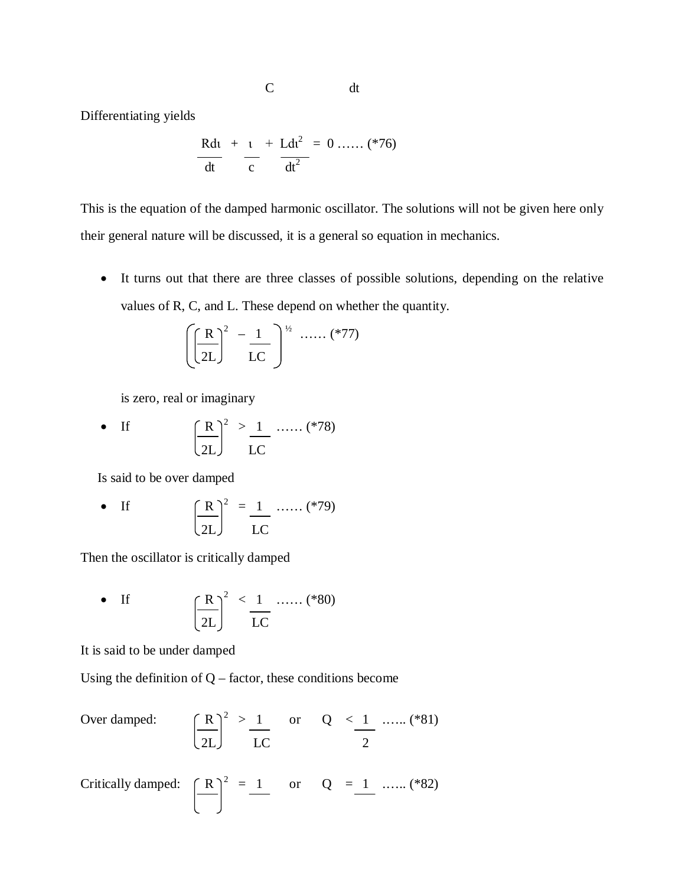C dt

Differentiating yields

$$\frac{R d\iota}{dt} + \frac{\iota}{c} + \frac{L d\iota^2}{dt^2} = 0 \text{ ...... (*76)}$$

This is the equation of the damped harmonic oscillator. The solutions will not be given here only their general nature will be discussed, it is a general so equation in mechanics.

- It turns out that there are three classes of possible solutions, depending on the relative values of R, C, and L. These depend on whether the quantity.

$$\left(\left(\frac{R}{2L}\right)^2 - \frac{1}{LC}\right)^{½} \text{ ...... (*77)}$$

  is zero, real or imaginary

- If $$\left(\frac{R}{2L}\right)^2 > \frac{1}{LC} \text{ ...... (*78)}$$

Is said to be over damped

- If $$\left(\frac{R}{2L}\right)^2 = \frac{1}{LC} \text{ ...... (*79)}$$

Then the oscillator is critically damped

- If $$\left(\frac{R}{2L}\right)^2 < \frac{1}{LC} \text{ ...... (*80)}$$

It is said to be under damped

Using the definition of Q – factor, these conditions become

Over damped: $$\left(\frac{R}{2L}\right)^2 > \frac{1}{LC} \quad \text{or} \quad Q < \frac{1}{2} \text{ ...... (*81)}$$

Critically damped: $$\left(\frac{R}{\ }\right)^2 = \frac{1}{\ } \quad \text{or} \quad Q = \frac{1}{\ } \text{ ...... (*82)}$$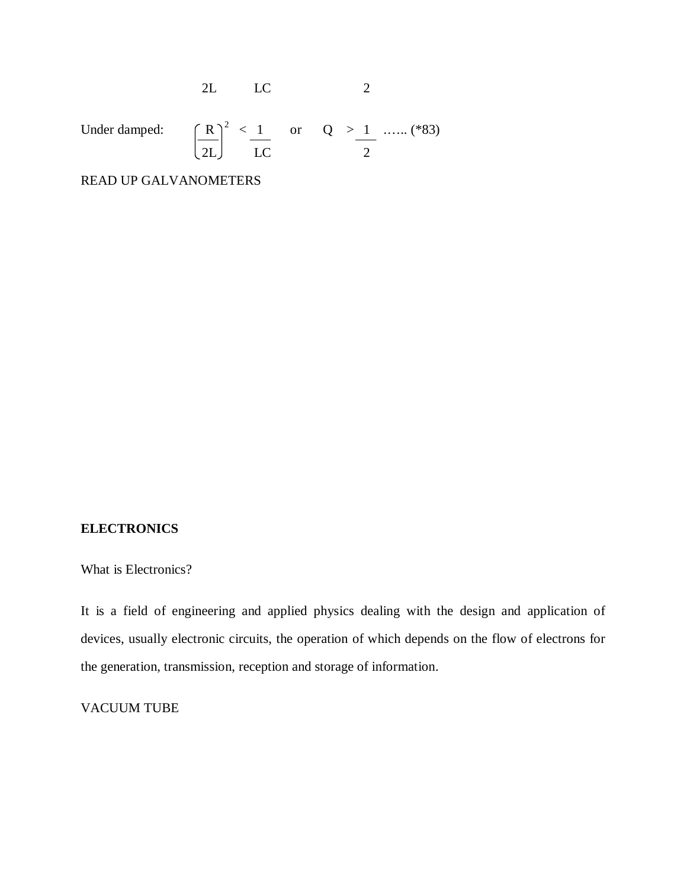$$2L \qquad LC \qquad\qquad 2$$

Under damped: $\left(\frac{R}{2L}\right)^2 < \frac{1}{LC}$ or $Q > \frac{1}{2}$ …... (*83)

READ UP GALVANOMETERS

**ELECTRONICS**

What is Electronics?

It is a field of engineering and applied physics dealing with the design and application of devices, usually electronic circuits, the operation of which depends on the flow of electrons for the generation, transmission, reception and storage of information.

VACUUM TUBE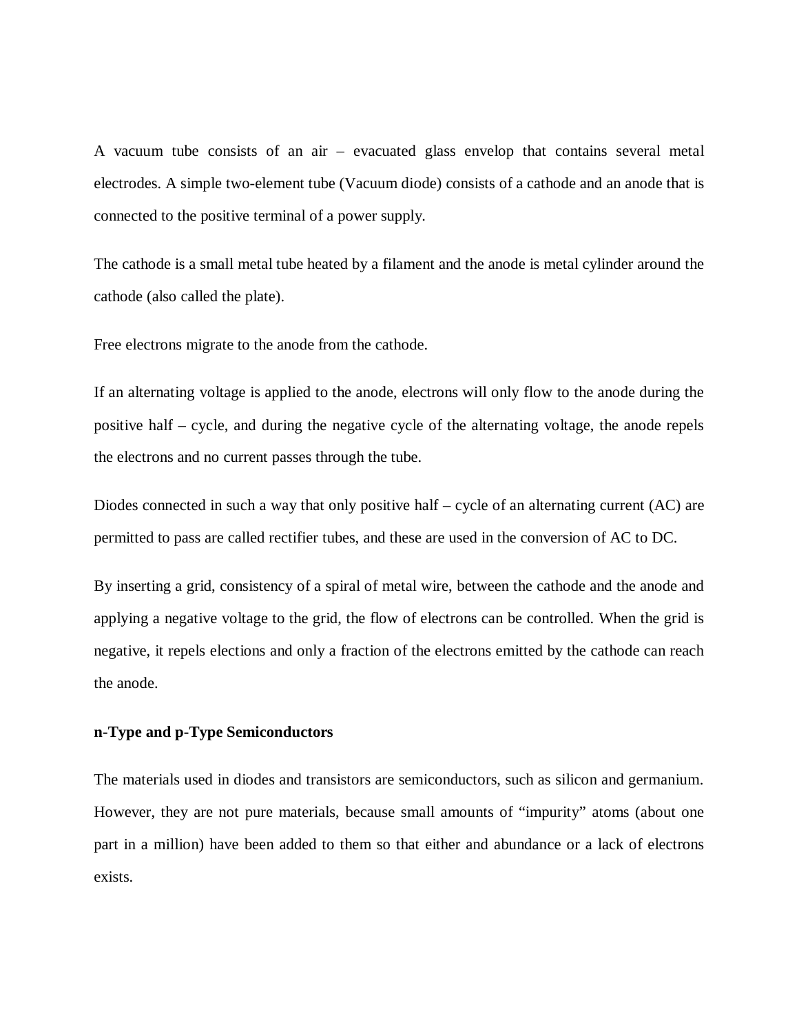A vacuum tube consists of an air – evacuated glass envelop that contains several metal electrodes. A simple two-element tube (Vacuum diode) consists of a cathode and an anode that is connected to the positive terminal of a power supply.

The cathode is a small metal tube heated by a filament and the anode is metal cylinder around the cathode (also called the plate).

Free electrons migrate to the anode from the cathode.

If an alternating voltage is applied to the anode, electrons will only flow to the anode during the positive half – cycle, and during the negative cycle of the alternating voltage, the anode repels the electrons and no current passes through the tube.

Diodes connected in such a way that only positive half – cycle of an alternating current (AC) are permitted to pass are called rectifier tubes, and these are used in the conversion of AC to DC.

By inserting a grid, consistency of a spiral of metal wire, between the cathode and the anode and applying a negative voltage to the grid, the flow of electrons can be controlled. When the grid is negative, it repels elections and only a fraction of the electrons emitted by the cathode can reach the anode.

**n-Type and p-Type Semiconductors**

The materials used in diodes and transistors are semiconductors, such as silicon and germanium. However, they are not pure materials, because small amounts of "impurity" atoms (about one part in a million) have been added to them so that either and abundance or a lack of electrons exists.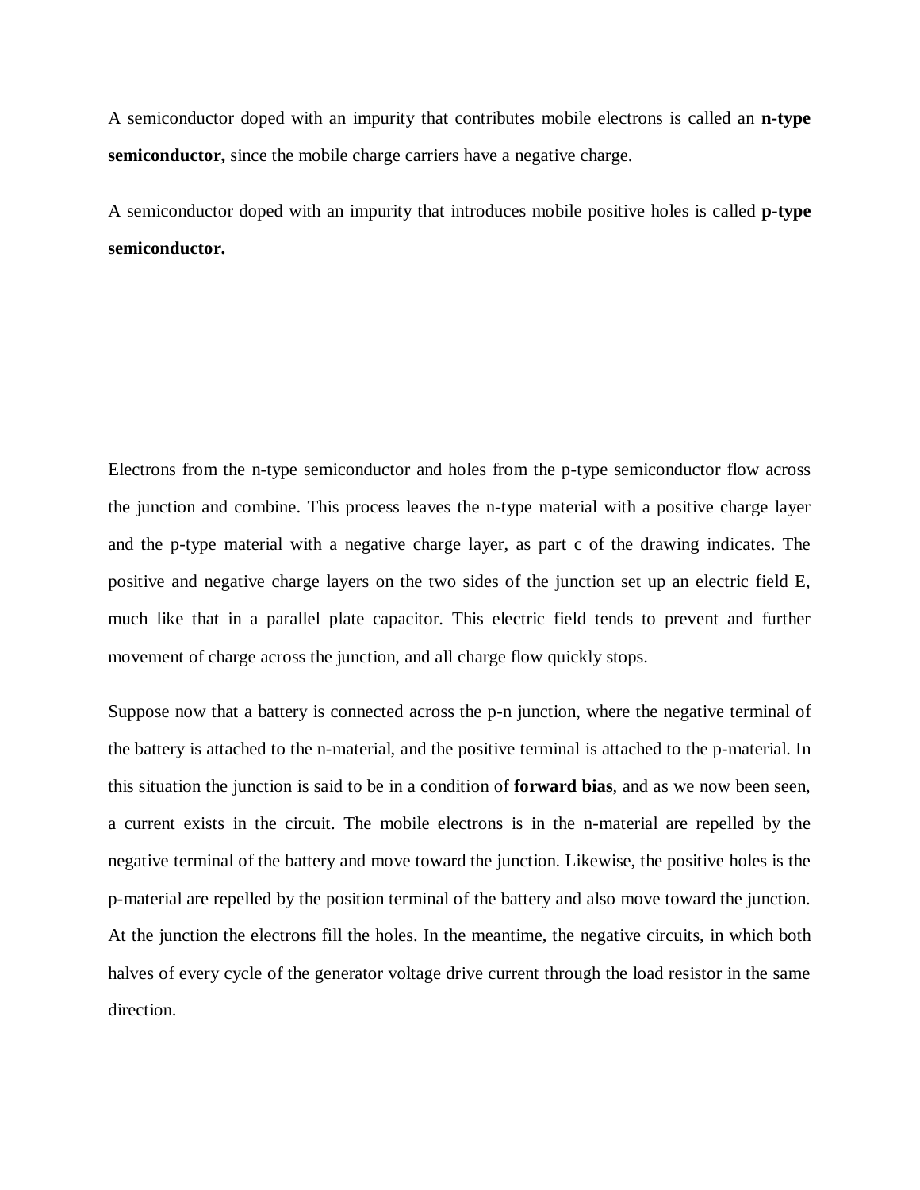A semiconductor doped with an impurity that contributes mobile electrons is called an **n-type semiconductor,** since the mobile charge carriers have a negative charge.

A semiconductor doped with an impurity that introduces mobile positive holes is called **p-type semiconductor.**

Electrons from the n-type semiconductor and holes from the p-type semiconductor flow across the junction and combine. This process leaves the n-type material with a positive charge layer and the p-type material with a negative charge layer, as part c of the drawing indicates. The positive and negative charge layers on the two sides of the junction set up an electric field E, much like that in a parallel plate capacitor. This electric field tends to prevent and further movement of charge across the junction, and all charge flow quickly stops.

Suppose now that a battery is connected across the p-n junction, where the negative terminal of the battery is attached to the n-material, and the positive terminal is attached to the p-material. In this situation the junction is said to be in a condition of **forward bias**, and as we now been seen, a current exists in the circuit. The mobile electrons is in the n-material are repelled by the negative terminal of the battery and move toward the junction. Likewise, the positive holes is the p-material are repelled by the position terminal of the battery and also move toward the junction. At the junction the electrons fill the holes. In the meantime, the negative circuits, in which both halves of every cycle of the generator voltage drive current through the load resistor in the same direction.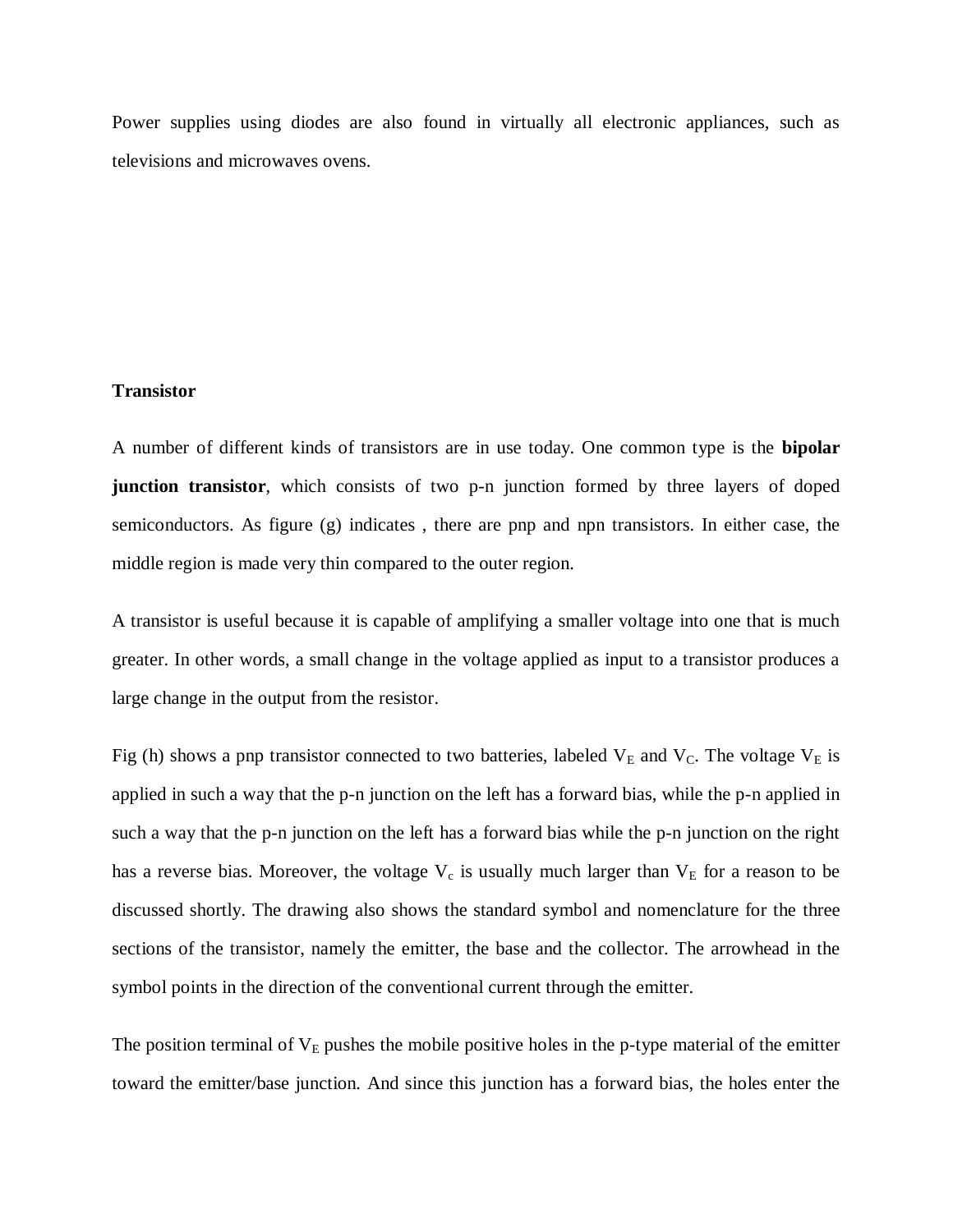Power supplies using diodes are also found in virtually all electronic appliances, such as televisions and microwaves ovens.

**Transistor**

A number of different kinds of transistors are in use today. One common type is the **bipolar junction transistor**, which consists of two p-n junction formed by three layers of doped semiconductors. As figure (g) indicates , there are pnp and npn transistors. In either case, the middle region is made very thin compared to the outer region.

A transistor is useful because it is capable of amplifying a smaller voltage into one that is much greater. In other words, a small change in the voltage applied as input to a transistor produces a large change in the output from the resistor.

Fig (h) shows a pnp transistor connected to two batteries, labeled $V_E$ and $V_C$. The voltage $V_E$ is applied in such a way that the p-n junction on the left has a forward bias, while the p-n applied in such a way that the p-n junction on the left has a forward bias while the p-n junction on the right has a reverse bias. Moreover, the voltage $V_c$ is usually much larger than $V_E$ for a reason to be discussed shortly. The drawing also shows the standard symbol and nomenclature for the three sections of the transistor, namely the emitter, the base and the collector. The arrowhead in the symbol points in the direction of the conventional current through the emitter.

The position terminal of $V_E$ pushes the mobile positive holes in the p-type material of the emitter toward the emitter/base junction. And since this junction has a forward bias, the holes enter the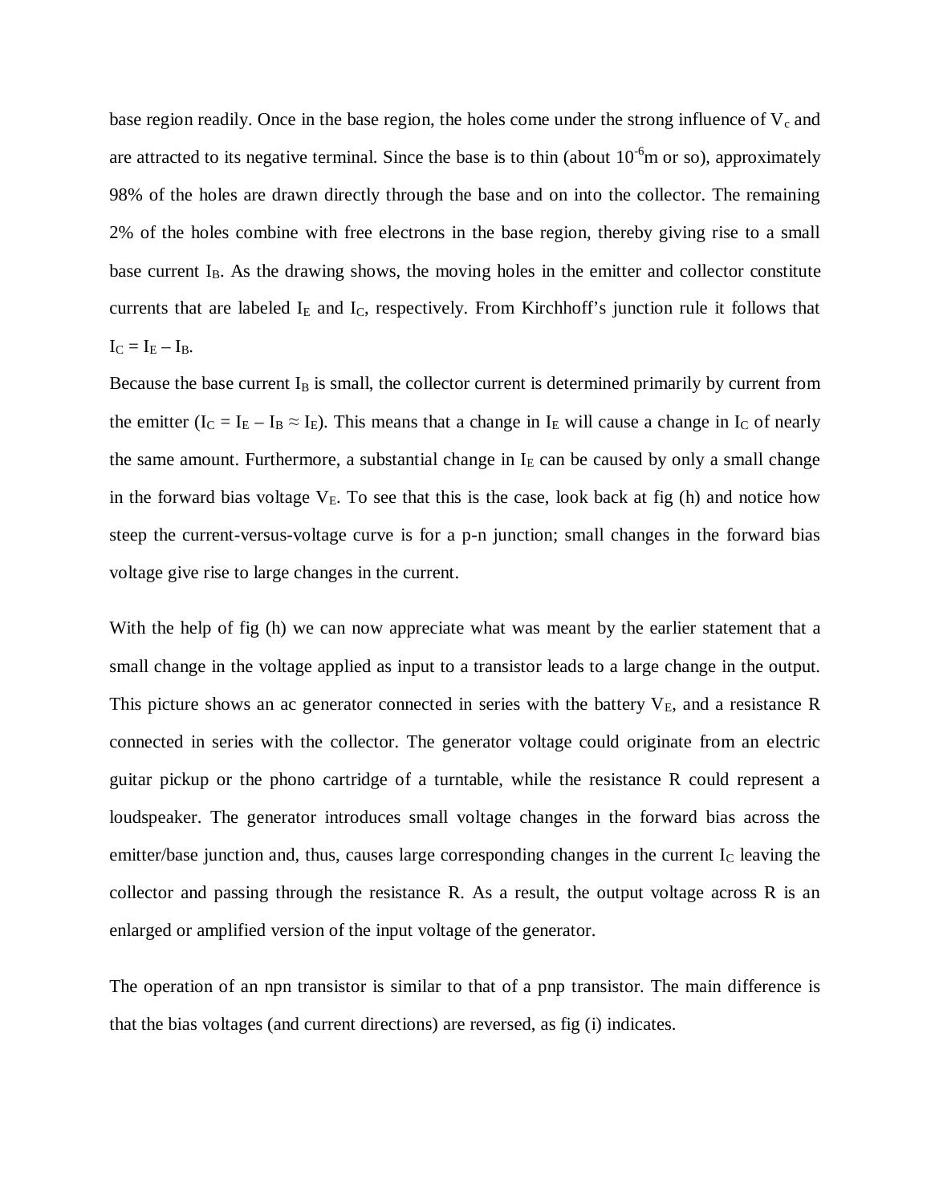base region readily. Once in the base region, the holes come under the strong influence of $V_c$ and are attracted to its negative terminal. Since the base is to thin (about $10^{-6}$m or so), approximately 98% of the holes are drawn directly through the base and on into the collector. The remaining 2% of the holes combine with free electrons in the base region, thereby giving rise to a small base current $I_B$. As the drawing shows, the moving holes in the emitter and collector constitute currents that are labeled $I_E$ and $I_C$, respectively. From Kirchhoff's junction rule it follows that $I_C = I_E - I_B$.

Because the base current $I_B$ is small, the collector current is determined primarily by current from the emitter ($I_C = I_E - I_B \approx I_E$). This means that a change in $I_E$ will cause a change in $I_C$ of nearly the same amount. Furthermore, a substantial change in $I_E$ can be caused by only a small change in the forward bias voltage $V_E$. To see that this is the case, look back at fig (h) and notice how steep the current-versus-voltage curve is for a p-n junction; small changes in the forward bias voltage give rise to large changes in the current.

With the help of fig (h) we can now appreciate what was meant by the earlier statement that a small change in the voltage applied as input to a transistor leads to a large change in the output. This picture shows an ac generator connected in series with the battery $V_E$, and a resistance R connected in series with the collector. The generator voltage could originate from an electric guitar pickup or the phono cartridge of a turntable, while the resistance R could represent a loudspeaker. The generator introduces small voltage changes in the forward bias across the emitter/base junction and, thus, causes large corresponding changes in the current $I_C$ leaving the collector and passing through the resistance R. As a result, the output voltage across R is an enlarged or amplified version of the input voltage of the generator.

The operation of an npn transistor is similar to that of a pnp transistor. The main difference is that the bias voltages (and current directions) are reversed, as fig (i) indicates.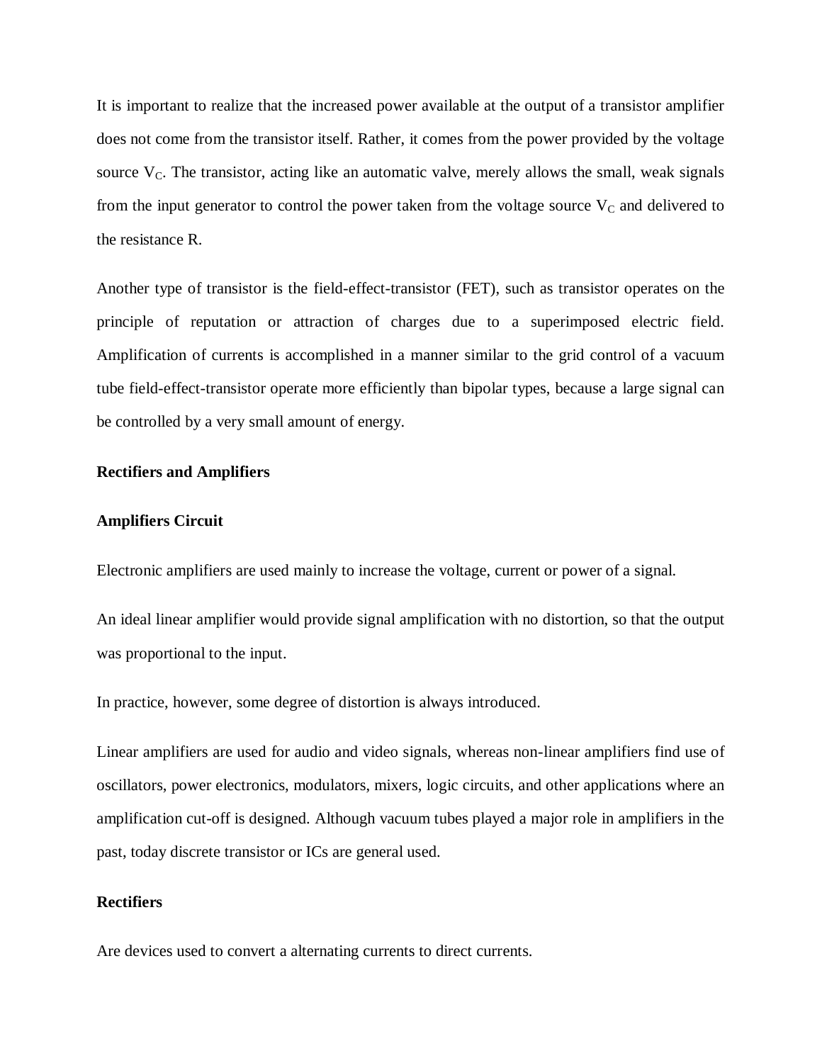It is important to realize that the increased power available at the output of a transistor amplifier does not come from the transistor itself. Rather, it comes from the power provided by the voltage source $V_C$. The transistor, acting like an automatic valve, merely allows the small, weak signals from the input generator to control the power taken from the voltage source $V_C$ and delivered to the resistance R.

Another type of transistor is the field-effect-transistor (FET), such as transistor operates on the principle of reputation or attraction of charges due to a superimposed electric field. Amplification of currents is accomplished in a manner similar to the grid control of a vacuum tube field-effect-transistor operate more efficiently than bipolar types, because a large signal can be controlled by a very small amount of energy.

**Rectifiers and Amplifiers**

**Amplifiers Circuit**

Electronic amplifiers are used mainly to increase the voltage, current or power of a signal.

An ideal linear amplifier would provide signal amplification with no distortion, so that the output was proportional to the input.

In practice, however, some degree of distortion is always introduced.

Linear amplifiers are used for audio and video signals, whereas non-linear amplifiers find use of oscillators, power electronics, modulators, mixers, logic circuits, and other applications where an amplification cut-off is designed. Although vacuum tubes played a major role in amplifiers in the past, today discrete transistor or ICs are general used.

**Rectifiers**

Are devices used to convert a alternating currents to direct currents.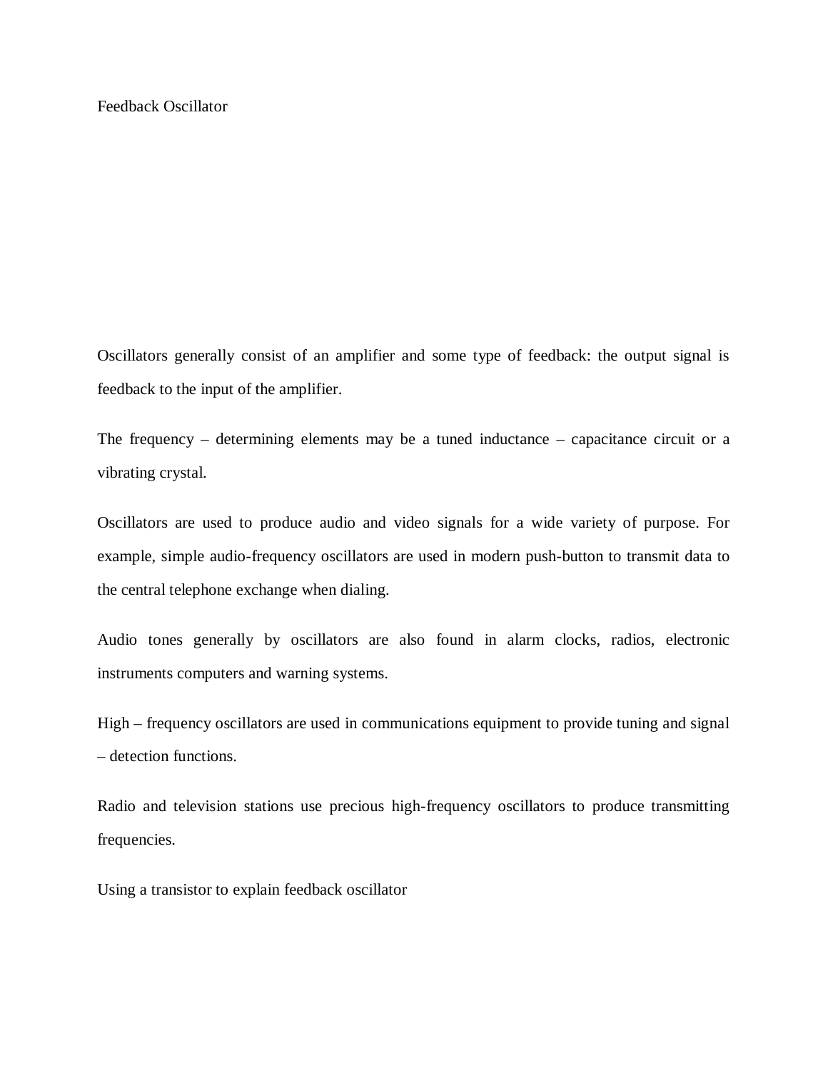# Feedback Oscillator

Oscillators generally consist of an amplifier and some type of feedback: the output signal is feedback to the input of the amplifier.

The frequency – determining elements may be a tuned inductance – capacitance circuit or a vibrating crystal.

Oscillators are used to produce audio and video signals for a wide variety of purpose. For example, simple audio-frequency oscillators are used in modern push-button to transmit data to the central telephone exchange when dialing.

Audio tones generally by oscillators are also found in alarm clocks, radios, electronic instruments computers and warning systems.

High – frequency oscillators are used in communications equipment to provide tuning and signal – detection functions.

Radio and television stations use precious high-frequency oscillators to produce transmitting frequencies.

Using a transistor to explain feedback oscillator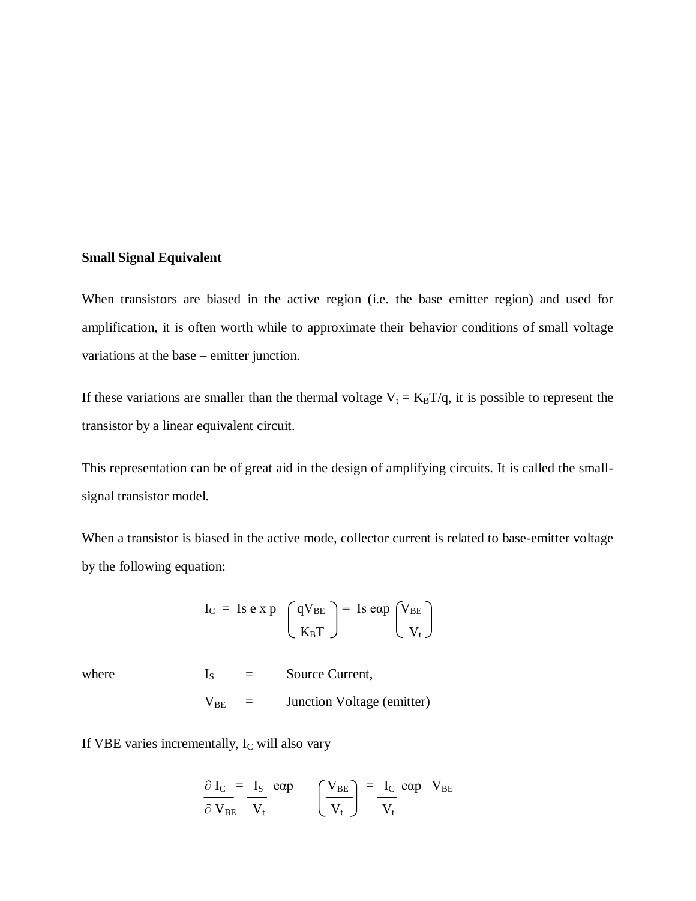**Small Signal Equivalent**

When transistors are biased in the active region (i.e. the base emitter region) and used for amplification, it is often worth while to approximate their behavior conditions of small voltage variations at the base – emitter junction.

If these variations are smaller than the thermal voltage $V_t = K_BT/q$, it is possible to represent the transistor by a linear equivalent circuit.

This representation can be of great aid in the design of amplifying circuits. It is called the small-signal transistor model.

When a transistor is biased in the active mode, collector current is related to base-emitter voltage by the following equation:

$$I_C = Is\ e\ x\ p\ \left(\frac{qV_{BE}}{K_BT}\right) = Is\ e\alpha p\ \left(\frac{V_{BE}}{V_t}\right)$$

where $I_S$ = Source Current,

$V_{BE}$ = Junction Voltage (emitter)

If VBE varies incrementally, $I_C$ will also vary

$$\frac{\partial\ I_C}{\partial\ V_{BE}} = \frac{I_S}{V_t}\ e\alpha p\ \left(\frac{V_{BE}}{V_t}\right) = \frac{I_C}{V_t}\ e\alpha p\ \ V_{BE}$$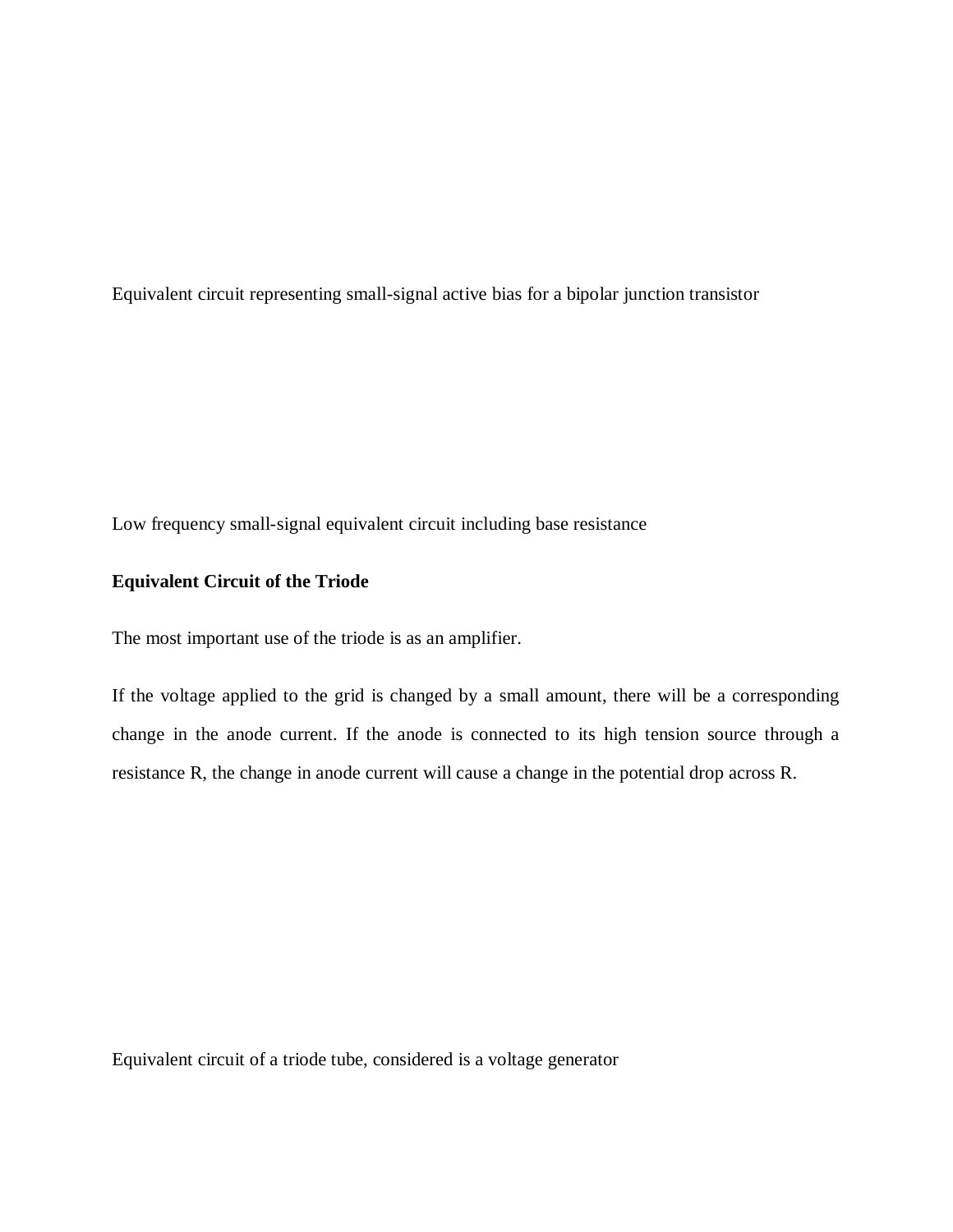Equivalent circuit representing small-signal active bias for a bipolar junction transistor

Low frequency small-signal equivalent circuit including base resistance

**Equivalent Circuit of the Triode**

The most important use of the triode is as an amplifier.

If the voltage applied to the grid is changed by a small amount, there will be a corresponding change in the anode current. If the anode is connected to its high tension source through a resistance R, the change in anode current will cause a change in the potential drop across R.

Equivalent circuit of a triode tube, considered is a voltage generator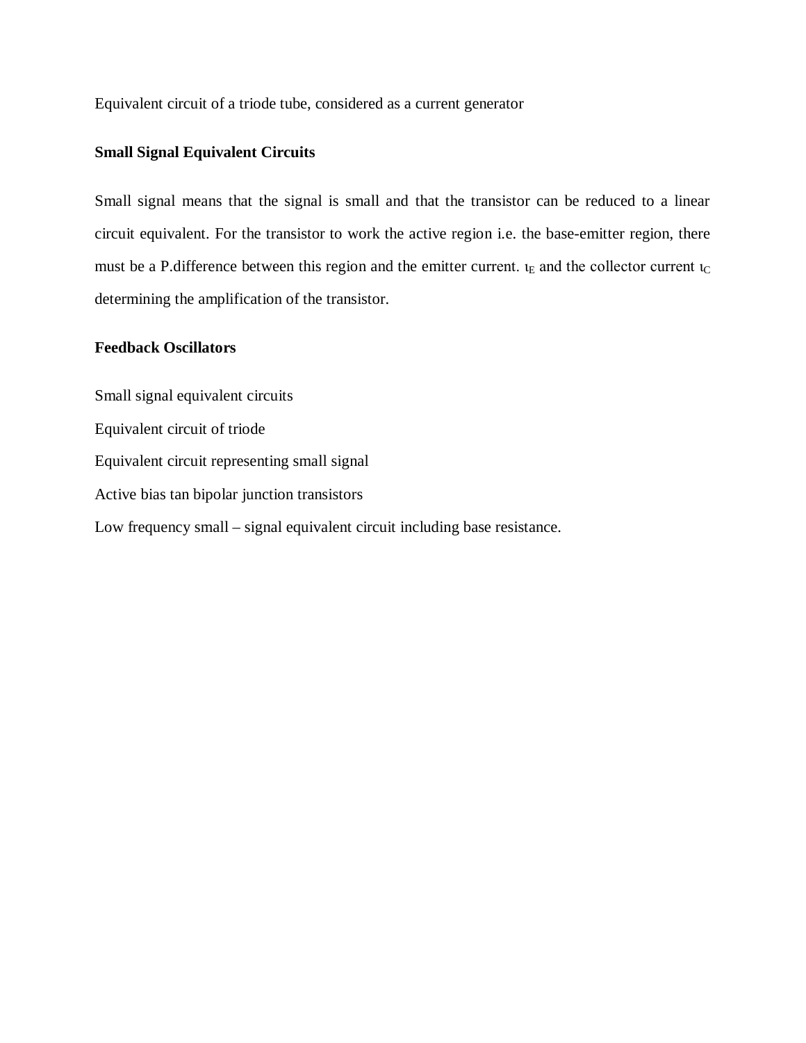Equivalent circuit of a triode tube, considered as a current generator

**Small Signal Equivalent Circuits**

Small signal means that the signal is small and that the transistor can be reduced to a linear circuit equivalent. For the transistor to work the active region i.e. the base-emitter region, there must be a P.difference between this region and the emitter current. $\iota_E$ and the collector current $\iota_C$ determining the amplification of the transistor.

**Feedback Oscillators**

Small signal equivalent circuits

Equivalent circuit of triode

Equivalent circuit representing small signal

Active bias tan bipolar junction transistors

Low frequency small – signal equivalent circuit including base resistance.